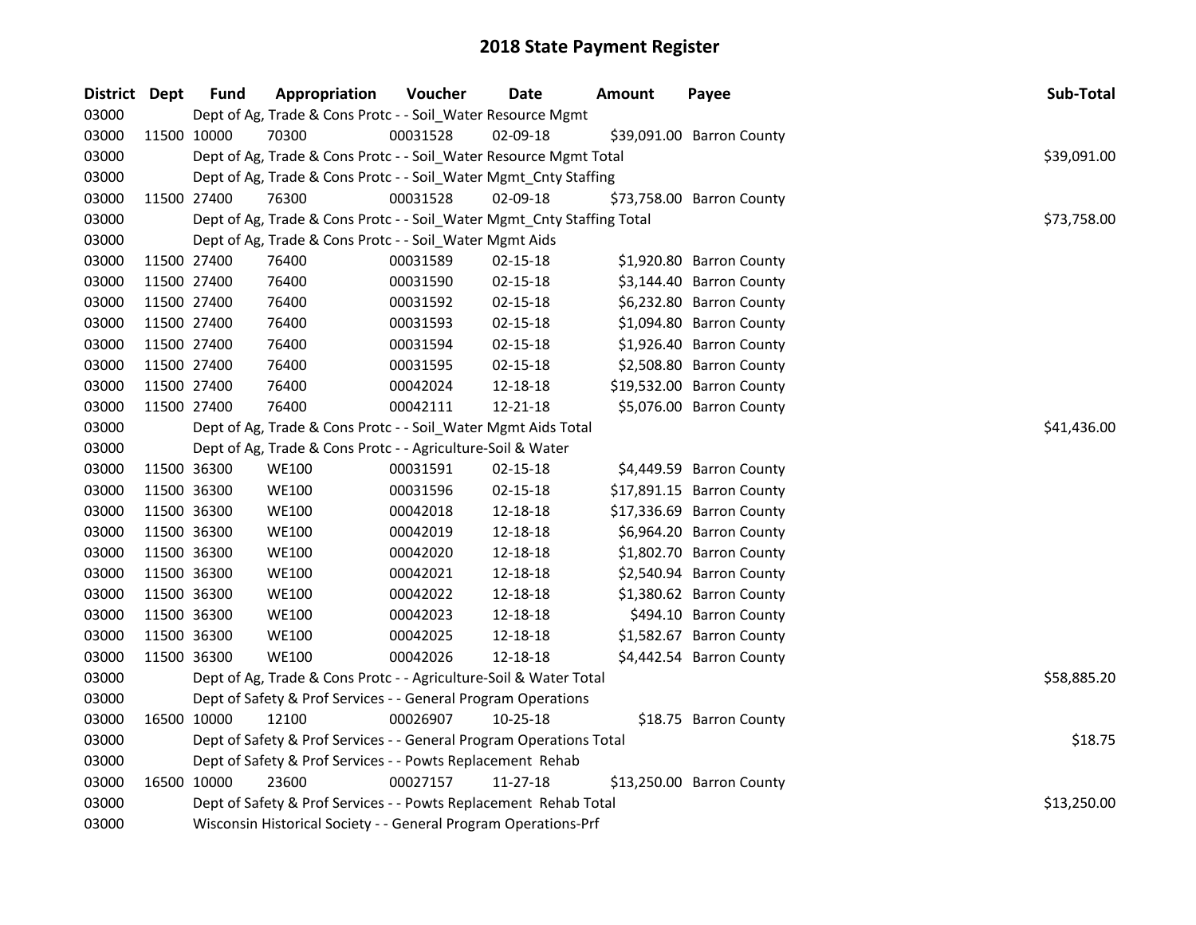# 2018 State Payment Register

| District | Dept | Fund | Appropriation | Voucher | Date | Amount | Payee | Sub-Total |
|---|---|---|---|---|---|---|---|---|
| 03000 | | Dept of Ag, Trade & Cons Protc - - Soil_Water Resource Mgmt | | | | | | |
| 03000 | 11500 | 10000 | 70300 | 00031528 | 02-09-18 | $39,091.00 | Barron County | |
| 03000 | | Dept of Ag, Trade & Cons Protc - - Soil_Water Resource Mgmt Total | | | | | | $39,091.00 |
| 03000 | | Dept of Ag, Trade & Cons Protc - - Soil_Water Mgmt_Cnty Staffing | | | | | | |
| 03000 | 11500 | 27400 | 76300 | 00031528 | 02-09-18 | $73,758.00 | Barron County | |
| 03000 | | Dept of Ag, Trade & Cons Protc - - Soil_Water Mgmt_Cnty Staffing Total | | | | | | $73,758.00 |
| 03000 | | Dept of Ag, Trade & Cons Protc - - Soil_Water Mgmt Aids | | | | | | |
| 03000 | 11500 | 27400 | 76400 | 00031589 | 02-15-18 | $1,920.80 | Barron County | |
| 03000 | 11500 | 27400 | 76400 | 00031590 | 02-15-18 | $3,144.40 | Barron County | |
| 03000 | 11500 | 27400 | 76400 | 00031592 | 02-15-18 | $6,232.80 | Barron County | |
| 03000 | 11500 | 27400 | 76400 | 00031593 | 02-15-18 | $1,094.80 | Barron County | |
| 03000 | 11500 | 27400 | 76400 | 00031594 | 02-15-18 | $1,926.40 | Barron County | |
| 03000 | 11500 | 27400 | 76400 | 00031595 | 02-15-18 | $2,508.80 | Barron County | |
| 03000 | 11500 | 27400 | 76400 | 00042024 | 12-18-18 | $19,532.00 | Barron County | |
| 03000 | 11500 | 27400 | 76400 | 00042111 | 12-21-18 | $5,076.00 | Barron County | |
| 03000 | | Dept of Ag, Trade & Cons Protc - - Soil_Water Mgmt Aids Total | | | | | | $41,436.00 |
| 03000 | | Dept of Ag, Trade & Cons Protc - - Agriculture-Soil & Water | | | | | | |
| 03000 | 11500 | 36300 | WE100 | 00031591 | 02-15-18 | $4,449.59 | Barron County | |
| 03000 | 11500 | 36300 | WE100 | 00031596 | 02-15-18 | $17,891.15 | Barron County | |
| 03000 | 11500 | 36300 | WE100 | 00042018 | 12-18-18 | $17,336.69 | Barron County | |
| 03000 | 11500 | 36300 | WE100 | 00042019 | 12-18-18 | $6,964.20 | Barron County | |
| 03000 | 11500 | 36300 | WE100 | 00042020 | 12-18-18 | $1,802.70 | Barron County | |
| 03000 | 11500 | 36300 | WE100 | 00042021 | 12-18-18 | $2,540.94 | Barron County | |
| 03000 | 11500 | 36300 | WE100 | 00042022 | 12-18-18 | $1,380.62 | Barron County | |
| 03000 | 11500 | 36300 | WE100 | 00042023 | 12-18-18 | $494.10 | Barron County | |
| 03000 | 11500 | 36300 | WE100 | 00042025 | 12-18-18 | $1,582.67 | Barron County | |
| 03000 | 11500 | 36300 | WE100 | 00042026 | 12-18-18 | $4,442.54 | Barron County | |
| 03000 | | Dept of Ag, Trade & Cons Protc - - Agriculture-Soil & Water Total | | | | | | $58,885.20 |
| 03000 | | Dept of Safety & Prof Services - - General Program Operations | | | | | | |
| 03000 | 16500 | 10000 | 12100 | 00026907 | 10-25-18 | $18.75 | Barron County | |
| 03000 | | Dept of Safety & Prof Services - - General Program Operations Total | | | | | | $18.75 |
| 03000 | | Dept of Safety & Prof Services - - Powts Replacement Rehab | | | | | | |
| 03000 | 16500 | 10000 | 23600 | 00027157 | 11-27-18 | $13,250.00 | Barron County | |
| 03000 | | Dept of Safety & Prof Services - - Powts Replacement Rehab Total | | | | | | $13,250.00 |
| 03000 | | Wisconsin Historical Society - - General Program Operations-Prf | | | | | | |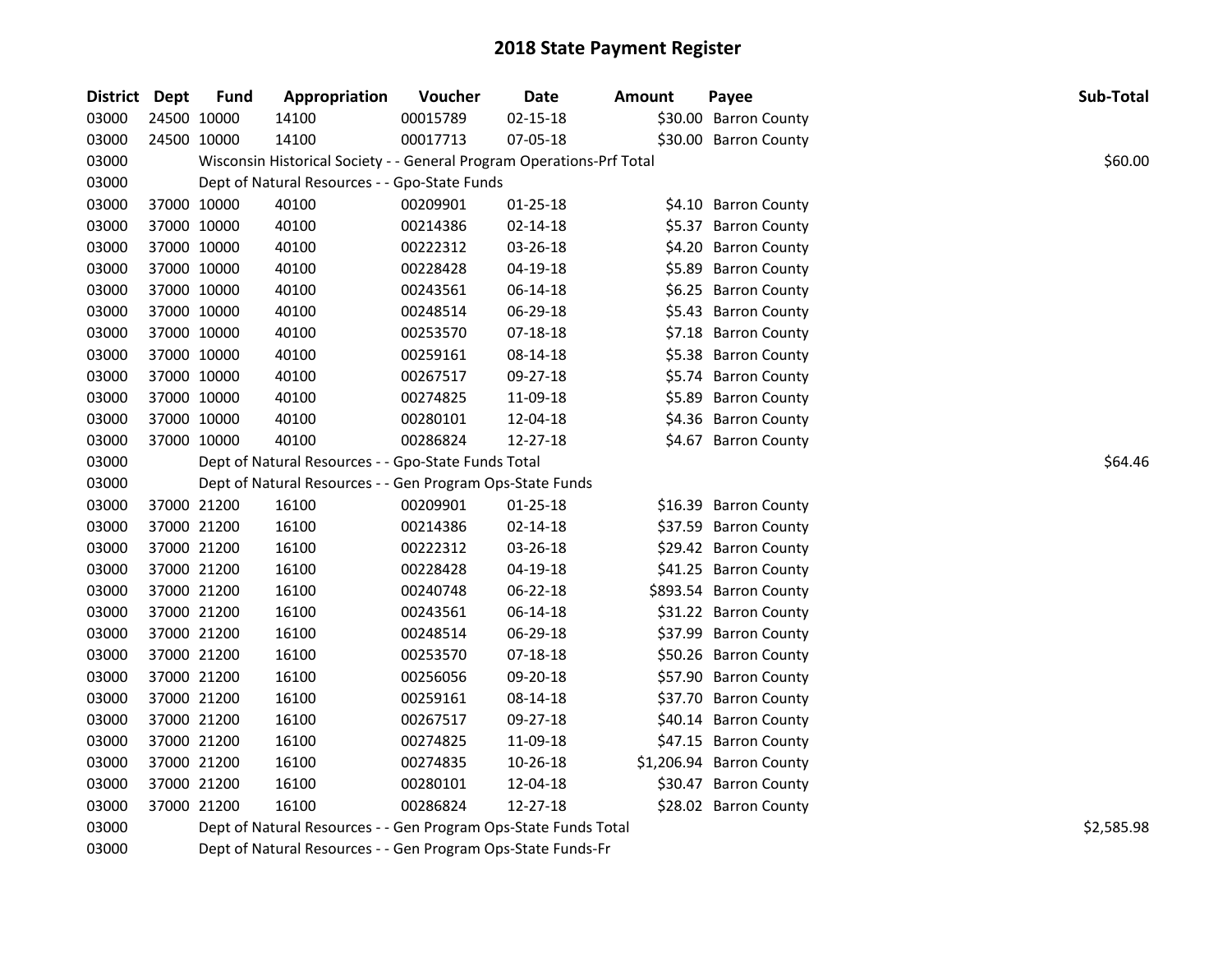## 2018 State Payment Register

| District | Dept | Fund | Appropriation | Voucher | Date | Amount | Payee | Sub-Total |
|---|---|---|---|---|---|---|---|---|
| 03000 | 24500 | 10000 | 14100 | 00015789 | 02-15-18 | $30.00 | Barron County | |
| 03000 | 24500 | 10000 | 14100 | 00017713 | 07-05-18 | $30.00 | Barron County | |
| 03000 | | Wisconsin Historical Society - - General Program Operations-Prf Total | | | | | | $60.00 |
| 03000 | | Dept of Natural Resources - - Gpo-State Funds | | | | | | |
| 03000 | 37000 | 10000 | 40100 | 00209901 | 01-25-18 | $4.10 | Barron County | |
| 03000 | 37000 | 10000 | 40100 | 00214386 | 02-14-18 | $5.37 | Barron County | |
| 03000 | 37000 | 10000 | 40100 | 00222312 | 03-26-18 | $4.20 | Barron County | |
| 03000 | 37000 | 10000 | 40100 | 00228428 | 04-19-18 | $5.89 | Barron County | |
| 03000 | 37000 | 10000 | 40100 | 00243561 | 06-14-18 | $6.25 | Barron County | |
| 03000 | 37000 | 10000 | 40100 | 00248514 | 06-29-18 | $5.43 | Barron County | |
| 03000 | 37000 | 10000 | 40100 | 00253570 | 07-18-18 | $7.18 | Barron County | |
| 03000 | 37000 | 10000 | 40100 | 00259161 | 08-14-18 | $5.38 | Barron County | |
| 03000 | 37000 | 10000 | 40100 | 00267517 | 09-27-18 | $5.74 | Barron County | |
| 03000 | 37000 | 10000 | 40100 | 00274825 | 11-09-18 | $5.89 | Barron County | |
| 03000 | 37000 | 10000 | 40100 | 00280101 | 12-04-18 | $4.36 | Barron County | |
| 03000 | 37000 | 10000 | 40100 | 00286824 | 12-27-18 | $4.67 | Barron County | |
| 03000 | | Dept of Natural Resources - - Gpo-State Funds Total | | | | | | $64.46 |
| 03000 | | Dept of Natural Resources - - Gen Program Ops-State Funds | | | | | | |
| 03000 | 37000 | 21200 | 16100 | 00209901 | 01-25-18 | $16.39 | Barron County | |
| 03000 | 37000 | 21200 | 16100 | 00214386 | 02-14-18 | $37.59 | Barron County | |
| 03000 | 37000 | 21200 | 16100 | 00222312 | 03-26-18 | $29.42 | Barron County | |
| 03000 | 37000 | 21200 | 16100 | 00228428 | 04-19-18 | $41.25 | Barron County | |
| 03000 | 37000 | 21200 | 16100 | 00240748 | 06-22-18 | $893.54 | Barron County | |
| 03000 | 37000 | 21200 | 16100 | 00243561 | 06-14-18 | $31.22 | Barron County | |
| 03000 | 37000 | 21200 | 16100 | 00248514 | 06-29-18 | $37.99 | Barron County | |
| 03000 | 37000 | 21200 | 16100 | 00253570 | 07-18-18 | $50.26 | Barron County | |
| 03000 | 37000 | 21200 | 16100 | 00256056 | 09-20-18 | $57.90 | Barron County | |
| 03000 | 37000 | 21200 | 16100 | 00259161 | 08-14-18 | $37.70 | Barron County | |
| 03000 | 37000 | 21200 | 16100 | 00267517 | 09-27-18 | $40.14 | Barron County | |
| 03000 | 37000 | 21200 | 16100 | 00274825 | 11-09-18 | $47.15 | Barron County | |
| 03000 | 37000 | 21200 | 16100 | 00274835 | 10-26-18 | $1,206.94 | Barron County | |
| 03000 | 37000 | 21200 | 16100 | 00280101 | 12-04-18 | $30.47 | Barron County | |
| 03000 | 37000 | 21200 | 16100 | 00286824 | 12-27-18 | $28.02 | Barron County | |
| 03000 | | Dept of Natural Resources - - Gen Program Ops-State Funds Total | | | | | | $2,585.98 |
| 03000 | | Dept of Natural Resources - - Gen Program Ops-State Funds-Fr | | | | | | |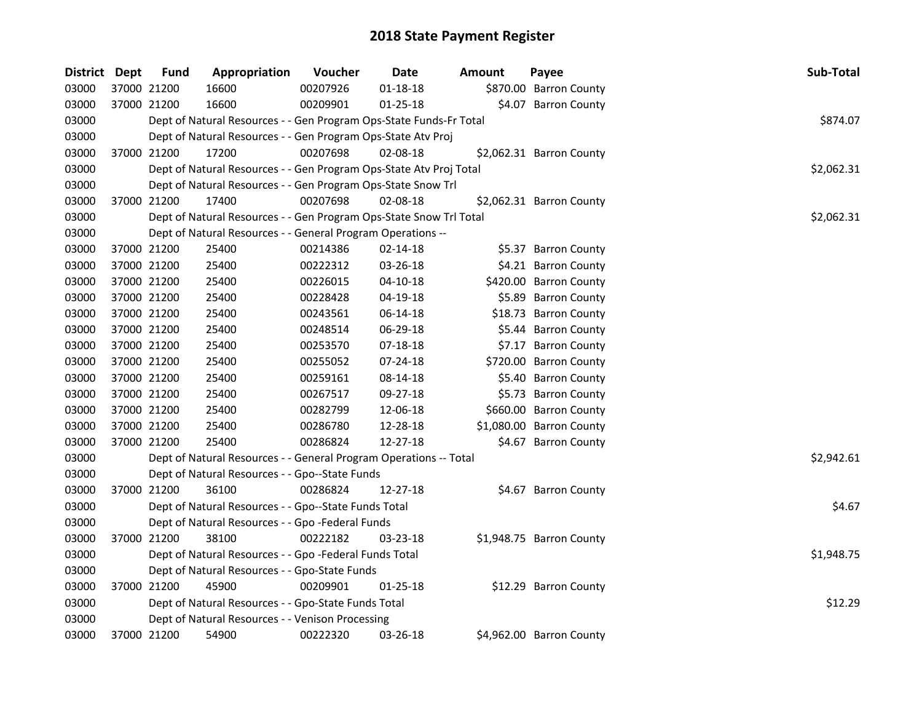# 2018 State Payment Register

| District | Dept | Fund | Appropriation | Voucher | Date | Amount | Payee | Sub-Total |
|---|---|---|---|---|---|---|---|---|
| 03000 | 37000 | 21200 | 16600 | 00207926 | 01-18-18 | $870.00 | Barron County | |
| 03000 | 37000 | 21200 | 16600 | 00209901 | 01-25-18 | $4.07 | Barron County | |
| 03000 | | Dept of Natural Resources - - Gen Program Ops-State Funds-Fr Total | | | | | | $874.07 |
| 03000 | | Dept of Natural Resources - - Gen Program Ops-State Atv Proj | | | | | | |
| 03000 | 37000 | 21200 | 17200 | 00207698 | 02-08-18 | $2,062.31 | Barron County | |
| 03000 | | Dept of Natural Resources - - Gen Program Ops-State Atv Proj Total | | | | | | $2,062.31 |
| 03000 | | Dept of Natural Resources - - Gen Program Ops-State Snow Trl | | | | | | |
| 03000 | 37000 | 21200 | 17400 | 00207698 | 02-08-18 | $2,062.31 | Barron County | |
| 03000 | | Dept of Natural Resources - - Gen Program Ops-State Snow Trl Total | | | | | | $2,062.31 |
| 03000 | | Dept of Natural Resources - - General Program Operations -- | | | | | | |
| 03000 | 37000 | 21200 | 25400 | 00214386 | 02-14-18 | $5.37 | Barron County | |
| 03000 | 37000 | 21200 | 25400 | 00222312 | 03-26-18 | $4.21 | Barron County | |
| 03000 | 37000 | 21200 | 25400 | 00226015 | 04-10-18 | $420.00 | Barron County | |
| 03000 | 37000 | 21200 | 25400 | 00228428 | 04-19-18 | $5.89 | Barron County | |
| 03000 | 37000 | 21200 | 25400 | 00243561 | 06-14-18 | $18.73 | Barron County | |
| 03000 | 37000 | 21200 | 25400 | 00248514 | 06-29-18 | $5.44 | Barron County | |
| 03000 | 37000 | 21200 | 25400 | 00253570 | 07-18-18 | $7.17 | Barron County | |
| 03000 | 37000 | 21200 | 25400 | 00255052 | 07-24-18 | $720.00 | Barron County | |
| 03000 | 37000 | 21200 | 25400 | 00259161 | 08-14-18 | $5.40 | Barron County | |
| 03000 | 37000 | 21200 | 25400 | 00267517 | 09-27-18 | $5.73 | Barron County | |
| 03000 | 37000 | 21200 | 25400 | 00282799 | 12-06-18 | $660.00 | Barron County | |
| 03000 | 37000 | 21200 | 25400 | 00286780 | 12-28-18 | $1,080.00 | Barron County | |
| 03000 | 37000 | 21200 | 25400 | 00286824 | 12-27-18 | $4.67 | Barron County | |
| 03000 | | Dept of Natural Resources - - General Program Operations -- Total | | | | | | $2,942.61 |
| 03000 | | Dept of Natural Resources - - Gpo--State Funds | | | | | | |
| 03000 | 37000 | 21200 | 36100 | 00286824 | 12-27-18 | $4.67 | Barron County | |
| 03000 | | Dept of Natural Resources - - Gpo--State Funds Total | | | | | | $4.67 |
| 03000 | | Dept of Natural Resources - - Gpo -Federal Funds | | | | | | |
| 03000 | 37000 | 21200 | 38100 | 00222182 | 03-23-18 | $1,948.75 | Barron County | |
| 03000 | | Dept of Natural Resources - - Gpo -Federal Funds Total | | | | | | $1,948.75 |
| 03000 | | Dept of Natural Resources - - Gpo-State Funds | | | | | | |
| 03000 | 37000 | 21200 | 45900 | 00209901 | 01-25-18 | $12.29 | Barron County | |
| 03000 | | Dept of Natural Resources - - Gpo-State Funds Total | | | | | | $12.29 |
| 03000 | | Dept of Natural Resources - - Venison Processing | | | | | | |
| 03000 | 37000 | 21200 | 54900 | 00222320 | 03-26-18 | $4,962.00 | Barron County | |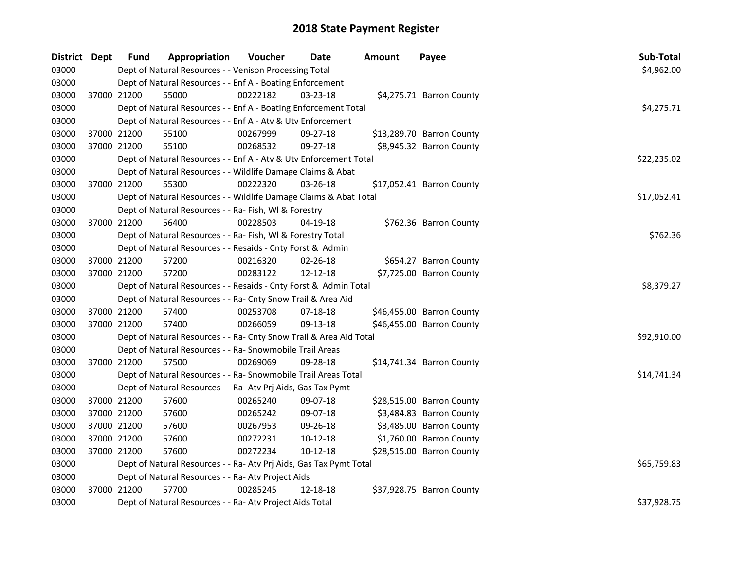# 2018 State Payment Register

| District | Dept | Fund | Appropriation | Voucher | Date | Amount | Payee | Sub-Total |
|---|---|---|---|---|---|---|---|---|
| 03000 | | Dept of Natural Resources - - Venison Processing Total | | | | | | $4,962.00 |
| 03000 | | Dept of Natural Resources - - Enf A - Boating Enforcement | | | | | | |
| 03000 | 37000 | 21200 | 55000 | 00222182 | 03-23-18 | $4,275.71 | Barron County | |
| 03000 | | Dept of Natural Resources - - Enf A - Boating Enforcement Total | | | | | | $4,275.71 |
| 03000 | | Dept of Natural Resources - - Enf A - Atv & Utv Enforcement | | | | | | |
| 03000 | 37000 | 21200 | 55100 | 00267999 | 09-27-18 | $13,289.70 | Barron County | |
| 03000 | 37000 | 21200 | 55100 | 00268532 | 09-27-18 | $8,945.32 | Barron County | |
| 03000 | | Dept of Natural Resources - - Enf A - Atv & Utv Enforcement Total | | | | | | $22,235.02 |
| 03000 | | Dept of Natural Resources - - Wildlife Damage Claims & Abat | | | | | | |
| 03000 | 37000 | 21200 | 55300 | 00222320 | 03-26-18 | $17,052.41 | Barron County | |
| 03000 | | Dept of Natural Resources - - Wildlife Damage Claims & Abat Total | | | | | | $17,052.41 |
| 03000 | | Dept of Natural Resources - - Ra- Fish, Wl & Forestry | | | | | | |
| 03000 | 37000 | 21200 | 56400 | 00228503 | 04-19-18 | $762.36 | Barron County | |
| 03000 | | Dept of Natural Resources - - Ra- Fish, Wl & Forestry Total | | | | | | $762.36 |
| 03000 | | Dept of Natural Resources - - Resaids - Cnty Forst & Admin | | | | | | |
| 03000 | 37000 | 21200 | 57200 | 00216320 | 02-26-18 | $654.27 | Barron County | |
| 03000 | 37000 | 21200 | 57200 | 00283122 | 12-12-18 | $7,725.00 | Barron County | |
| 03000 | | Dept of Natural Resources - - Resaids - Cnty Forst & Admin Total | | | | | | $8,379.27 |
| 03000 | | Dept of Natural Resources - - Ra- Cnty Snow Trail & Area Aid | | | | | | |
| 03000 | 37000 | 21200 | 57400 | 00253708 | 07-18-18 | $46,455.00 | Barron County | |
| 03000 | 37000 | 21200 | 57400 | 00266059 | 09-13-18 | $46,455.00 | Barron County | |
| 03000 | | Dept of Natural Resources - - Ra- Cnty Snow Trail & Area Aid Total | | | | | | $92,910.00 |
| 03000 | | Dept of Natural Resources - - Ra- Snowmobile Trail Areas | | | | | | |
| 03000 | 37000 | 21200 | 57500 | 00269069 | 09-28-18 | $14,741.34 | Barron County | |
| 03000 | | Dept of Natural Resources - - Ra- Snowmobile Trail Areas Total | | | | | | $14,741.34 |
| 03000 | | Dept of Natural Resources - - Ra- Atv Prj Aids, Gas Tax Pymt | | | | | | |
| 03000 | 37000 | 21200 | 57600 | 00265240 | 09-07-18 | $28,515.00 | Barron County | |
| 03000 | 37000 | 21200 | 57600 | 00265242 | 09-07-18 | $3,484.83 | Barron County | |
| 03000 | 37000 | 21200 | 57600 | 00267953 | 09-26-18 | $3,485.00 | Barron County | |
| 03000 | 37000 | 21200 | 57600 | 00272231 | 10-12-18 | $1,760.00 | Barron County | |
| 03000 | 37000 | 21200 | 57600 | 00272234 | 10-12-18 | $28,515.00 | Barron County | |
| 03000 | | Dept of Natural Resources - - Ra- Atv Prj Aids, Gas Tax Pymt Total | | | | | | $65,759.83 |
| 03000 | | Dept of Natural Resources - - Ra- Atv Project Aids | | | | | | |
| 03000 | 37000 | 21200 | 57700 | 00285245 | 12-18-18 | $37,928.75 | Barron County | |
| 03000 | | Dept of Natural Resources - - Ra- Atv Project Aids Total | | | | | | $37,928.75 |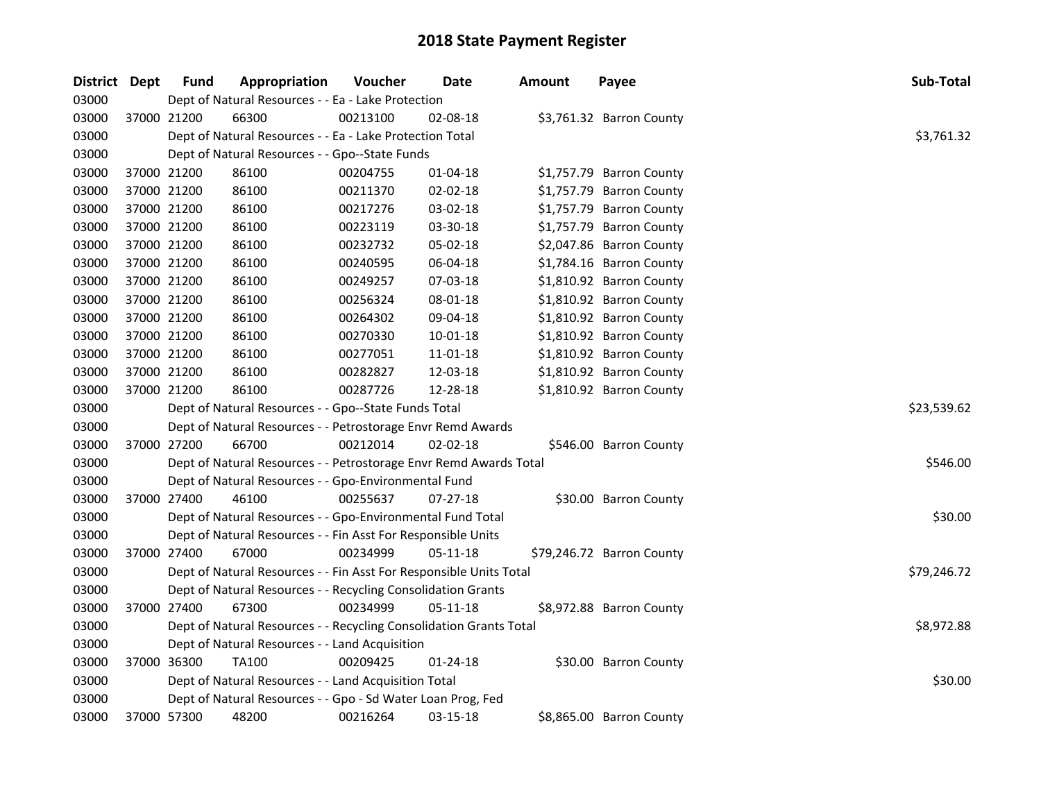# 2018 State Payment Register

| District | Dept | Fund | Appropriation | Voucher | Date | Amount | Payee | Sub-Total |
|---|---|---|---|---|---|---|---|---|
| 03000 | | Dept of Natural Resources - - Ea - Lake Protection | | | | | | |
| 03000 | 37000 | 21200 | 66300 | 00213100 | 02-08-18 | $3,761.32 | Barron County | |
| 03000 | | Dept of Natural Resources - - Ea - Lake Protection Total | | | | | | $3,761.32 |
| 03000 | | Dept of Natural Resources - - Gpo--State Funds | | | | | | |
| 03000 | 37000 | 21200 | 86100 | 00204755 | 01-04-18 | $1,757.79 | Barron County | |
| 03000 | 37000 | 21200 | 86100 | 00211370 | 02-02-18 | $1,757.79 | Barron County | |
| 03000 | 37000 | 21200 | 86100 | 00217276 | 03-02-18 | $1,757.79 | Barron County | |
| 03000 | 37000 | 21200 | 86100 | 00223119 | 03-30-18 | $1,757.79 | Barron County | |
| 03000 | 37000 | 21200 | 86100 | 00232732 | 05-02-18 | $2,047.86 | Barron County | |
| 03000 | 37000 | 21200 | 86100 | 00240595 | 06-04-18 | $1,784.16 | Barron County | |
| 03000 | 37000 | 21200 | 86100 | 00249257 | 07-03-18 | $1,810.92 | Barron County | |
| 03000 | 37000 | 21200 | 86100 | 00256324 | 08-01-18 | $1,810.92 | Barron County | |
| 03000 | 37000 | 21200 | 86100 | 00264302 | 09-04-18 | $1,810.92 | Barron County | |
| 03000 | 37000 | 21200 | 86100 | 00270330 | 10-01-18 | $1,810.92 | Barron County | |
| 03000 | 37000 | 21200 | 86100 | 00277051 | 11-01-18 | $1,810.92 | Barron County | |
| 03000 | 37000 | 21200 | 86100 | 00282827 | 12-03-18 | $1,810.92 | Barron County | |
| 03000 | 37000 | 21200 | 86100 | 00287726 | 12-28-18 | $1,810.92 | Barron County | |
| 03000 | | Dept of Natural Resources - - Gpo--State Funds Total | | | | | | $23,539.62 |
| 03000 | | Dept of Natural Resources - - Petrostorage Envr Remd Awards | | | | | | |
| 03000 | 37000 | 27200 | 66700 | 00212014 | 02-02-18 | $546.00 | Barron County | |
| 03000 | | Dept of Natural Resources - - Petrostorage Envr Remd Awards Total | | | | | | $546.00 |
| 03000 | | Dept of Natural Resources - - Gpo-Environmental Fund | | | | | | |
| 03000 | 37000 | 27400 | 46100 | 00255637 | 07-27-18 | $30.00 | Barron County | |
| 03000 | | Dept of Natural Resources - - Gpo-Environmental Fund Total | | | | | | $30.00 |
| 03000 | | Dept of Natural Resources - - Fin Asst For Responsible Units | | | | | | |
| 03000 | 37000 | 27400 | 67000 | 00234999 | 05-11-18 | $79,246.72 | Barron County | |
| 03000 | | Dept of Natural Resources - - Fin Asst For Responsible Units Total | | | | | | $79,246.72 |
| 03000 | | Dept of Natural Resources - - Recycling Consolidation Grants | | | | | | |
| 03000 | 37000 | 27400 | 67300 | 00234999 | 05-11-18 | $8,972.88 | Barron County | |
| 03000 | | Dept of Natural Resources - - Recycling Consolidation Grants Total | | | | | | $8,972.88 |
| 03000 | | Dept of Natural Resources - - Land Acquisition | | | | | | |
| 03000 | 37000 | 36300 | TA100 | 00209425 | 01-24-18 | $30.00 | Barron County | |
| 03000 | | Dept of Natural Resources - - Land Acquisition Total | | | | | | $30.00 |
| 03000 | | Dept of Natural Resources - - Gpo - Sd Water Loan Prog, Fed | | | | | | |
| 03000 | 37000 | 57300 | 48200 | 00216264 | 03-15-18 | $8,865.00 | Barron County | |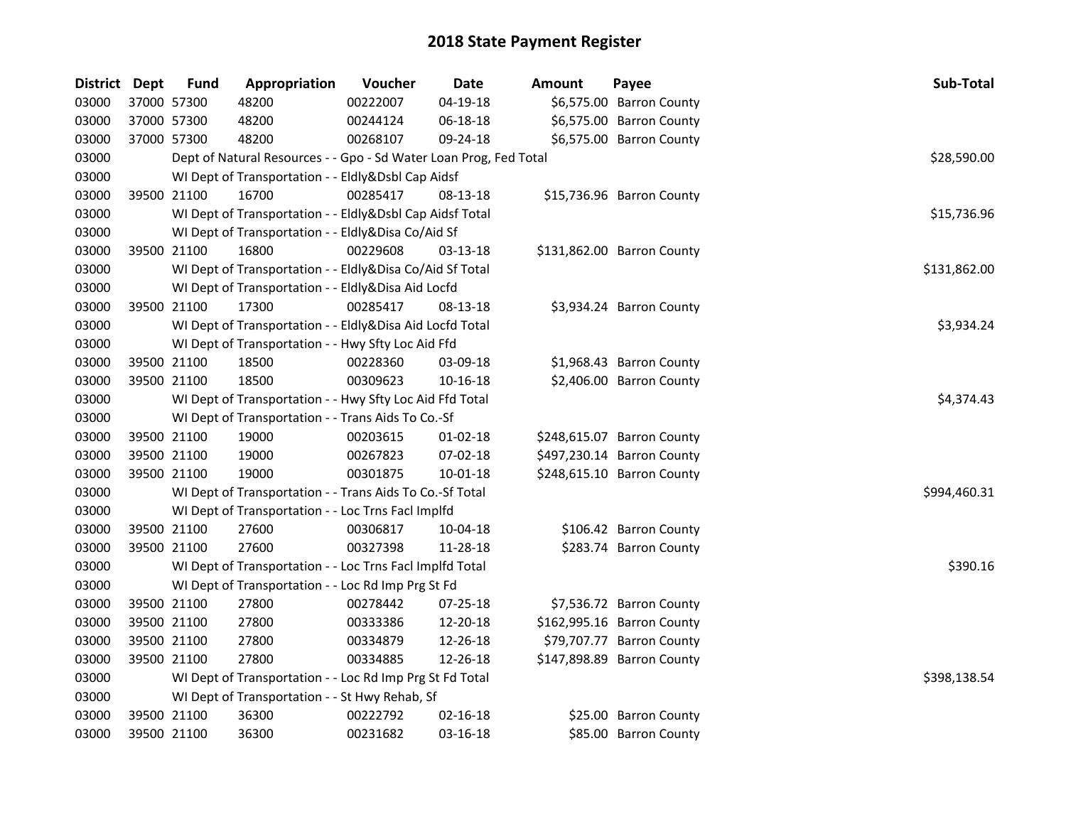# 2018 State Payment Register

| District | Dept | Fund | Appropriation | Voucher | Date | Amount | Payee | Sub-Total |
|---|---|---|---|---|---|---|---|---|
| 03000 | 37000 | 57300 | 48200 | 00222007 | 04-19-18 | $6,575.00 | Barron County | |
| 03000 | 37000 | 57300 | 48200 | 00244124 | 06-18-18 | $6,575.00 | Barron County | |
| 03000 | 37000 | 57300 | 48200 | 00268107 | 09-24-18 | $6,575.00 | Barron County | |
| 03000 | | Dept of Natural Resources - - Gpo - Sd Water Loan Prog, Fed Total | | | | | | $28,590.00 |
| 03000 | | WI Dept of Transportation - - Eldly&Dsbl Cap Aidsf | | | | | | |
| 03000 | 39500 | 21100 | 16700 | 00285417 | 08-13-18 | $15,736.96 | Barron County | |
| 03000 | | WI Dept of Transportation - - Eldly&Dsbl Cap Aidsf Total | | | | | | $15,736.96 |
| 03000 | | WI Dept of Transportation - - Eldly&Disa Co/Aid Sf | | | | | | |
| 03000 | 39500 | 21100 | 16800 | 00229608 | 03-13-18 | $131,862.00 | Barron County | |
| 03000 | | WI Dept of Transportation - - Eldly&Disa Co/Aid Sf Total | | | | | | $131,862.00 |
| 03000 | | WI Dept of Transportation - - Eldly&Disa Aid Locfd | | | | | | |
| 03000 | 39500 | 21100 | 17300 | 00285417 | 08-13-18 | $3,934.24 | Barron County | |
| 03000 | | WI Dept of Transportation - - Eldly&Disa Aid Locfd Total | | | | | | $3,934.24 |
| 03000 | | WI Dept of Transportation - - Hwy Sfty Loc Aid Ffd | | | | | | |
| 03000 | 39500 | 21100 | 18500 | 00228360 | 03-09-18 | $1,968.43 | Barron County | |
| 03000 | 39500 | 21100 | 18500 | 00309623 | 10-16-18 | $2,406.00 | Barron County | |
| 03000 | | WI Dept of Transportation - - Hwy Sfty Loc Aid Ffd Total | | | | | | $4,374.43 |
| 03000 | | WI Dept of Transportation - - Trans Aids To Co.-Sf | | | | | | |
| 03000 | 39500 | 21100 | 19000 | 00203615 | 01-02-18 | $248,615.07 | Barron County | |
| 03000 | 39500 | 21100 | 19000 | 00267823 | 07-02-18 | $497,230.14 | Barron County | |
| 03000 | 39500 | 21100 | 19000 | 00301875 | 10-01-18 | $248,615.10 | Barron County | |
| 03000 | | WI Dept of Transportation - - Trans Aids To Co.-Sf Total | | | | | | $994,460.31 |
| 03000 | | WI Dept of Transportation - - Loc Trns Facl Implfd | | | | | | |
| 03000 | 39500 | 21100 | 27600 | 00306817 | 10-04-18 | $106.42 | Barron County | |
| 03000 | 39500 | 21100 | 27600 | 00327398 | 11-28-18 | $283.74 | Barron County | |
| 03000 | | WI Dept of Transportation - - Loc Trns Facl Implfd Total | | | | | | $390.16 |
| 03000 | | WI Dept of Transportation - - Loc Rd Imp Prg St Fd | | | | | | |
| 03000 | 39500 | 21100 | 27800 | 00278442 | 07-25-18 | $7,536.72 | Barron County | |
| 03000 | 39500 | 21100 | 27800 | 00333386 | 12-20-18 | $162,995.16 | Barron County | |
| 03000 | 39500 | 21100 | 27800 | 00334879 | 12-26-18 | $79,707.77 | Barron County | |
| 03000 | 39500 | 21100 | 27800 | 00334885 | 12-26-18 | $147,898.89 | Barron County | |
| 03000 | | WI Dept of Transportation - - Loc Rd Imp Prg St Fd Total | | | | | | $398,138.54 |
| 03000 | | WI Dept of Transportation - - St Hwy Rehab, Sf | | | | | | |
| 03000 | 39500 | 21100 | 36300 | 00222792 | 02-16-18 | $25.00 | Barron County | |
| 03000 | 39500 | 21100 | 36300 | 00231682 | 03-16-18 | $85.00 | Barron County | |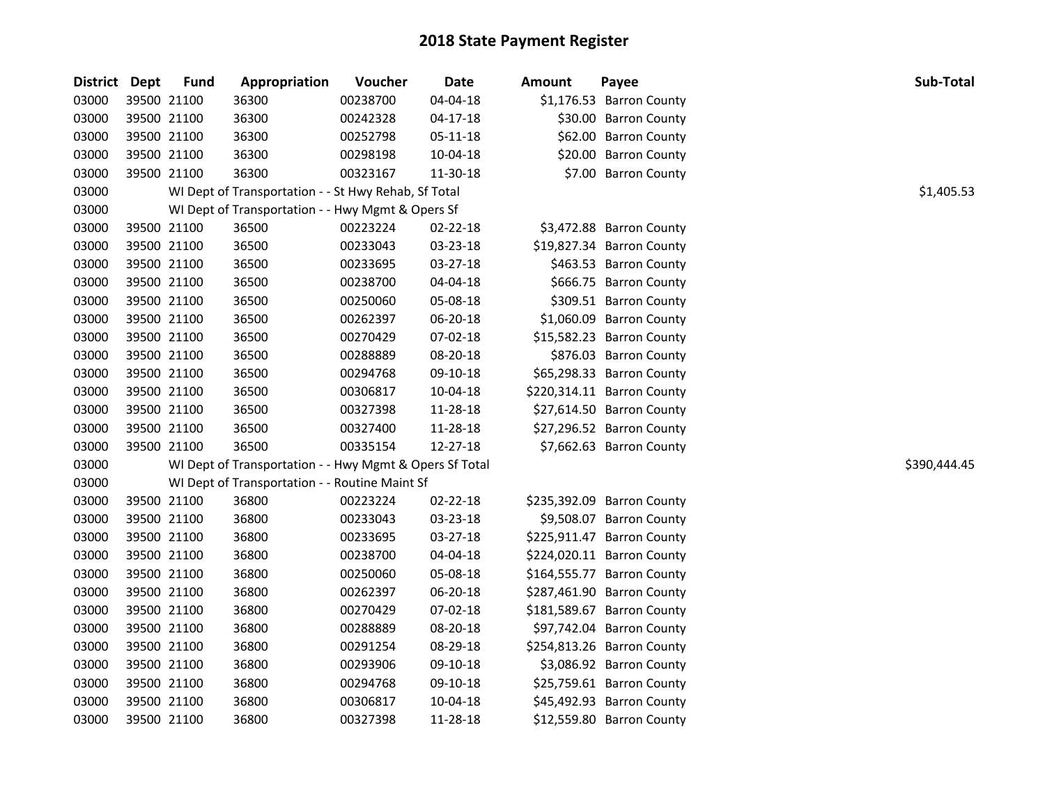# 2018 State Payment Register

| District | Dept | Fund | Appropriation | Voucher | Date | Amount | Payee | Sub-Total |
|---|---|---|---|---|---|---|---|---|
| 03000 | 39500 | 21100 | 36300 | 00238700 | 04-04-18 | $1,176.53 | Barron County | |
| 03000 | 39500 | 21100 | 36300 | 00242328 | 04-17-18 | $30.00 | Barron County | |
| 03000 | 39500 | 21100 | 36300 | 00252798 | 05-11-18 | $62.00 | Barron County | |
| 03000 | 39500 | 21100 | 36300 | 00298198 | 10-04-18 | $20.00 | Barron County | |
| 03000 | 39500 | 21100 | 36300 | 00323167 | 11-30-18 | $7.00 | Barron County | |
| 03000 | | WI Dept of Transportation - - St Hwy Rehab, Sf Total | | | | | | $1,405.53 |
| 03000 | | WI Dept of Transportation - - Hwy Mgmt & Opers Sf | | | | | | |
| 03000 | 39500 | 21100 | 36500 | 00223224 | 02-22-18 | $3,472.88 | Barron County | |
| 03000 | 39500 | 21100 | 36500 | 00233043 | 03-23-18 | $19,827.34 | Barron County | |
| 03000 | 39500 | 21100 | 36500 | 00233695 | 03-27-18 | $463.53 | Barron County | |
| 03000 | 39500 | 21100 | 36500 | 00238700 | 04-04-18 | $666.75 | Barron County | |
| 03000 | 39500 | 21100 | 36500 | 00250060 | 05-08-18 | $309.51 | Barron County | |
| 03000 | 39500 | 21100 | 36500 | 00262397 | 06-20-18 | $1,060.09 | Barron County | |
| 03000 | 39500 | 21100 | 36500 | 00270429 | 07-02-18 | $15,582.23 | Barron County | |
| 03000 | 39500 | 21100 | 36500 | 00288889 | 08-20-18 | $876.03 | Barron County | |
| 03000 | 39500 | 21100 | 36500 | 00294768 | 09-10-18 | $65,298.33 | Barron County | |
| 03000 | 39500 | 21100 | 36500 | 00306817 | 10-04-18 | $220,314.11 | Barron County | |
| 03000 | 39500 | 21100 | 36500 | 00327398 | 11-28-18 | $27,614.50 | Barron County | |
| 03000 | 39500 | 21100 | 36500 | 00327400 | 11-28-18 | $27,296.52 | Barron County | |
| 03000 | 39500 | 21100 | 36500 | 00335154 | 12-27-18 | $7,662.63 | Barron County | |
| 03000 | | WI Dept of Transportation - - Hwy Mgmt & Opers Sf Total | | | | | | $390,444.45 |
| 03000 | | WI Dept of Transportation - - Routine Maint Sf | | | | | | |
| 03000 | 39500 | 21100 | 36800 | 00223224 | 02-22-18 | $235,392.09 | Barron County | |
| 03000 | 39500 | 21100 | 36800 | 00233043 | 03-23-18 | $9,508.07 | Barron County | |
| 03000 | 39500 | 21100 | 36800 | 00233695 | 03-27-18 | $225,911.47 | Barron County | |
| 03000 | 39500 | 21100 | 36800 | 00238700 | 04-04-18 | $224,020.11 | Barron County | |
| 03000 | 39500 | 21100 | 36800 | 00250060 | 05-08-18 | $164,555.77 | Barron County | |
| 03000 | 39500 | 21100 | 36800 | 00262397 | 06-20-18 | $287,461.90 | Barron County | |
| 03000 | 39500 | 21100 | 36800 | 00270429 | 07-02-18 | $181,589.67 | Barron County | |
| 03000 | 39500 | 21100 | 36800 | 00288889 | 08-20-18 | $97,742.04 | Barron County | |
| 03000 | 39500 | 21100 | 36800 | 00291254 | 08-29-18 | $254,813.26 | Barron County | |
| 03000 | 39500 | 21100 | 36800 | 00293906 | 09-10-18 | $3,086.92 | Barron County | |
| 03000 | 39500 | 21100 | 36800 | 00294768 | 09-10-18 | $25,759.61 | Barron County | |
| 03000 | 39500 | 21100 | 36800 | 00306817 | 10-04-18 | $45,492.93 | Barron County | |
| 03000 | 39500 | 21100 | 36800 | 00327398 | 11-28-18 | $12,559.80 | Barron County | |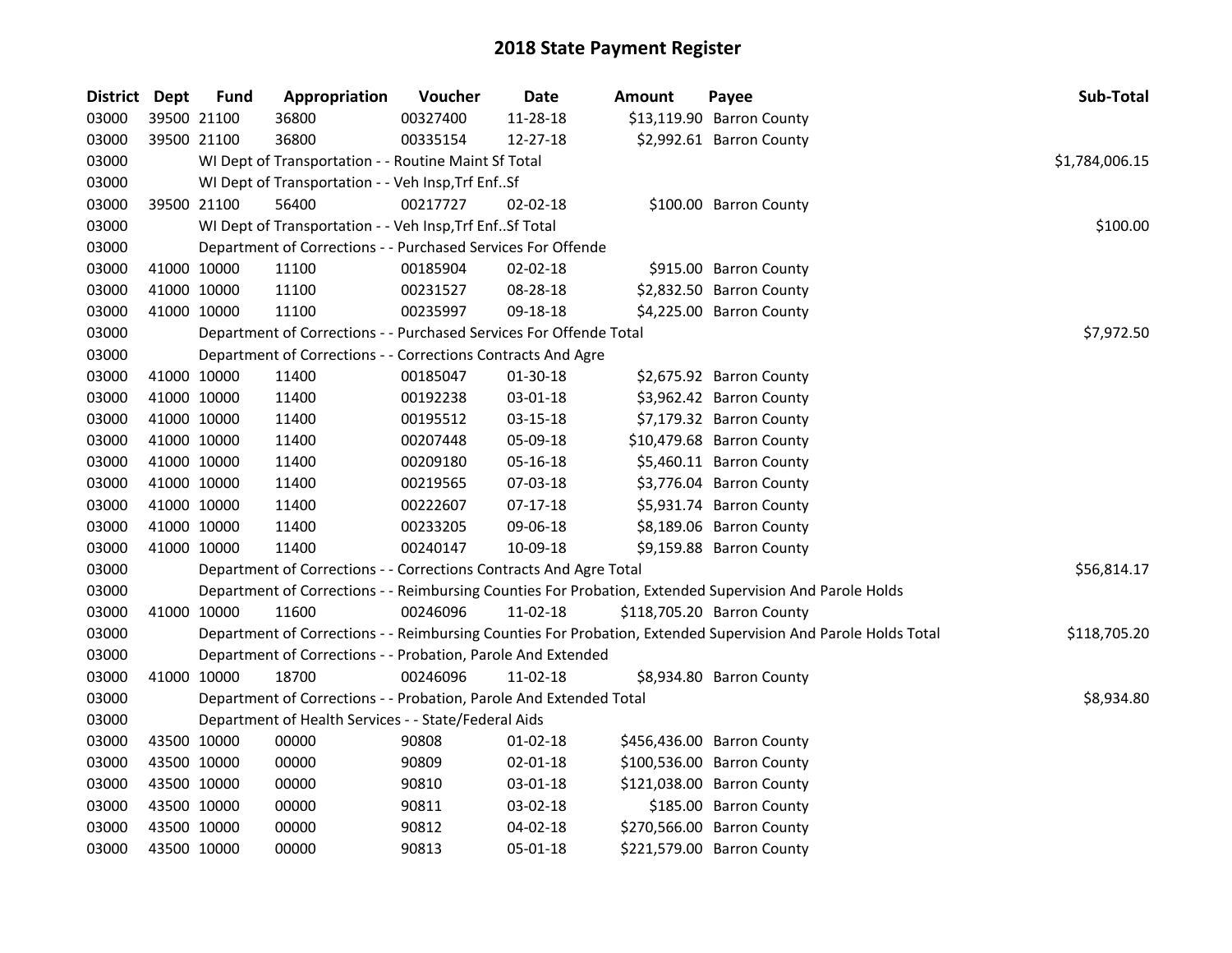# 2018 State Payment Register

| District | Dept | Fund | Appropriation | Voucher | Date | Amount | Payee | Sub-Total |
|---|---|---|---|---|---|---|---|---|
| 03000 | 39500 | 21100 | 36800 | 00327400 | 11-28-18 | $13,119.90 | Barron County | |
| 03000 | 39500 | 21100 | 36800 | 00335154 | 12-27-18 | $2,992.61 | Barron County | |
| 03000 | | | WI Dept of Transportation - - Routine Maint Sf Total | | | | | $1,784,006.15 |
| 03000 | | | WI Dept of Transportation - - Veh Insp,Trf Enf..Sf | | | | | |
| 03000 | 39500 | 21100 | 56400 | 00217727 | 02-02-18 | $100.00 | Barron County | |
| 03000 | | | WI Dept of Transportation - - Veh Insp,Trf Enf..Sf Total | | | | | $100.00 |
| 03000 | | | Department of Corrections - - Purchased Services For Offende | | | | | |
| 03000 | 41000 | 10000 | 11100 | 00185904 | 02-02-18 | $915.00 | Barron County | |
| 03000 | 41000 | 10000 | 11100 | 00231527 | 08-28-18 | $2,832.50 | Barron County | |
| 03000 | 41000 | 10000 | 11100 | 00235997 | 09-18-18 | $4,225.00 | Barron County | |
| 03000 | | | Department of Corrections - - Purchased Services For Offende Total | | | | | $7,972.50 |
| 03000 | | | Department of Corrections - - Corrections Contracts And Agre | | | | | |
| 03000 | 41000 | 10000 | 11400 | 00185047 | 01-30-18 | $2,675.92 | Barron County | |
| 03000 | 41000 | 10000 | 11400 | 00192238 | 03-01-18 | $3,962.42 | Barron County | |
| 03000 | 41000 | 10000 | 11400 | 00195512 | 03-15-18 | $7,179.32 | Barron County | |
| 03000 | 41000 | 10000 | 11400 | 00207448 | 05-09-18 | $10,479.68 | Barron County | |
| 03000 | 41000 | 10000 | 11400 | 00209180 | 05-16-18 | $5,460.11 | Barron County | |
| 03000 | 41000 | 10000 | 11400 | 00219565 | 07-03-18 | $3,776.04 | Barron County | |
| 03000 | 41000 | 10000 | 11400 | 00222607 | 07-17-18 | $5,931.74 | Barron County | |
| 03000 | 41000 | 10000 | 11400 | 00233205 | 09-06-18 | $8,189.06 | Barron County | |
| 03000 | 41000 | 10000 | 11400 | 00240147 | 10-09-18 | $9,159.88 | Barron County | |
| 03000 | | | Department of Corrections - - Corrections Contracts And Agre Total | | | | | $56,814.17 |
| 03000 | | | Department of Corrections - - Reimbursing Counties For Probation, Extended Supervision And Parole Holds | | | | | |
| 03000 | 41000 | 10000 | 11600 | 00246096 | 11-02-18 | $118,705.20 | Barron County | |
| 03000 | | | Department of Corrections - - Reimbursing Counties For Probation, Extended Supervision And Parole Holds Total | | | | | $118,705.20 |
| 03000 | | | Department of Corrections - - Probation, Parole And Extended | | | | | |
| 03000 | 41000 | 10000 | 18700 | 00246096 | 11-02-18 | $8,934.80 | Barron County | |
| 03000 | | | Department of Corrections - - Probation, Parole And Extended Total | | | | | $8,934.80 |
| 03000 | | | Department of Health Services - - State/Federal Aids | | | | | |
| 03000 | 43500 | 10000 | 00000 | 90808 | 01-02-18 | $456,436.00 | Barron County | |
| 03000 | 43500 | 10000 | 00000 | 90809 | 02-01-18 | $100,536.00 | Barron County | |
| 03000 | 43500 | 10000 | 00000 | 90810 | 03-01-18 | $121,038.00 | Barron County | |
| 03000 | 43500 | 10000 | 00000 | 90811 | 03-02-18 | $185.00 | Barron County | |
| 03000 | 43500 | 10000 | 00000 | 90812 | 04-02-18 | $270,566.00 | Barron County | |
| 03000 | 43500 | 10000 | 00000 | 90813 | 05-01-18 | $221,579.00 | Barron County | |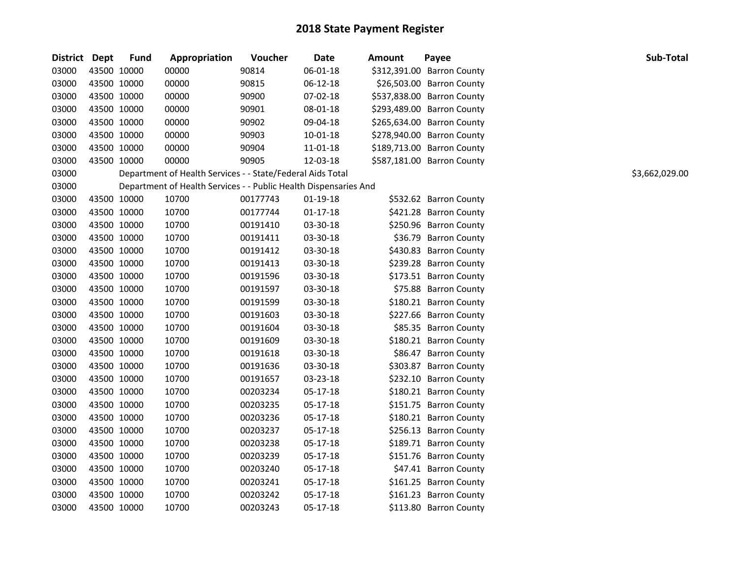# 2018 State Payment Register

| District | Dept | Fund | Appropriation | Voucher | Date | Amount | Payee | Sub-Total |
|---|---|---|---|---|---|---|---|---|
| 03000 | 43500 | 10000 | 00000 | 90814 | 06-01-18 | $312,391.00 | Barron County | |
| 03000 | 43500 | 10000 | 00000 | 90815 | 06-12-18 | $26,503.00 | Barron County | |
| 03000 | 43500 | 10000 | 00000 | 90900 | 07-02-18 | $537,838.00 | Barron County | |
| 03000 | 43500 | 10000 | 00000 | 90901 | 08-01-18 | $293,489.00 | Barron County | |
| 03000 | 43500 | 10000 | 00000 | 90902 | 09-04-18 | $265,634.00 | Barron County | |
| 03000 | 43500 | 10000 | 00000 | 90903 | 10-01-18 | $278,940.00 | Barron County | |
| 03000 | 43500 | 10000 | 00000 | 90904 | 11-01-18 | $189,713.00 | Barron County | |
| 03000 | 43500 | 10000 | 00000 | 90905 | 12-03-18 | $587,181.00 | Barron County | |
| 03000 | Department of Health Services - - State/Federal Aids Total | | | | | | | $3,662,029.00 |
| 03000 | Department of Health Services - - Public Health Dispensaries And | | | | | | | |
| 03000 | 43500 | 10000 | 10700 | 00177743 | 01-19-18 | $532.62 | Barron County | |
| 03000 | 43500 | 10000 | 10700 | 00177744 | 01-17-18 | $421.28 | Barron County | |
| 03000 | 43500 | 10000 | 10700 | 00191410 | 03-30-18 | $250.96 | Barron County | |
| 03000 | 43500 | 10000 | 10700 | 00191411 | 03-30-18 | $36.79 | Barron County | |
| 03000 | 43500 | 10000 | 10700 | 00191412 | 03-30-18 | $430.83 | Barron County | |
| 03000 | 43500 | 10000 | 10700 | 00191413 | 03-30-18 | $239.28 | Barron County | |
| 03000 | 43500 | 10000 | 10700 | 00191596 | 03-30-18 | $173.51 | Barron County | |
| 03000 | 43500 | 10000 | 10700 | 00191597 | 03-30-18 | $75.88 | Barron County | |
| 03000 | 43500 | 10000 | 10700 | 00191599 | 03-30-18 | $180.21 | Barron County | |
| 03000 | 43500 | 10000 | 10700 | 00191603 | 03-30-18 | $227.66 | Barron County | |
| 03000 | 43500 | 10000 | 10700 | 00191604 | 03-30-18 | $85.35 | Barron County | |
| 03000 | 43500 | 10000 | 10700 | 00191609 | 03-30-18 | $180.21 | Barron County | |
| 03000 | 43500 | 10000 | 10700 | 00191618 | 03-30-18 | $86.47 | Barron County | |
| 03000 | 43500 | 10000 | 10700 | 00191636 | 03-30-18 | $303.87 | Barron County | |
| 03000 | 43500 | 10000 | 10700 | 00191657 | 03-23-18 | $232.10 | Barron County | |
| 03000 | 43500 | 10000 | 10700 | 00203234 | 05-17-18 | $180.21 | Barron County | |
| 03000 | 43500 | 10000 | 10700 | 00203235 | 05-17-18 | $151.75 | Barron County | |
| 03000 | 43500 | 10000 | 10700 | 00203236 | 05-17-18 | $180.21 | Barron County | |
| 03000 | 43500 | 10000 | 10700 | 00203237 | 05-17-18 | $256.13 | Barron County | |
| 03000 | 43500 | 10000 | 10700 | 00203238 | 05-17-18 | $189.71 | Barron County | |
| 03000 | 43500 | 10000 | 10700 | 00203239 | 05-17-18 | $151.76 | Barron County | |
| 03000 | 43500 | 10000 | 10700 | 00203240 | 05-17-18 | $47.41 | Barron County | |
| 03000 | 43500 | 10000 | 10700 | 00203241 | 05-17-18 | $161.25 | Barron County | |
| 03000 | 43500 | 10000 | 10700 | 00203242 | 05-17-18 | $161.23 | Barron County | |
| 03000 | 43500 | 10000 | 10700 | 00203243 | 05-17-18 | $113.80 | Barron County | |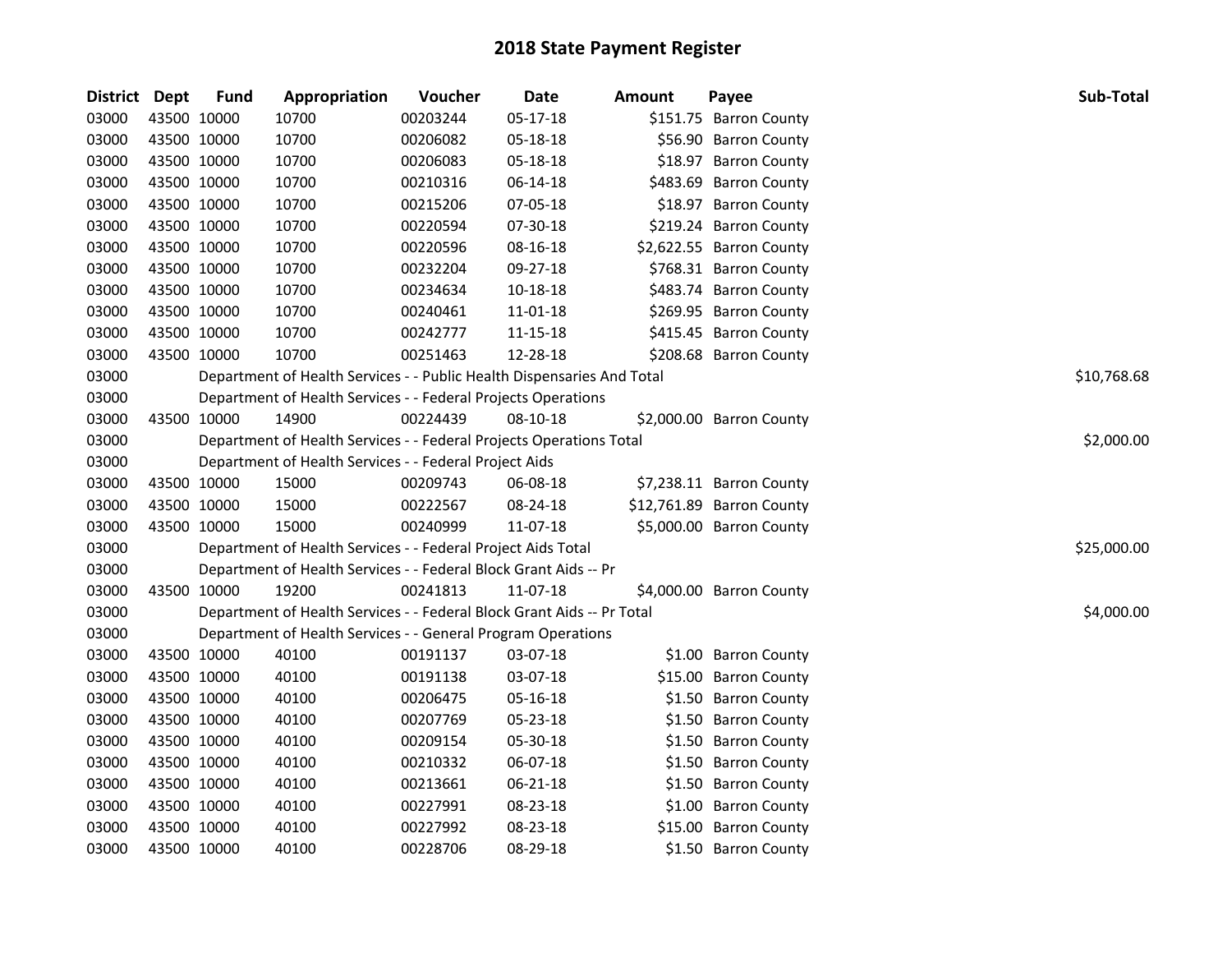# 2018 State Payment Register

| District | Dept | Fund | Appropriation | Voucher | Date | Amount | Payee | Sub-Total |
|---|---|---|---|---|---|---|---|---|
| 03000 | 43500 | 10000 | 10700 | 00203244 | 05-17-18 | $151.75 | Barron County | |
| 03000 | 43500 | 10000 | 10700 | 00206082 | 05-18-18 | $56.90 | Barron County | |
| 03000 | 43500 | 10000 | 10700 | 00206083 | 05-18-18 | $18.97 | Barron County | |
| 03000 | 43500 | 10000 | 10700 | 00210316 | 06-14-18 | $483.69 | Barron County | |
| 03000 | 43500 | 10000 | 10700 | 00215206 | 07-05-18 | $18.97 | Barron County | |
| 03000 | 43500 | 10000 | 10700 | 00220594 | 07-30-18 | $219.24 | Barron County | |
| 03000 | 43500 | 10000 | 10700 | 00220596 | 08-16-18 | $2,622.55 | Barron County | |
| 03000 | 43500 | 10000 | 10700 | 00232204 | 09-27-18 | $768.31 | Barron County | |
| 03000 | 43500 | 10000 | 10700 | 00234634 | 10-18-18 | $483.74 | Barron County | |
| 03000 | 43500 | 10000 | 10700 | 00240461 | 11-01-18 | $269.95 | Barron County | |
| 03000 | 43500 | 10000 | 10700 | 00242777 | 11-15-18 | $415.45 | Barron County | |
| 03000 | 43500 | 10000 | 10700 | 00251463 | 12-28-18 | $208.68 | Barron County | |
| 03000 | | Department of Health Services - - Public Health Dispensaries And Total | | | | | | $10,768.68 |
| 03000 | | Department of Health Services - - Federal Projects Operations | | | | | | |
| 03000 | 43500 | 10000 | 14900 | 00224439 | 08-10-18 | $2,000.00 | Barron County | |
| 03000 | | Department of Health Services - - Federal Projects Operations Total | | | | | | $2,000.00 |
| 03000 | | Department of Health Services - - Federal Project Aids | | | | | | |
| 03000 | 43500 | 10000 | 15000 | 00209743 | 06-08-18 | $7,238.11 | Barron County | |
| 03000 | 43500 | 10000 | 15000 | 00222567 | 08-24-18 | $12,761.89 | Barron County | |
| 03000 | 43500 | 10000 | 15000 | 00240999 | 11-07-18 | $5,000.00 | Barron County | |
| 03000 | | Department of Health Services - - Federal Project Aids Total | | | | | | $25,000.00 |
| 03000 | | Department of Health Services - - Federal Block Grant Aids -- Pr | | | | | | |
| 03000 | 43500 | 10000 | 19200 | 00241813 | 11-07-18 | $4,000.00 | Barron County | |
| 03000 | | Department of Health Services - - Federal Block Grant Aids -- Pr Total | | | | | | $4,000.00 |
| 03000 | | Department of Health Services - - General Program Operations | | | | | | |
| 03000 | 43500 | 10000 | 40100 | 00191137 | 03-07-18 | $1.00 | Barron County | |
| 03000 | 43500 | 10000 | 40100 | 00191138 | 03-07-18 | $15.00 | Barron County | |
| 03000 | 43500 | 10000 | 40100 | 00206475 | 05-16-18 | $1.50 | Barron County | |
| 03000 | 43500 | 10000 | 40100 | 00207769 | 05-23-18 | $1.50 | Barron County | |
| 03000 | 43500 | 10000 | 40100 | 00209154 | 05-30-18 | $1.50 | Barron County | |
| 03000 | 43500 | 10000 | 40100 | 00210332 | 06-07-18 | $1.50 | Barron County | |
| 03000 | 43500 | 10000 | 40100 | 00213661 | 06-21-18 | $1.50 | Barron County | |
| 03000 | 43500 | 10000 | 40100 | 00227991 | 08-23-18 | $1.00 | Barron County | |
| 03000 | 43500 | 10000 | 40100 | 00227992 | 08-23-18 | $15.00 | Barron County | |
| 03000 | 43500 | 10000 | 40100 | 00228706 | 08-29-18 | $1.50 | Barron County | |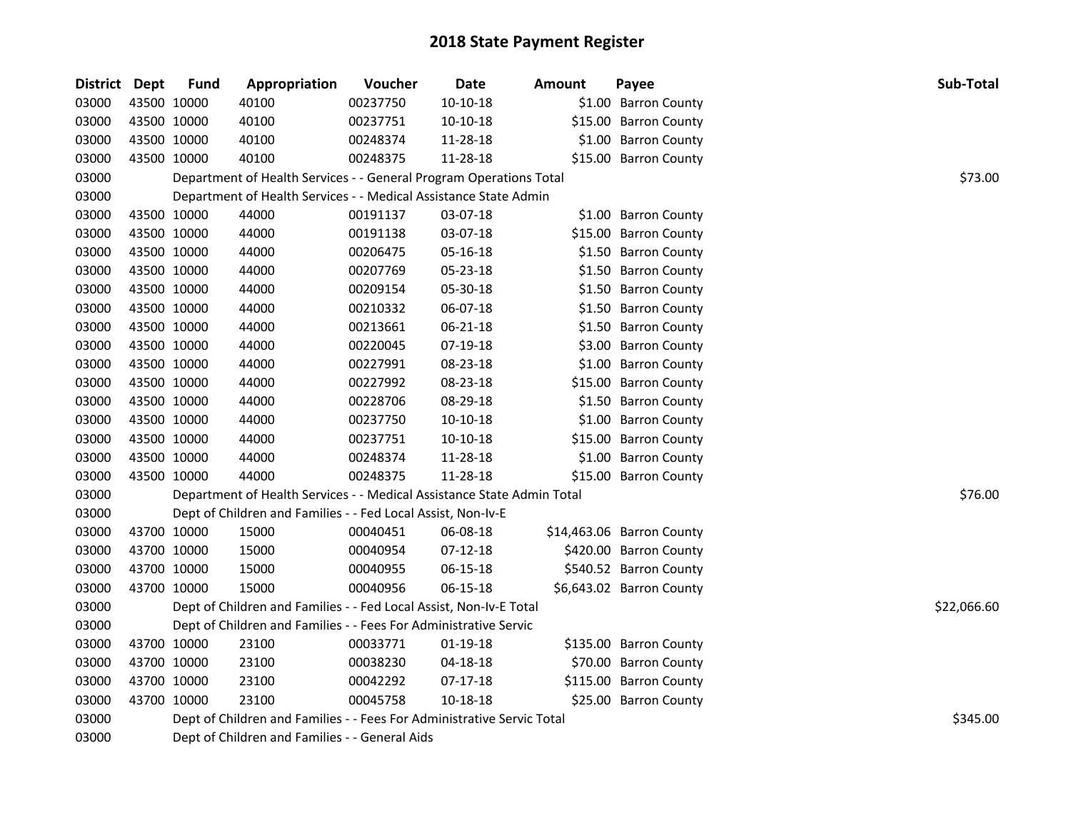# 2018 State Payment Register

| District | Dept | Fund | Appropriation | Voucher | Date | Amount | Payee | Sub-Total |
|---|---|---|---|---|---|---|---|---|
| 03000 | 43500 | 10000 | 40100 | 00237750 | 10-10-18 | $1.00 | Barron County | |
| 03000 | 43500 | 10000 | 40100 | 00237751 | 10-10-18 | $15.00 | Barron County | |
| 03000 | 43500 | 10000 | 40100 | 00248374 | 11-28-18 | $1.00 | Barron County | |
| 03000 | 43500 | 10000 | 40100 | 00248375 | 11-28-18 | $15.00 | Barron County | |
| 03000 | | Department of Health Services - - General Program Operations Total | | | | | | $73.00 |
| 03000 | | Department of Health Services - - Medical Assistance State Admin | | | | | | |
| 03000 | 43500 | 10000 | 44000 | 00191137 | 03-07-18 | $1.00 | Barron County | |
| 03000 | 43500 | 10000 | 44000 | 00191138 | 03-07-18 | $15.00 | Barron County | |
| 03000 | 43500 | 10000 | 44000 | 00206475 | 05-16-18 | $1.50 | Barron County | |
| 03000 | 43500 | 10000 | 44000 | 00207769 | 05-23-18 | $1.50 | Barron County | |
| 03000 | 43500 | 10000 | 44000 | 00209154 | 05-30-18 | $1.50 | Barron County | |
| 03000 | 43500 | 10000 | 44000 | 00210332 | 06-07-18 | $1.50 | Barron County | |
| 03000 | 43500 | 10000 | 44000 | 00213661 | 06-21-18 | $1.50 | Barron County | |
| 03000 | 43500 | 10000 | 44000 | 00220045 | 07-19-18 | $3.00 | Barron County | |
| 03000 | 43500 | 10000 | 44000 | 00227991 | 08-23-18 | $1.00 | Barron County | |
| 03000 | 43500 | 10000 | 44000 | 00227992 | 08-23-18 | $15.00 | Barron County | |
| 03000 | 43500 | 10000 | 44000 | 00228706 | 08-29-18 | $1.50 | Barron County | |
| 03000 | 43500 | 10000 | 44000 | 00237750 | 10-10-18 | $1.00 | Barron County | |
| 03000 | 43500 | 10000 | 44000 | 00237751 | 10-10-18 | $15.00 | Barron County | |
| 03000 | 43500 | 10000 | 44000 | 00248374 | 11-28-18 | $1.00 | Barron County | |
| 03000 | 43500 | 10000 | 44000 | 00248375 | 11-28-18 | $15.00 | Barron County | |
| 03000 | | Department of Health Services - - Medical Assistance State Admin Total | | | | | | $76.00 |
| 03000 | | Dept of Children and Families - - Fed Local Assist, Non-Iv-E | | | | | | |
| 03000 | 43700 | 10000 | 15000 | 00040451 | 06-08-18 | $14,463.06 | Barron County | |
| 03000 | 43700 | 10000 | 15000 | 00040954 | 07-12-18 | $420.00 | Barron County | |
| 03000 | 43700 | 10000 | 15000 | 00040955 | 06-15-18 | $540.52 | Barron County | |
| 03000 | 43700 | 10000 | 15000 | 00040956 | 06-15-18 | $6,643.02 | Barron County | |
| 03000 | | Dept of Children and Families - - Fed Local Assist, Non-Iv-E Total | | | | | | $22,066.60 |
| 03000 | | Dept of Children and Families - - Fees For Administrative Servic | | | | | | |
| 03000 | 43700 | 10000 | 23100 | 00033771 | 01-19-18 | $135.00 | Barron County | |
| 03000 | 43700 | 10000 | 23100 | 00038230 | 04-18-18 | $70.00 | Barron County | |
| 03000 | 43700 | 10000 | 23100 | 00042292 | 07-17-18 | $115.00 | Barron County | |
| 03000 | 43700 | 10000 | 23100 | 00045758 | 10-18-18 | $25.00 | Barron County | |
| 03000 | | Dept of Children and Families - - Fees For Administrative Servic Total | | | | | | $345.00 |
| 03000 | | Dept of Children and Families - - General Aids | | | | | | |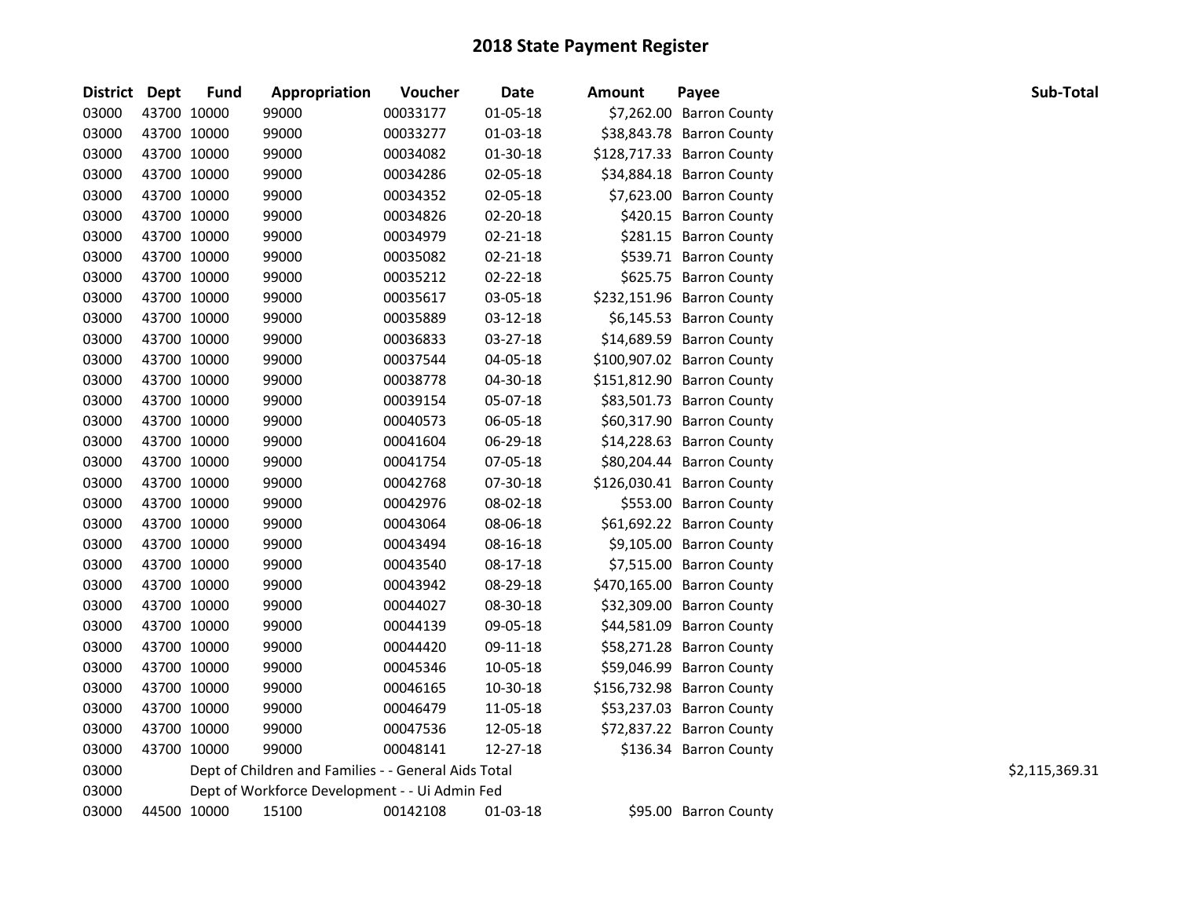# 2018 State Payment Register

| District | Dept | Fund | Appropriation | Voucher | Date | Amount | Payee | Sub-Total |
|---|---|---|---|---|---|---|---|---|
| 03000 | 43700 | 10000 | 99000 | 00033177 | 01-05-18 | $7,262.00 | Barron County | |
| 03000 | 43700 | 10000 | 99000 | 00033277 | 01-03-18 | $38,843.78 | Barron County | |
| 03000 | 43700 | 10000 | 99000 | 00034082 | 01-30-18 | $128,717.33 | Barron County | |
| 03000 | 43700 | 10000 | 99000 | 00034286 | 02-05-18 | $34,884.18 | Barron County | |
| 03000 | 43700 | 10000 | 99000 | 00034352 | 02-05-18 | $7,623.00 | Barron County | |
| 03000 | 43700 | 10000 | 99000 | 00034826 | 02-20-18 | $420.15 | Barron County | |
| 03000 | 43700 | 10000 | 99000 | 00034979 | 02-21-18 | $281.15 | Barron County | |
| 03000 | 43700 | 10000 | 99000 | 00035082 | 02-21-18 | $539.71 | Barron County | |
| 03000 | 43700 | 10000 | 99000 | 00035212 | 02-22-18 | $625.75 | Barron County | |
| 03000 | 43700 | 10000 | 99000 | 00035617 | 03-05-18 | $232,151.96 | Barron County | |
| 03000 | 43700 | 10000 | 99000 | 00035889 | 03-12-18 | $6,145.53 | Barron County | |
| 03000 | 43700 | 10000 | 99000 | 00036833 | 03-27-18 | $14,689.59 | Barron County | |
| 03000 | 43700 | 10000 | 99000 | 00037544 | 04-05-18 | $100,907.02 | Barron County | |
| 03000 | 43700 | 10000 | 99000 | 00038778 | 04-30-18 | $151,812.90 | Barron County | |
| 03000 | 43700 | 10000 | 99000 | 00039154 | 05-07-18 | $83,501.73 | Barron County | |
| 03000 | 43700 | 10000 | 99000 | 00040573 | 06-05-18 | $60,317.90 | Barron County | |
| 03000 | 43700 | 10000 | 99000 | 00041604 | 06-29-18 | $14,228.63 | Barron County | |
| 03000 | 43700 | 10000 | 99000 | 00041754 | 07-05-18 | $80,204.44 | Barron County | |
| 03000 | 43700 | 10000 | 99000 | 00042768 | 07-30-18 | $126,030.41 | Barron County | |
| 03000 | 43700 | 10000 | 99000 | 00042976 | 08-02-18 | $553.00 | Barron County | |
| 03000 | 43700 | 10000 | 99000 | 00043064 | 08-06-18 | $61,692.22 | Barron County | |
| 03000 | 43700 | 10000 | 99000 | 00043494 | 08-16-18 | $9,105.00 | Barron County | |
| 03000 | 43700 | 10000 | 99000 | 00043540 | 08-17-18 | $7,515.00 | Barron County | |
| 03000 | 43700 | 10000 | 99000 | 00043942 | 08-29-18 | $470,165.00 | Barron County | |
| 03000 | 43700 | 10000 | 99000 | 00044027 | 08-30-18 | $32,309.00 | Barron County | |
| 03000 | 43700 | 10000 | 99000 | 00044139 | 09-05-18 | $44,581.09 | Barron County | |
| 03000 | 43700 | 10000 | 99000 | 00044420 | 09-11-18 | $58,271.28 | Barron County | |
| 03000 | 43700 | 10000 | 99000 | 00045346 | 10-05-18 | $59,046.99 | Barron County | |
| 03000 | 43700 | 10000 | 99000 | 00046165 | 10-30-18 | $156,732.98 | Barron County | |
| 03000 | 43700 | 10000 | 99000 | 00046479 | 11-05-18 | $53,237.03 | Barron County | |
| 03000 | 43700 | 10000 | 99000 | 00047536 | 12-05-18 | $72,837.22 | Barron County | |
| 03000 | 43700 | 10000 | 99000 | 00048141 | 12-27-18 | $136.34 | Barron County | |
| 03000 | | | Dept of Children and Families - - General Aids Total | | | | | $2,115,369.31 |
| 03000 | | | Dept of Workforce Development - - Ui Admin Fed | | | | | |
| 03000 | 44500 | 10000 | 15100 | 00142108 | 01-03-18 | $95.00 | Barron County | |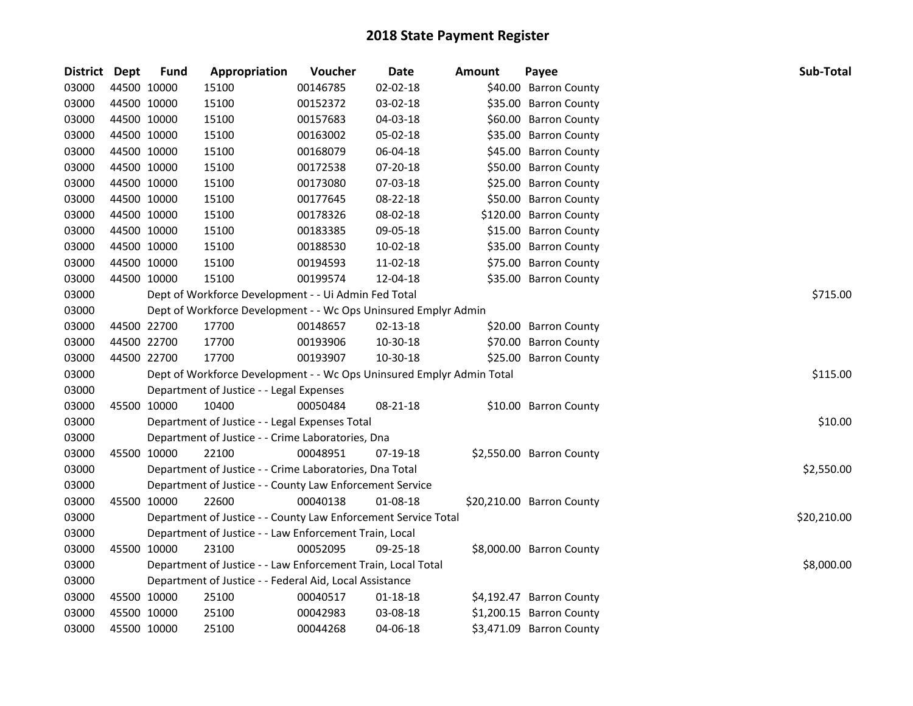# 2018 State Payment Register

| District | Dept | Fund | Appropriation | Voucher | Date | Amount | Payee | Sub-Total |
|---|---|---|---|---|---|---|---|---|
| 03000 | 44500 | 10000 | 15100 | 00146785 | 02-02-18 | $40.00 | Barron County | |
| 03000 | 44500 | 10000 | 15100 | 00152372 | 03-02-18 | $35.00 | Barron County | |
| 03000 | 44500 | 10000 | 15100 | 00157683 | 04-03-18 | $60.00 | Barron County | |
| 03000 | 44500 | 10000 | 15100 | 00163002 | 05-02-18 | $35.00 | Barron County | |
| 03000 | 44500 | 10000 | 15100 | 00168079 | 06-04-18 | $45.00 | Barron County | |
| 03000 | 44500 | 10000 | 15100 | 00172538 | 07-20-18 | $50.00 | Barron County | |
| 03000 | 44500 | 10000 | 15100 | 00173080 | 07-03-18 | $25.00 | Barron County | |
| 03000 | 44500 | 10000 | 15100 | 00177645 | 08-22-18 | $50.00 | Barron County | |
| 03000 | 44500 | 10000 | 15100 | 00178326 | 08-02-18 | $120.00 | Barron County | |
| 03000 | 44500 | 10000 | 15100 | 00183385 | 09-05-18 | $15.00 | Barron County | |
| 03000 | 44500 | 10000 | 15100 | 00188530 | 10-02-18 | $35.00 | Barron County | |
| 03000 | 44500 | 10000 | 15100 | 00194593 | 11-02-18 | $75.00 | Barron County | |
| 03000 | 44500 | 10000 | 15100 | 00199574 | 12-04-18 | $35.00 | Barron County | |
| 03000 | | | Dept of Workforce Development - - Ui Admin Fed Total | | | | | $715.00 |
| 03000 | | | Dept of Workforce Development - - Wc Ops Uninsured Emplyr Admin | | | | | |
| 03000 | 44500 | 22700 | 17700 | 00148657 | 02-13-18 | $20.00 | Barron County | |
| 03000 | 44500 | 22700 | 17700 | 00193906 | 10-30-18 | $70.00 | Barron County | |
| 03000 | 44500 | 22700 | 17700 | 00193907 | 10-30-18 | $25.00 | Barron County | |
| 03000 | | | Dept of Workforce Development - - Wc Ops Uninsured Emplyr Admin Total | | | | | $115.00 |
| 03000 | | | Department of Justice - - Legal Expenses | | | | | |
| 03000 | 45500 | 10000 | 10400 | 00050484 | 08-21-18 | $10.00 | Barron County | |
| 03000 | | | Department of Justice - - Legal Expenses Total | | | | | $10.00 |
| 03000 | | | Department of Justice - - Crime Laboratories, Dna | | | | | |
| 03000 | 45500 | 10000 | 22100 | 00048951 | 07-19-18 | $2,550.00 | Barron County | |
| 03000 | | | Department of Justice - - Crime Laboratories, Dna Total | | | | | $2,550.00 |
| 03000 | | | Department of Justice - - County Law Enforcement Service | | | | | |
| 03000 | 45500 | 10000 | 22600 | 00040138 | 01-08-18 | $20,210.00 | Barron County | |
| 03000 | | | Department of Justice - - County Law Enforcement Service Total | | | | | $20,210.00 |
| 03000 | | | Department of Justice - - Law Enforcement Train, Local | | | | | |
| 03000 | 45500 | 10000 | 23100 | 00052095 | 09-25-18 | $8,000.00 | Barron County | |
| 03000 | | | Department of Justice - - Law Enforcement Train, Local Total | | | | | $8,000.00 |
| 03000 | | | Department of Justice - - Federal Aid, Local Assistance | | | | | |
| 03000 | 45500 | 10000 | 25100 | 00040517 | 01-18-18 | $4,192.47 | Barron County | |
| 03000 | 45500 | 10000 | 25100 | 00042983 | 03-08-18 | $1,200.15 | Barron County | |
| 03000 | 45500 | 10000 | 25100 | 00044268 | 04-06-18 | $3,471.09 | Barron County | |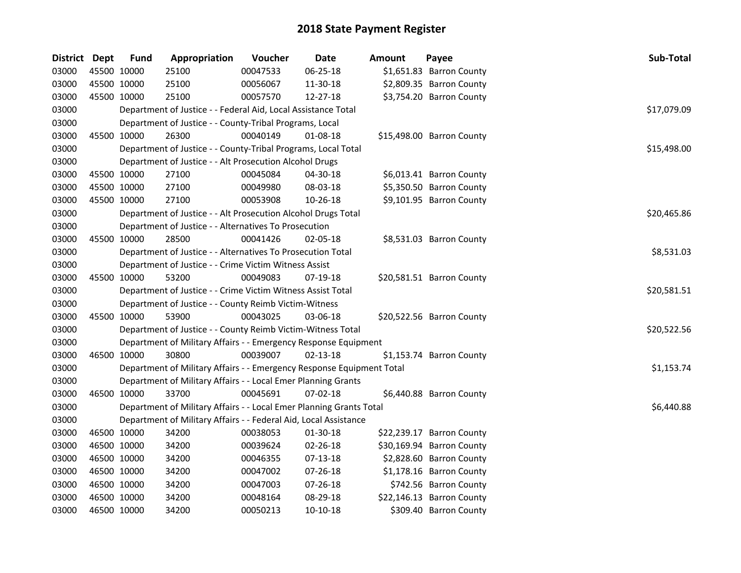# 2018 State Payment Register

| District | Dept | Fund | Appropriation | Voucher | Date | Amount | Payee | Sub-Total |
|---|---|---|---|---|---|---|---|---|
| 03000 | 45500 | 10000 | 25100 | 00047533 | 06-25-18 | $1,651.83 | Barron County | |
| 03000 | 45500 | 10000 | 25100 | 00056067 | 11-30-18 | $2,809.35 | Barron County | |
| 03000 | 45500 | 10000 | 25100 | 00057570 | 12-27-18 | $3,754.20 | Barron County | |
| 03000 | | | Department of Justice - - Federal Aid, Local Assistance Total | | | | | $17,079.09 |
| 03000 | | | Department of Justice - - County-Tribal Programs, Local | | | | | |
| 03000 | 45500 | 10000 | 26300 | 00040149 | 01-08-18 | $15,498.00 | Barron County | |
| 03000 | | | Department of Justice - - County-Tribal Programs, Local Total | | | | | $15,498.00 |
| 03000 | | | Department of Justice - - Alt Prosecution Alcohol Drugs | | | | | |
| 03000 | 45500 | 10000 | 27100 | 00045084 | 04-30-18 | $6,013.41 | Barron County | |
| 03000 | 45500 | 10000 | 27100 | 00049980 | 08-03-18 | $5,350.50 | Barron County | |
| 03000 | 45500 | 10000 | 27100 | 00053908 | 10-26-18 | $9,101.95 | Barron County | |
| 03000 | | | Department of Justice - - Alt Prosecution Alcohol Drugs Total | | | | | $20,465.86 |
| 03000 | | | Department of Justice - - Alternatives To Prosecution | | | | | |
| 03000 | 45500 | 10000 | 28500 | 00041426 | 02-05-18 | $8,531.03 | Barron County | |
| 03000 | | | Department of Justice - - Alternatives To Prosecution Total | | | | | $8,531.03 |
| 03000 | | | Department of Justice - - Crime Victim Witness Assist | | | | | |
| 03000 | 45500 | 10000 | 53200 | 00049083 | 07-19-18 | $20,581.51 | Barron County | |
| 03000 | | | Department of Justice - - Crime Victim Witness Assist Total | | | | | $20,581.51 |
| 03000 | | | Department of Justice - - County Reimb Victim-Witness | | | | | |
| 03000 | 45500 | 10000 | 53900 | 00043025 | 03-06-18 | $20,522.56 | Barron County | |
| 03000 | | | Department of Justice - - County Reimb Victim-Witness Total | | | | | $20,522.56 |
| 03000 | | | Department of Military Affairs - - Emergency Response Equipment | | | | | |
| 03000 | 46500 | 10000 | 30800 | 00039007 | 02-13-18 | $1,153.74 | Barron County | |
| 03000 | | | Department of Military Affairs - - Emergency Response Equipment Total | | | | | $1,153.74 |
| 03000 | | | Department of Military Affairs - - Local Emer Planning Grants | | | | | |
| 03000 | 46500 | 10000 | 33700 | 00045691 | 07-02-18 | $6,440.88 | Barron County | |
| 03000 | | | Department of Military Affairs - - Local Emer Planning Grants Total | | | | | $6,440.88 |
| 03000 | | | Department of Military Affairs - - Federal Aid, Local Assistance | | | | | |
| 03000 | 46500 | 10000 | 34200 | 00038053 | 01-30-18 | $22,239.17 | Barron County | |
| 03000 | 46500 | 10000 | 34200 | 00039624 | 02-26-18 | $30,169.94 | Barron County | |
| 03000 | 46500 | 10000 | 34200 | 00046355 | 07-13-18 | $2,828.60 | Barron County | |
| 03000 | 46500 | 10000 | 34200 | 00047002 | 07-26-18 | $1,178.16 | Barron County | |
| 03000 | 46500 | 10000 | 34200 | 00047003 | 07-26-18 | $742.56 | Barron County | |
| 03000 | 46500 | 10000 | 34200 | 00048164 | 08-29-18 | $22,146.13 | Barron County | |
| 03000 | 46500 | 10000 | 34200 | 00050213 | 10-10-18 | $309.40 | Barron County | |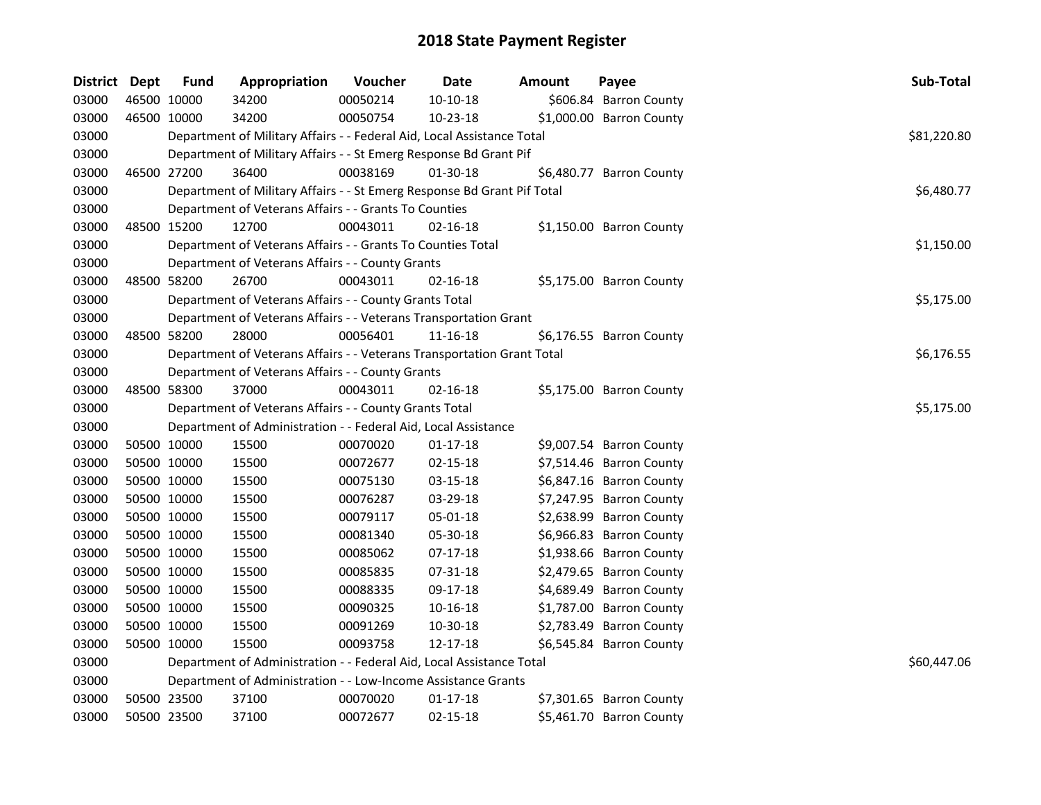# 2018 State Payment Register

| District | Dept | Fund | Appropriation | Voucher | Date | Amount | Payee | Sub-Total |
|---|---|---|---|---|---|---|---|---|
| 03000 | 46500 | 10000 | 34200 | 00050214 | 10-10-18 | $606.84 | Barron County | |
| 03000 | 46500 | 10000 | 34200 | 00050754 | 10-23-18 | $1,000.00 | Barron County | |
| 03000 | | Department of Military Affairs - - Federal Aid, Local Assistance Total | | | | | | $81,220.80 |
| 03000 | | Department of Military Affairs - - St Emerg Response Bd Grant Pif | | | | | | |
| 03000 | 46500 | 27200 | 36400 | 00038169 | 01-30-18 | $6,480.77 | Barron County | |
| 03000 | | Department of Military Affairs - - St Emerg Response Bd Grant Pif Total | | | | | | $6,480.77 |
| 03000 | | Department of Veterans Affairs - - Grants To Counties | | | | | | |
| 03000 | 48500 | 15200 | 12700 | 00043011 | 02-16-18 | $1,150.00 | Barron County | |
| 03000 | | Department of Veterans Affairs - - Grants To Counties Total | | | | | | $1,150.00 |
| 03000 | | Department of Veterans Affairs - - County Grants | | | | | | |
| 03000 | 48500 | 58200 | 26700 | 00043011 | 02-16-18 | $5,175.00 | Barron County | |
| 03000 | | Department of Veterans Affairs - - County Grants Total | | | | | | $5,175.00 |
| 03000 | | Department of Veterans Affairs - - Veterans Transportation Grant | | | | | | |
| 03000 | 48500 | 58200 | 28000 | 00056401 | 11-16-18 | $6,176.55 | Barron County | |
| 03000 | | Department of Veterans Affairs - - Veterans Transportation Grant Total | | | | | | $6,176.55 |
| 03000 | | Department of Veterans Affairs - - County Grants | | | | | | |
| 03000 | 48500 | 58300 | 37000 | 00043011 | 02-16-18 | $5,175.00 | Barron County | |
| 03000 | | Department of Veterans Affairs - - County Grants Total | | | | | | $5,175.00 |
| 03000 | | Department of Administration - - Federal Aid, Local Assistance | | | | | | |
| 03000 | 50500 | 10000 | 15500 | 00070020 | 01-17-18 | $9,007.54 | Barron County | |
| 03000 | 50500 | 10000 | 15500 | 00072677 | 02-15-18 | $7,514.46 | Barron County | |
| 03000 | 50500 | 10000 | 15500 | 00075130 | 03-15-18 | $6,847.16 | Barron County | |
| 03000 | 50500 | 10000 | 15500 | 00076287 | 03-29-18 | $7,247.95 | Barron County | |
| 03000 | 50500 | 10000 | 15500 | 00079117 | 05-01-18 | $2,638.99 | Barron County | |
| 03000 | 50500 | 10000 | 15500 | 00081340 | 05-30-18 | $6,966.83 | Barron County | |
| 03000 | 50500 | 10000 | 15500 | 00085062 | 07-17-18 | $1,938.66 | Barron County | |
| 03000 | 50500 | 10000 | 15500 | 00085835 | 07-31-18 | $2,479.65 | Barron County | |
| 03000 | 50500 | 10000 | 15500 | 00088335 | 09-17-18 | $4,689.49 | Barron County | |
| 03000 | 50500 | 10000 | 15500 | 00090325 | 10-16-18 | $1,787.00 | Barron County | |
| 03000 | 50500 | 10000 | 15500 | 00091269 | 10-30-18 | $2,783.49 | Barron County | |
| 03000 | 50500 | 10000 | 15500 | 00093758 | 12-17-18 | $6,545.84 | Barron County | |
| 03000 | | Department of Administration - - Federal Aid, Local Assistance Total | | | | | | $60,447.06 |
| 03000 | | Department of Administration - - Low-Income Assistance Grants | | | | | | |
| 03000 | 50500 | 23500 | 37100 | 00070020 | 01-17-18 | $7,301.65 | Barron County | |
| 03000 | 50500 | 23500 | 37100 | 00072677 | 02-15-18 | $5,461.70 | Barron County | |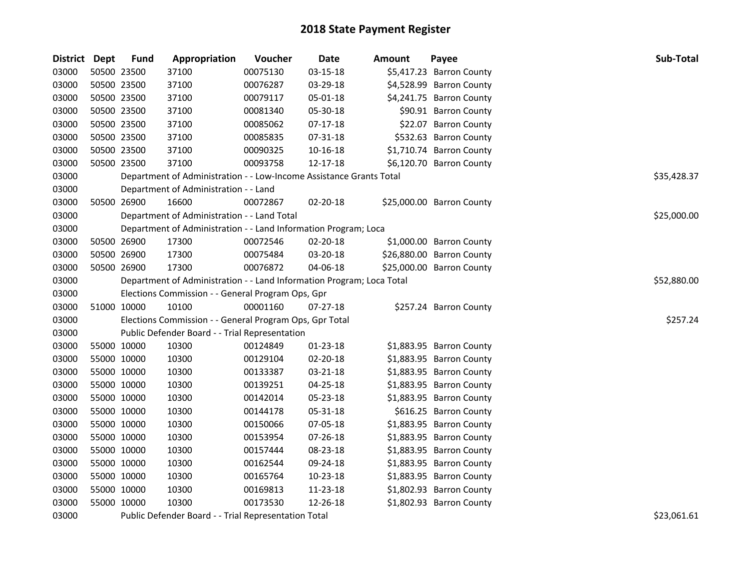# 2018 State Payment Register

| District | Dept | Fund | Appropriation | Voucher | Date | Amount | Payee | Sub-Total |
|---|---|---|---|---|---|---|---|---|
| 03000 | 50500 | 23500 | 37100 | 00075130 | 03-15-18 | $5,417.23 | Barron County | |
| 03000 | 50500 | 23500 | 37100 | 00076287 | 03-29-18 | $4,528.99 | Barron County | |
| 03000 | 50500 | 23500 | 37100 | 00079117 | 05-01-18 | $4,241.75 | Barron County | |
| 03000 | 50500 | 23500 | 37100 | 00081340 | 05-30-18 | $90.91 | Barron County | |
| 03000 | 50500 | 23500 | 37100 | 00085062 | 07-17-18 | $22.07 | Barron County | |
| 03000 | 50500 | 23500 | 37100 | 00085835 | 07-31-18 | $532.63 | Barron County | |
| 03000 | 50500 | 23500 | 37100 | 00090325 | 10-16-18 | $1,710.74 | Barron County | |
| 03000 | 50500 | 23500 | 37100 | 00093758 | 12-17-18 | $6,120.70 | Barron County | |
| 03000 | | Department of Administration - - Low-Income Assistance Grants Total | | | | | | $35,428.37 |
| 03000 | | Department of Administration - - Land | | | | | | |
| 03000 | 50500 | 26900 | 16600 | 00072867 | 02-20-18 | $25,000.00 | Barron County | |
| 03000 | | Department of Administration - - Land Total | | | | | | $25,000.00 |
| 03000 | | Department of Administration - - Land Information Program; Loca | | | | | | |
| 03000 | 50500 | 26900 | 17300 | 00072546 | 02-20-18 | $1,000.00 | Barron County | |
| 03000 | 50500 | 26900 | 17300 | 00075484 | 03-20-18 | $26,880.00 | Barron County | |
| 03000 | 50500 | 26900 | 17300 | 00076872 | 04-06-18 | $25,000.00 | Barron County | |
| 03000 | | Department of Administration - - Land Information Program; Loca Total | | | | | | $52,880.00 |
| 03000 | | Elections Commission - - General Program Ops, Gpr | | | | | | |
| 03000 | 51000 | 10000 | 10100 | 00001160 | 07-27-18 | $257.24 | Barron County | |
| 03000 | | Elections Commission - - General Program Ops, Gpr Total | | | | | | $257.24 |
| 03000 | | Public Defender Board - - Trial Representation | | | | | | |
| 03000 | 55000 | 10000 | 10300 | 00124849 | 01-23-18 | $1,883.95 | Barron County | |
| 03000 | 55000 | 10000 | 10300 | 00129104 | 02-20-18 | $1,883.95 | Barron County | |
| 03000 | 55000 | 10000 | 10300 | 00133387 | 03-21-18 | $1,883.95 | Barron County | |
| 03000 | 55000 | 10000 | 10300 | 00139251 | 04-25-18 | $1,883.95 | Barron County | |
| 03000 | 55000 | 10000 | 10300 | 00142014 | 05-23-18 | $1,883.95 | Barron County | |
| 03000 | 55000 | 10000 | 10300 | 00144178 | 05-31-18 | $616.25 | Barron County | |
| 03000 | 55000 | 10000 | 10300 | 00150066 | 07-05-18 | $1,883.95 | Barron County | |
| 03000 | 55000 | 10000 | 10300 | 00153954 | 07-26-18 | $1,883.95 | Barron County | |
| 03000 | 55000 | 10000 | 10300 | 00157444 | 08-23-18 | $1,883.95 | Barron County | |
| 03000 | 55000 | 10000 | 10300 | 00162544 | 09-24-18 | $1,883.95 | Barron County | |
| 03000 | 55000 | 10000 | 10300 | 00165764 | 10-23-18 | $1,883.95 | Barron County | |
| 03000 | 55000 | 10000 | 10300 | 00169813 | 11-23-18 | $1,802.93 | Barron County | |
| 03000 | 55000 | 10000 | 10300 | 00173530 | 12-26-18 | $1,802.93 | Barron County | |
| 03000 | | Public Defender Board - - Trial Representation Total | | | | | | $23,061.61 |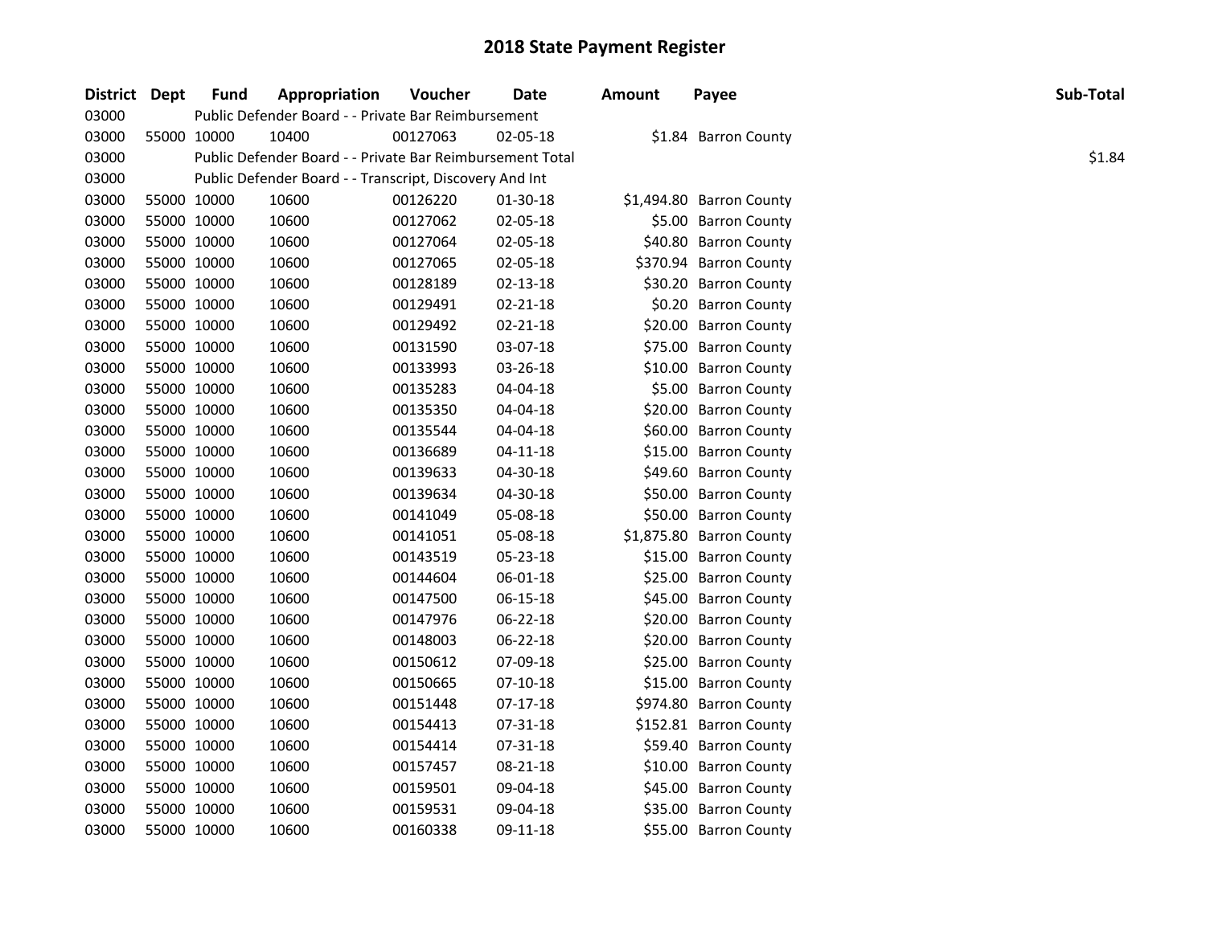# 2018 State Payment Register

| District | Dept | Fund | Appropriation | Voucher | Date | Amount | Payee | Sub-Total |
|---|---|---|---|---|---|---|---|---|
| 03000 | | Public Defender Board - - Private Bar Reimbursement | | | | | | |
| 03000 | 55000 | 10000 | 10400 | 00127063 | 02-05-18 | $1.84 | Barron County | |
| 03000 | | Public Defender Board - - Private Bar Reimbursement Total | | | | | | $1.84 |
| 03000 | | Public Defender Board - - Transcript, Discovery And Int | | | | | | |
| 03000 | 55000 | 10000 | 10600 | 00126220 | 01-30-18 | $1,494.80 | Barron County | |
| 03000 | 55000 | 10000 | 10600 | 00127062 | 02-05-18 | $5.00 | Barron County | |
| 03000 | 55000 | 10000 | 10600 | 00127064 | 02-05-18 | $40.80 | Barron County | |
| 03000 | 55000 | 10000 | 10600 | 00127065 | 02-05-18 | $370.94 | Barron County | |
| 03000 | 55000 | 10000 | 10600 | 00128189 | 02-13-18 | $30.20 | Barron County | |
| 03000 | 55000 | 10000 | 10600 | 00129491 | 02-21-18 | $0.20 | Barron County | |
| 03000 | 55000 | 10000 | 10600 | 00129492 | 02-21-18 | $20.00 | Barron County | |
| 03000 | 55000 | 10000 | 10600 | 00131590 | 03-07-18 | $75.00 | Barron County | |
| 03000 | 55000 | 10000 | 10600 | 00133993 | 03-26-18 | $10.00 | Barron County | |
| 03000 | 55000 | 10000 | 10600 | 00135283 | 04-04-18 | $5.00 | Barron County | |
| 03000 | 55000 | 10000 | 10600 | 00135350 | 04-04-18 | $20.00 | Barron County | |
| 03000 | 55000 | 10000 | 10600 | 00135544 | 04-04-18 | $60.00 | Barron County | |
| 03000 | 55000 | 10000 | 10600 | 00136689 | 04-11-18 | $15.00 | Barron County | |
| 03000 | 55000 | 10000 | 10600 | 00139633 | 04-30-18 | $49.60 | Barron County | |
| 03000 | 55000 | 10000 | 10600 | 00139634 | 04-30-18 | $50.00 | Barron County | |
| 03000 | 55000 | 10000 | 10600 | 00141049 | 05-08-18 | $50.00 | Barron County | |
| 03000 | 55000 | 10000 | 10600 | 00141051 | 05-08-18 | $1,875.80 | Barron County | |
| 03000 | 55000 | 10000 | 10600 | 00143519 | 05-23-18 | $15.00 | Barron County | |
| 03000 | 55000 | 10000 | 10600 | 00144604 | 06-01-18 | $25.00 | Barron County | |
| 03000 | 55000 | 10000 | 10600 | 00147500 | 06-15-18 | $45.00 | Barron County | |
| 03000 | 55000 | 10000 | 10600 | 00147976 | 06-22-18 | $20.00 | Barron County | |
| 03000 | 55000 | 10000 | 10600 | 00148003 | 06-22-18 | $20.00 | Barron County | |
| 03000 | 55000 | 10000 | 10600 | 00150612 | 07-09-18 | $25.00 | Barron County | |
| 03000 | 55000 | 10000 | 10600 | 00150665 | 07-10-18 | $15.00 | Barron County | |
| 03000 | 55000 | 10000 | 10600 | 00151448 | 07-17-18 | $974.80 | Barron County | |
| 03000 | 55000 | 10000 | 10600 | 00154413 | 07-31-18 | $152.81 | Barron County | |
| 03000 | 55000 | 10000 | 10600 | 00154414 | 07-31-18 | $59.40 | Barron County | |
| 03000 | 55000 | 10000 | 10600 | 00157457 | 08-21-18 | $10.00 | Barron County | |
| 03000 | 55000 | 10000 | 10600 | 00159501 | 09-04-18 | $45.00 | Barron County | |
| 03000 | 55000 | 10000 | 10600 | 00159531 | 09-04-18 | $35.00 | Barron County | |
| 03000 | 55000 | 10000 | 10600 | 00160338 | 09-11-18 | $55.00 | Barron County | |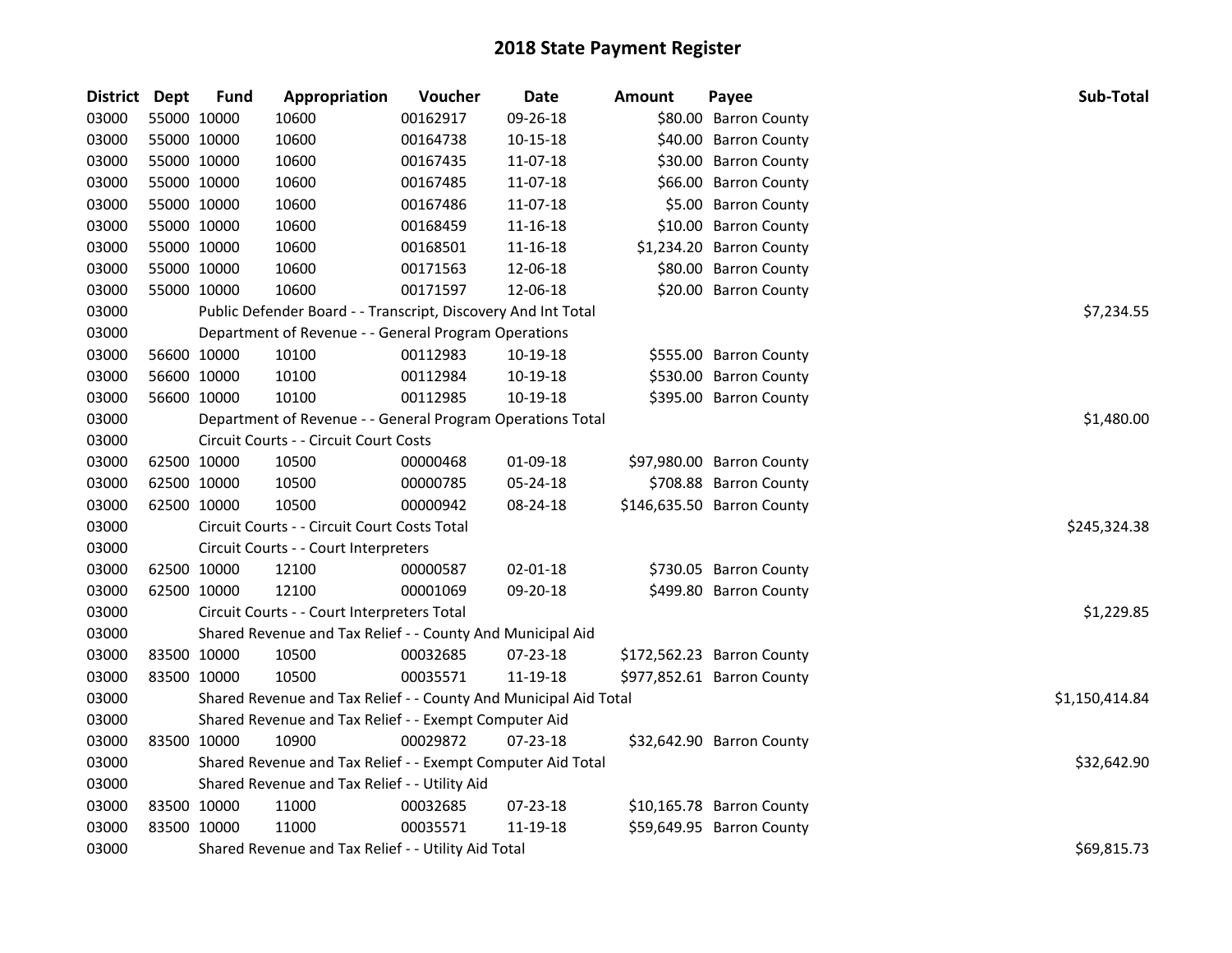# 2018 State Payment Register

| District | Dept | Fund | Appropriation | Voucher | Date | Amount | Payee | Sub-Total |
|---|---|---|---|---|---|---|---|---|
| 03000 | 55000 | 10000 | 10600 | 00162917 | 09-26-18 | $80.00 | Barron County | |
| 03000 | 55000 | 10000 | 10600 | 00164738 | 10-15-18 | $40.00 | Barron County | |
| 03000 | 55000 | 10000 | 10600 | 00167435 | 11-07-18 | $30.00 | Barron County | |
| 03000 | 55000 | 10000 | 10600 | 00167485 | 11-07-18 | $66.00 | Barron County | |
| 03000 | 55000 | 10000 | 10600 | 00167486 | 11-07-18 | $5.00 | Barron County | |
| 03000 | 55000 | 10000 | 10600 | 00168459 | 11-16-18 | $10.00 | Barron County | |
| 03000 | 55000 | 10000 | 10600 | 00168501 | 11-16-18 | $1,234.20 | Barron County | |
| 03000 | 55000 | 10000 | 10600 | 00171563 | 12-06-18 | $80.00 | Barron County | |
| 03000 | 55000 | 10000 | 10600 | 00171597 | 12-06-18 | $20.00 | Barron County | |
| 03000 | | Public Defender Board - - Transcript, Discovery And Int Total | | | | | | $7,234.55 |
| 03000 | | Department of Revenue - - General Program Operations | | | | | | |
| 03000 | 56600 | 10000 | 10100 | 00112983 | 10-19-18 | $555.00 | Barron County | |
| 03000 | 56600 | 10000 | 10100 | 00112984 | 10-19-18 | $530.00 | Barron County | |
| 03000 | 56600 | 10000 | 10100 | 00112985 | 10-19-18 | $395.00 | Barron County | |
| 03000 | | Department of Revenue - - General Program Operations Total | | | | | | $1,480.00 |
| 03000 | | Circuit Courts - - Circuit Court Costs | | | | | | |
| 03000 | 62500 | 10000 | 10500 | 00000468 | 01-09-18 | $97,980.00 | Barron County | |
| 03000 | 62500 | 10000 | 10500 | 00000785 | 05-24-18 | $708.88 | Barron County | |
| 03000 | 62500 | 10000 | 10500 | 00000942 | 08-24-18 | $146,635.50 | Barron County | |
| 03000 | | Circuit Courts - - Circuit Court Costs Total | | | | | | $245,324.38 |
| 03000 | | Circuit Courts - - Court Interpreters | | | | | | |
| 03000 | 62500 | 10000 | 12100 | 00000587 | 02-01-18 | $730.05 | Barron County | |
| 03000 | 62500 | 10000 | 12100 | 00001069 | 09-20-18 | $499.80 | Barron County | |
| 03000 | | Circuit Courts - - Court Interpreters Total | | | | | | $1,229.85 |
| 03000 | | Shared Revenue and Tax Relief - - County And Municipal Aid | | | | | | |
| 03000 | 83500 | 10000 | 10500 | 00032685 | 07-23-18 | $172,562.23 | Barron County | |
| 03000 | 83500 | 10000 | 10500 | 00035571 | 11-19-18 | $977,852.61 | Barron County | |
| 03000 | | Shared Revenue and Tax Relief - - County And Municipal Aid Total | | | | | | $1,150,414.84 |
| 03000 | | Shared Revenue and Tax Relief - - Exempt Computer Aid | | | | | | |
| 03000 | 83500 | 10000 | 10900 | 00029872 | 07-23-18 | $32,642.90 | Barron County | |
| 03000 | | Shared Revenue and Tax Relief - - Exempt Computer Aid Total | | | | | | $32,642.90 |
| 03000 | | Shared Revenue and Tax Relief - - Utility Aid | | | | | | |
| 03000 | 83500 | 10000 | 11000 | 00032685 | 07-23-18 | $10,165.78 | Barron County | |
| 03000 | 83500 | 10000 | 11000 | 00035571 | 11-19-18 | $59,649.95 | Barron County | |
| 03000 | | Shared Revenue and Tax Relief - - Utility Aid Total | | | | | | $69,815.73 |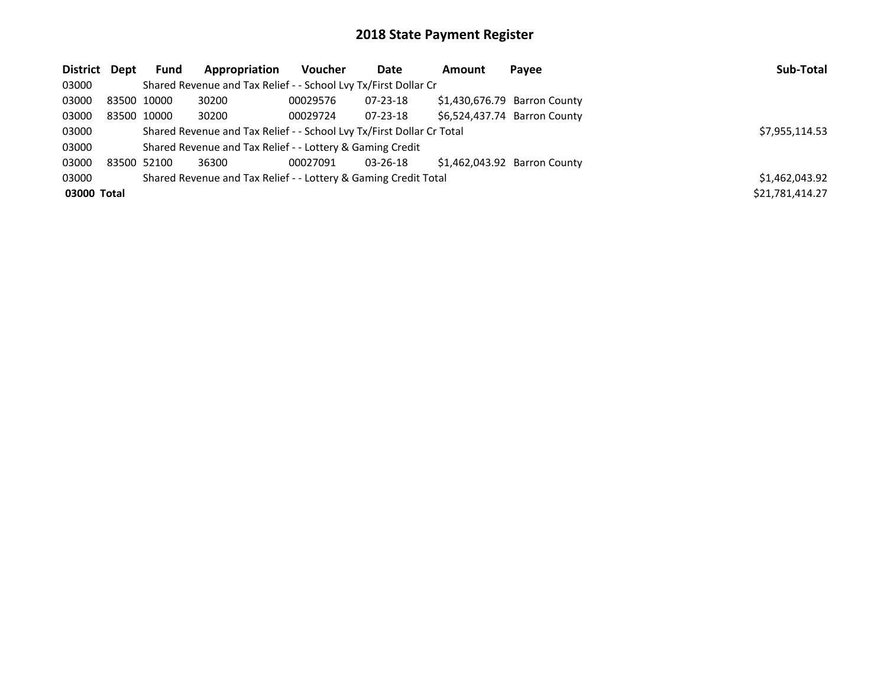# 2018 State Payment Register

| District | Dept | Fund | Appropriation | Voucher | Date | Amount | Payee | Sub-Total |
|---|---|---|---|---|---|---|---|---|
| 03000 | | Shared Revenue and Tax Relief - - School Lvy Tx/First Dollar Cr | | | | | | |
| 03000 | 83500 | 10000 | 30200 | 00029576 | 07-23-18 | $1,430,676.79 | Barron County | |
| 03000 | 83500 | 10000 | 30200 | 00029724 | 07-23-18 | $6,524,437.74 | Barron County | |
| 03000 | | Shared Revenue and Tax Relief - - School Lvy Tx/First Dollar Cr Total | | | | | | $7,955,114.53 |
| 03000 | | Shared Revenue and Tax Relief - - Lottery & Gaming Credit | | | | | | |
| 03000 | 83500 | 52100 | 36300 | 00027091 | 03-26-18 | $1,462,043.92 | Barron County | |
| 03000 | | Shared Revenue and Tax Relief - - Lottery & Gaming Credit Total | | | | | | $1,462,043.92 |
| **03000 Total** | | | | | | | | $21,781,414.27 |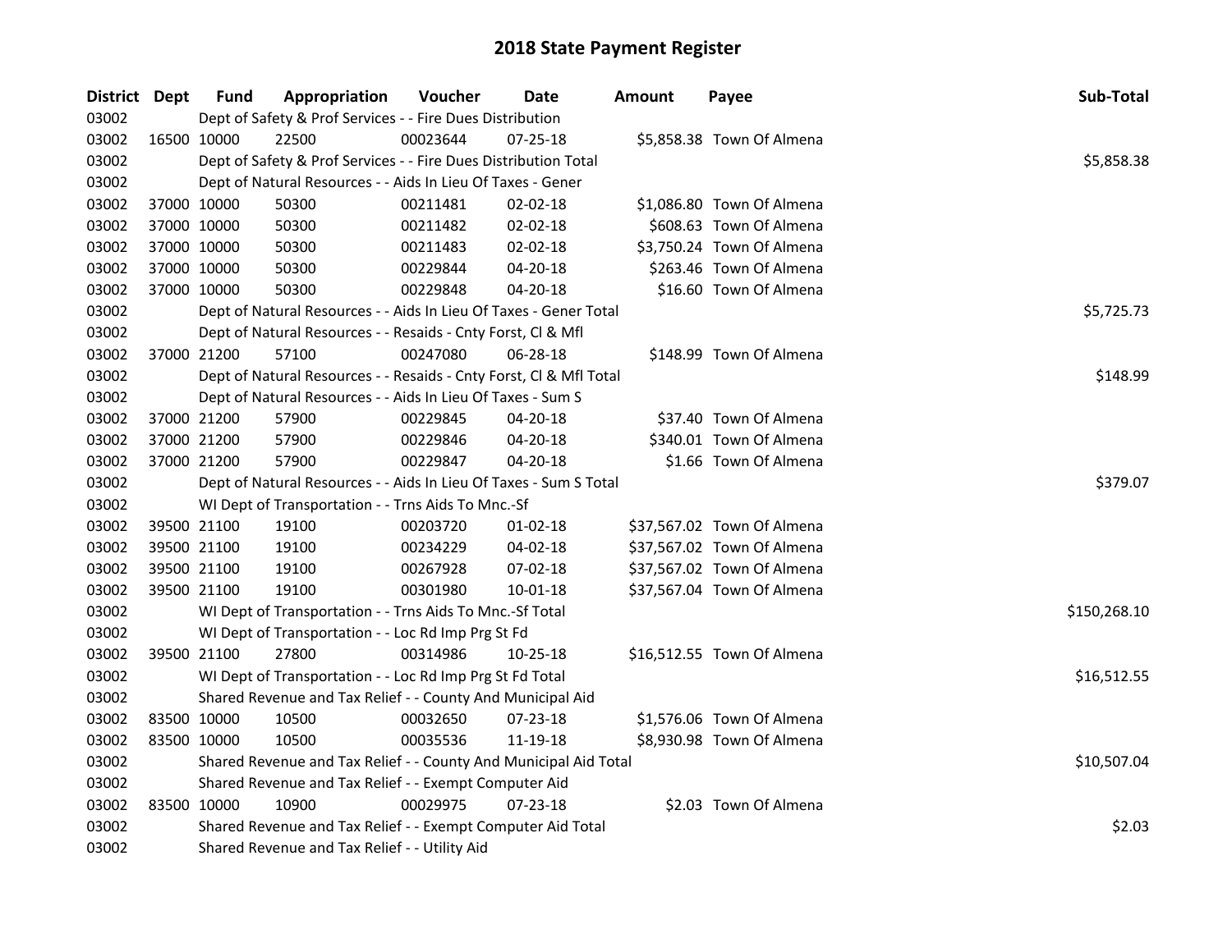# 2018 State Payment Register

| District | Dept | Fund | Appropriation | Voucher | Date | Amount | Payee | Sub-Total |
|---|---|---|---|---|---|---|---|---|
| 03002 | | Dept of Safety & Prof Services - - Fire Dues Distribution | | | | | | |
| 03002 | 16500 | 10000 | 22500 | 00023644 | 07-25-18 | $5,858.38 | Town Of Almena | |
| 03002 | | Dept of Safety & Prof Services - - Fire Dues Distribution Total | | | | | | $5,858.38 |
| 03002 | | Dept of Natural Resources - - Aids In Lieu Of Taxes - Gener | | | | | | |
| 03002 | 37000 | 10000 | 50300 | 00211481 | 02-02-18 | $1,086.80 | Town Of Almena | |
| 03002 | 37000 | 10000 | 50300 | 00211482 | 02-02-18 | $608.63 | Town Of Almena | |
| 03002 | 37000 | 10000 | 50300 | 00211483 | 02-02-18 | $3,750.24 | Town Of Almena | |
| 03002 | 37000 | 10000 | 50300 | 00229844 | 04-20-18 | $263.46 | Town Of Almena | |
| 03002 | 37000 | 10000 | 50300 | 00229848 | 04-20-18 | $16.60 | Town Of Almena | |
| 03002 | | Dept of Natural Resources - - Aids In Lieu Of Taxes - Gener Total | | | | | | $5,725.73 |
| 03002 | | Dept of Natural Resources - - Resaids - Cnty Forst, Cl & Mfl | | | | | | |
| 03002 | 37000 | 21200 | 57100 | 00247080 | 06-28-18 | $148.99 | Town Of Almena | |
| 03002 | | Dept of Natural Resources - - Resaids - Cnty Forst, Cl & Mfl Total | | | | | | $148.99 |
| 03002 | | Dept of Natural Resources - - Aids In Lieu Of Taxes - Sum S | | | | | | |
| 03002 | 37000 | 21200 | 57900 | 00229845 | 04-20-18 | $37.40 | Town Of Almena | |
| 03002 | 37000 | 21200 | 57900 | 00229846 | 04-20-18 | $340.01 | Town Of Almena | |
| 03002 | 37000 | 21200 | 57900 | 00229847 | 04-20-18 | $1.66 | Town Of Almena | |
| 03002 | | Dept of Natural Resources - - Aids In Lieu Of Taxes - Sum S Total | | | | | | $379.07 |
| 03002 | | WI Dept of Transportation - - Trns Aids To Mnc.-Sf | | | | | | |
| 03002 | 39500 | 21100 | 19100 | 00203720 | 01-02-18 | $37,567.02 | Town Of Almena | |
| 03002 | 39500 | 21100 | 19100 | 00234229 | 04-02-18 | $37,567.02 | Town Of Almena | |
| 03002 | 39500 | 21100 | 19100 | 00267928 | 07-02-18 | $37,567.02 | Town Of Almena | |
| 03002 | 39500 | 21100 | 19100 | 00301980 | 10-01-18 | $37,567.04 | Town Of Almena | |
| 03002 | | WI Dept of Transportation - - Trns Aids To Mnc.-Sf Total | | | | | | $150,268.10 |
| 03002 | | WI Dept of Transportation - - Loc Rd Imp Prg St Fd | | | | | | |
| 03002 | 39500 | 21100 | 27800 | 00314986 | 10-25-18 | $16,512.55 | Town Of Almena | |
| 03002 | | WI Dept of Transportation - - Loc Rd Imp Prg St Fd Total | | | | | | $16,512.55 |
| 03002 | | Shared Revenue and Tax Relief - - County And Municipal Aid | | | | | | |
| 03002 | 83500 | 10000 | 10500 | 00032650 | 07-23-18 | $1,576.06 | Town Of Almena | |
| 03002 | 83500 | 10000 | 10500 | 00035536 | 11-19-18 | $8,930.98 | Town Of Almena | |
| 03002 | | Shared Revenue and Tax Relief - - County And Municipal Aid Total | | | | | | $10,507.04 |
| 03002 | | Shared Revenue and Tax Relief - - Exempt Computer Aid | | | | | | |
| 03002 | 83500 | 10000 | 10900 | 00029975 | 07-23-18 | $2.03 | Town Of Almena | |
| 03002 | | Shared Revenue and Tax Relief - - Exempt Computer Aid Total | | | | | | $2.03 |
| 03002 | | Shared Revenue and Tax Relief - - Utility Aid | | | | | | |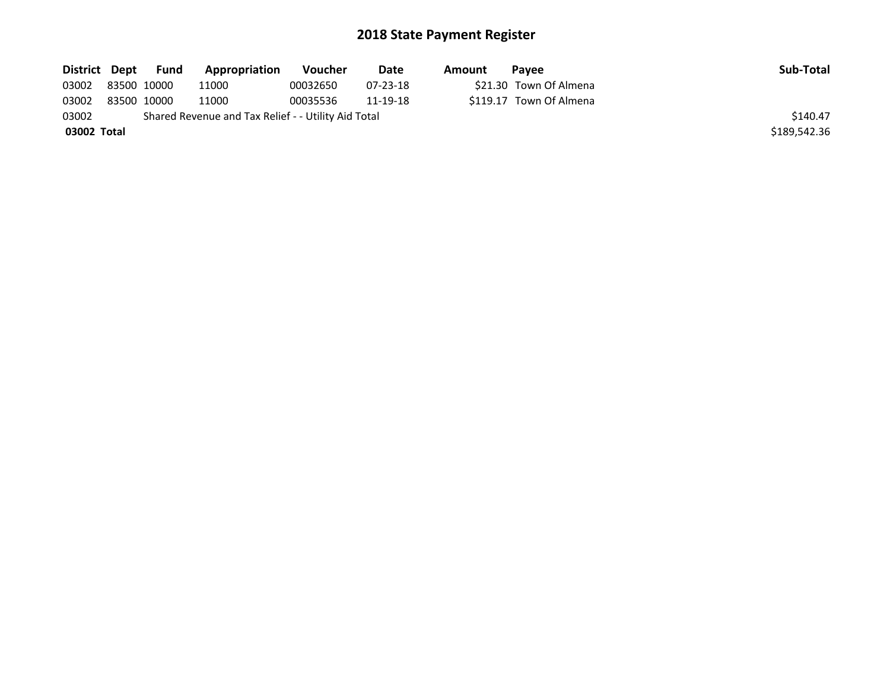# 2018 State Payment Register

| District | Dept | Fund | Appropriation | Voucher | Date | Amount | Payee | Sub-Total |
|---|---|---|---|---|---|---|---|---|
| 03002 | 83500 | 10000 | 11000 | 00032650 | 07-23-18 | $21.30 | Town Of Almena | |
| 03002 | 83500 | 10000 | 11000 | 00035536 | 11-19-18 | $119.17 | Town Of Almena | |
| 03002 | Shared Revenue and Tax Relief - - Utility Aid Total | | | | | | | $140.47 |
| **03002 Total** | | | | | | | | $189,542.36 |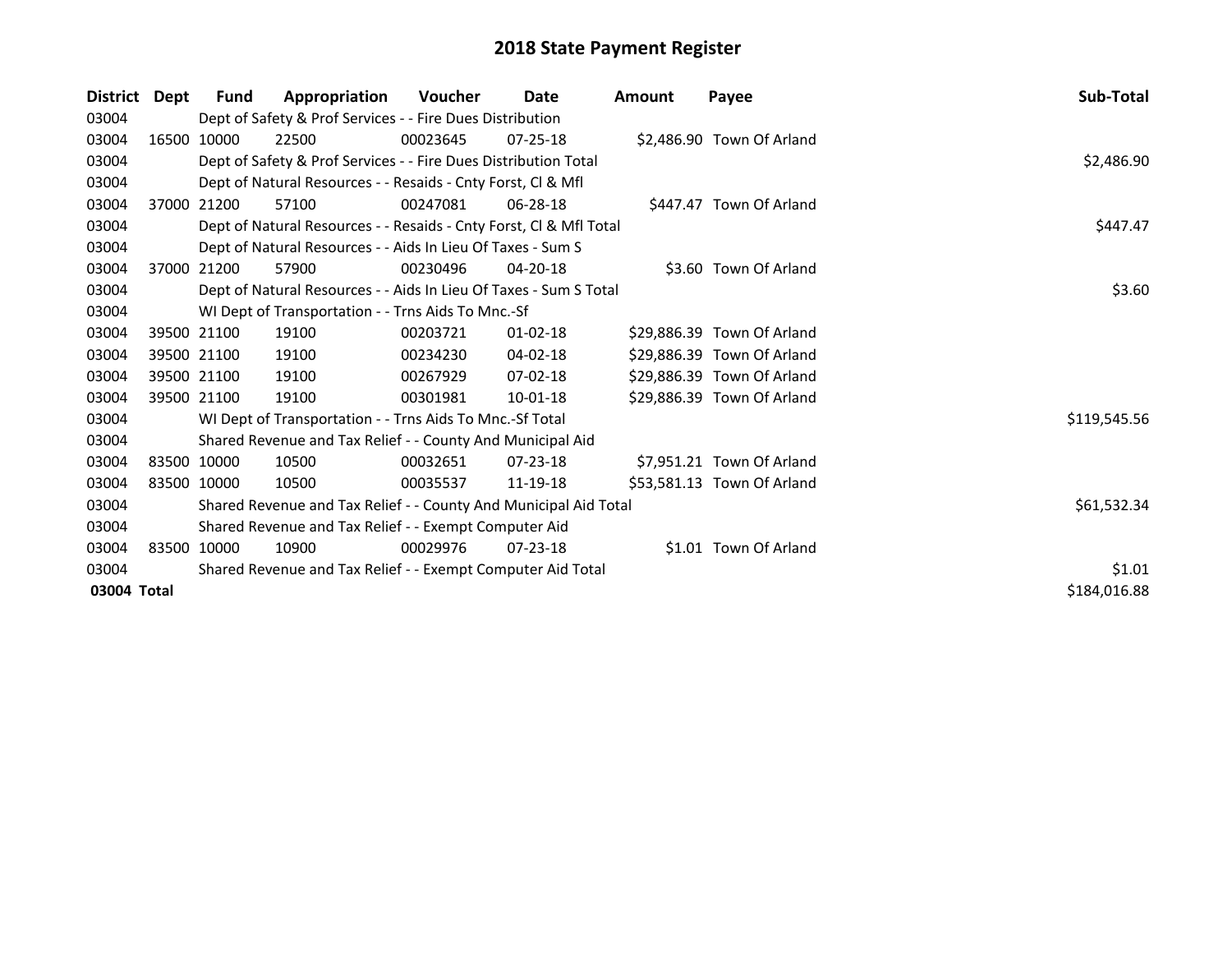# 2018 State Payment Register

| District | Dept | Fund | Appropriation | Voucher | Date | Amount | Payee | Sub-Total |
|---|---|---|---|---|---|---|---|---|
| 03004 | | Dept of Safety & Prof Services - - Fire Dues Distribution | | | | | | |
| 03004 | 16500 | 10000 | 22500 | 00023645 | 07-25-18 | $2,486.90 | Town Of Arland | |
| 03004 | | Dept of Safety & Prof Services - - Fire Dues Distribution Total | | | | | | $2,486.90 |
| 03004 | | Dept of Natural Resources - - Resaids - Cnty Forst, Cl & Mfl | | | | | | |
| 03004 | 37000 | 21200 | 57100 | 00247081 | 06-28-18 | $447.47 | Town Of Arland | |
| 03004 | | Dept of Natural Resources - - Resaids - Cnty Forst, Cl & Mfl Total | | | | | | $447.47 |
| 03004 | | Dept of Natural Resources - - Aids In Lieu Of Taxes - Sum S | | | | | | |
| 03004 | 37000 | 21200 | 57900 | 00230496 | 04-20-18 | $3.60 | Town Of Arland | |
| 03004 | | Dept of Natural Resources - - Aids In Lieu Of Taxes - Sum S Total | | | | | | $3.60 |
| 03004 | | WI Dept of Transportation - - Trns Aids To Mnc.-Sf | | | | | | |
| 03004 | 39500 | 21100 | 19100 | 00203721 | 01-02-18 | $29,886.39 | Town Of Arland | |
| 03004 | 39500 | 21100 | 19100 | 00234230 | 04-02-18 | $29,886.39 | Town Of Arland | |
| 03004 | 39500 | 21100 | 19100 | 00267929 | 07-02-18 | $29,886.39 | Town Of Arland | |
| 03004 | 39500 | 21100 | 19100 | 00301981 | 10-01-18 | $29,886.39 | Town Of Arland | |
| 03004 | | WI Dept of Transportation - - Trns Aids To Mnc.-Sf Total | | | | | | $119,545.56 |
| 03004 | | Shared Revenue and Tax Relief - - County And Municipal Aid | | | | | | |
| 03004 | 83500 | 10000 | 10500 | 00032651 | 07-23-18 | $7,951.21 | Town Of Arland | |
| 03004 | 83500 | 10000 | 10500 | 00035537 | 11-19-18 | $53,581.13 | Town Of Arland | |
| 03004 | | Shared Revenue and Tax Relief - - County And Municipal Aid Total | | | | | | $61,532.34 |
| 03004 | | Shared Revenue and Tax Relief - - Exempt Computer Aid | | | | | | |
| 03004 | 83500 | 10000 | 10900 | 00029976 | 07-23-18 | $1.01 | Town Of Arland | |
| 03004 | | Shared Revenue and Tax Relief - - Exempt Computer Aid Total | | | | | | $1.01 |
| **03004 Total** | | | | | | | | $184,016.88 |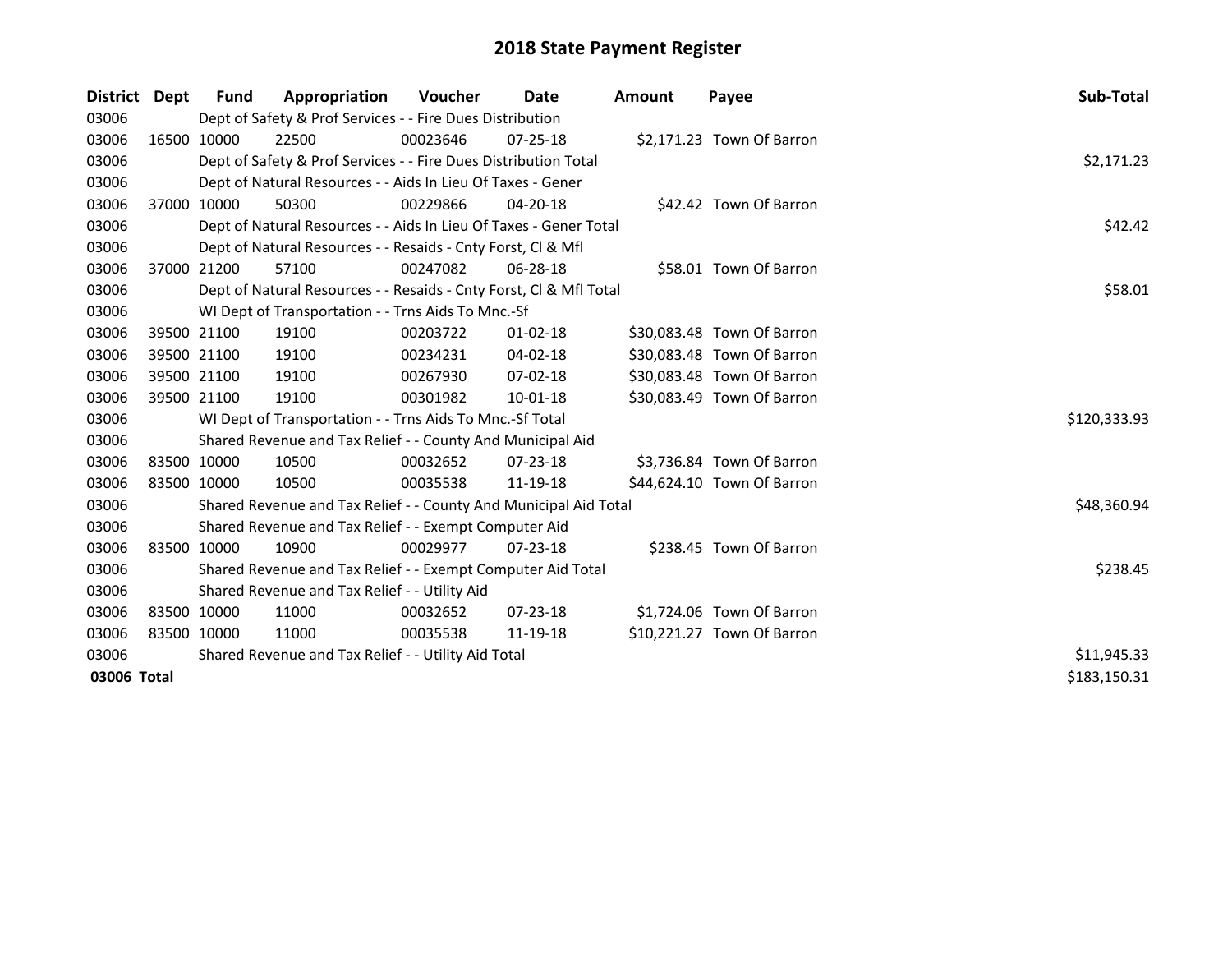# 2018 State Payment Register

| District | Dept | Fund | Appropriation | Voucher | Date | Amount | Payee | Sub-Total |
|---|---|---|---|---|---|---|---|---|
| 03006 | | Dept of Safety & Prof Services - - Fire Dues Distribution | | | | | | |
| 03006 | 16500 | 10000 | 22500 | 00023646 | 07-25-18 | $2,171.23 | Town Of Barron | |
| 03006 | | Dept of Safety & Prof Services - - Fire Dues Distribution Total | | | | | | $2,171.23 |
| 03006 | | Dept of Natural Resources - - Aids In Lieu Of Taxes - Gener | | | | | | |
| 03006 | 37000 | 10000 | 50300 | 00229866 | 04-20-18 | $42.42 | Town Of Barron | |
| 03006 | | Dept of Natural Resources - - Aids In Lieu Of Taxes - Gener Total | | | | | | $42.42 |
| 03006 | | Dept of Natural Resources - - Resaids - Cnty Forst, Cl & Mfl | | | | | | |
| 03006 | 37000 | 21200 | 57100 | 00247082 | 06-28-18 | $58.01 | Town Of Barron | |
| 03006 | | Dept of Natural Resources - - Resaids - Cnty Forst, Cl & Mfl Total | | | | | | $58.01 |
| 03006 | | WI Dept of Transportation - - Trns Aids To Mnc.-Sf | | | | | | |
| 03006 | 39500 | 21100 | 19100 | 00203722 | 01-02-18 | $30,083.48 | Town Of Barron | |
| 03006 | 39500 | 21100 | 19100 | 00234231 | 04-02-18 | $30,083.48 | Town Of Barron | |
| 03006 | 39500 | 21100 | 19100 | 00267930 | 07-02-18 | $30,083.48 | Town Of Barron | |
| 03006 | 39500 | 21100 | 19100 | 00301982 | 10-01-18 | $30,083.49 | Town Of Barron | |
| 03006 | | WI Dept of Transportation - - Trns Aids To Mnc.-Sf Total | | | | | | $120,333.93 |
| 03006 | | Shared Revenue and Tax Relief - - County And Municipal Aid | | | | | | |
| 03006 | 83500 | 10000 | 10500 | 00032652 | 07-23-18 | $3,736.84 | Town Of Barron | |
| 03006 | 83500 | 10000 | 10500 | 00035538 | 11-19-18 | $44,624.10 | Town Of Barron | |
| 03006 | | Shared Revenue and Tax Relief - - County And Municipal Aid Total | | | | | | $48,360.94 |
| 03006 | | Shared Revenue and Tax Relief - - Exempt Computer Aid | | | | | | |
| 03006 | 83500 | 10000 | 10900 | 00029977 | 07-23-18 | $238.45 | Town Of Barron | |
| 03006 | | Shared Revenue and Tax Relief - - Exempt Computer Aid Total | | | | | | $238.45 |
| 03006 | | Shared Revenue and Tax Relief - - Utility Aid | | | | | | |
| 03006 | 83500 | 10000 | 11000 | 00032652 | 07-23-18 | $1,724.06 | Town Of Barron | |
| 03006 | 83500 | 10000 | 11000 | 00035538 | 11-19-18 | $10,221.27 | Town Of Barron | |
| 03006 | | Shared Revenue and Tax Relief - - Utility Aid Total | | | | | | $11,945.33 |
| **03006 Total** | | | | | | | | $183,150.31 |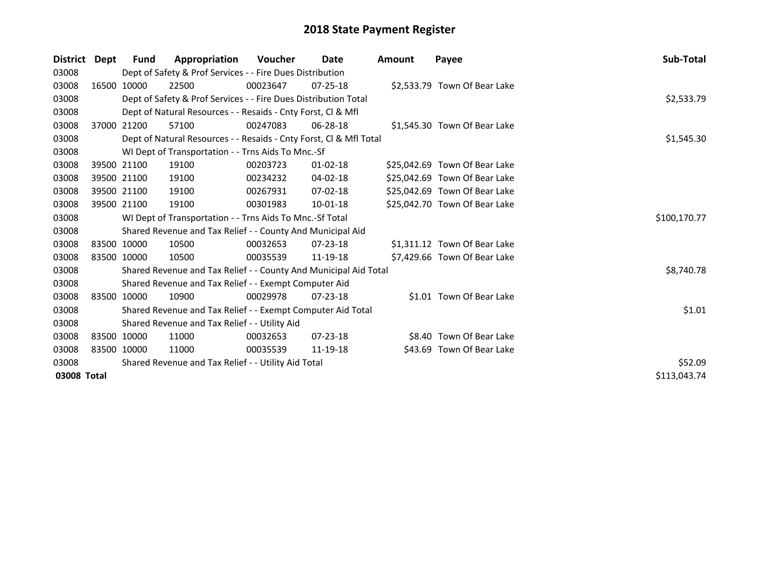# 2018 State Payment Register

| District | Dept | Fund | Appropriation | Voucher | Date | Amount | Payee | Sub-Total |
|---|---|---|---|---|---|---|---|---|
| 03008 | | Dept of Safety & Prof Services - - Fire Dues Distribution | | | | | | |
| 03008 | 16500 | 10000 | 22500 | 00023647 | 07-25-18 | $2,533.79 | Town Of Bear Lake | |
| 03008 | | Dept of Safety & Prof Services - - Fire Dues Distribution Total | | | | | | $2,533.79 |
| 03008 | | Dept of Natural Resources - - Resaids - Cnty Forst, Cl & Mfl | | | | | | |
| 03008 | 37000 | 21200 | 57100 | 00247083 | 06-28-18 | $1,545.30 | Town Of Bear Lake | |
| 03008 | | Dept of Natural Resources - - Resaids - Cnty Forst, Cl & Mfl Total | | | | | | $1,545.30 |
| 03008 | | WI Dept of Transportation - - Trns Aids To Mnc.-Sf | | | | | | |
| 03008 | 39500 | 21100 | 19100 | 00203723 | 01-02-18 | $25,042.69 | Town Of Bear Lake | |
| 03008 | 39500 | 21100 | 19100 | 00234232 | 04-02-18 | $25,042.69 | Town Of Bear Lake | |
| 03008 | 39500 | 21100 | 19100 | 00267931 | 07-02-18 | $25,042.69 | Town Of Bear Lake | |
| 03008 | 39500 | 21100 | 19100 | 00301983 | 10-01-18 | $25,042.70 | Town Of Bear Lake | |
| 03008 | | WI Dept of Transportation - - Trns Aids To Mnc.-Sf Total | | | | | | $100,170.77 |
| 03008 | | Shared Revenue and Tax Relief - - County And Municipal Aid | | | | | | |
| 03008 | 83500 | 10000 | 10500 | 00032653 | 07-23-18 | $1,311.12 | Town Of Bear Lake | |
| 03008 | 83500 | 10000 | 10500 | 00035539 | 11-19-18 | $7,429.66 | Town Of Bear Lake | |
| 03008 | | Shared Revenue and Tax Relief - - County And Municipal Aid Total | | | | | | $8,740.78 |
| 03008 | | Shared Revenue and Tax Relief - - Exempt Computer Aid | | | | | | |
| 03008 | 83500 | 10000 | 10900 | 00029978 | 07-23-18 | $1.01 | Town Of Bear Lake | |
| 03008 | | Shared Revenue and Tax Relief - - Exempt Computer Aid Total | | | | | | $1.01 |
| 03008 | | Shared Revenue and Tax Relief - - Utility Aid | | | | | | |
| 03008 | 83500 | 10000 | 11000 | 00032653 | 07-23-18 | $8.40 | Town Of Bear Lake | |
| 03008 | 83500 | 10000 | 11000 | 00035539 | 11-19-18 | $43.69 | Town Of Bear Lake | |
| 03008 | | Shared Revenue and Tax Relief - - Utility Aid Total | | | | | | $52.09 |
| **03008 Total** | | | | | | | | $113,043.74 |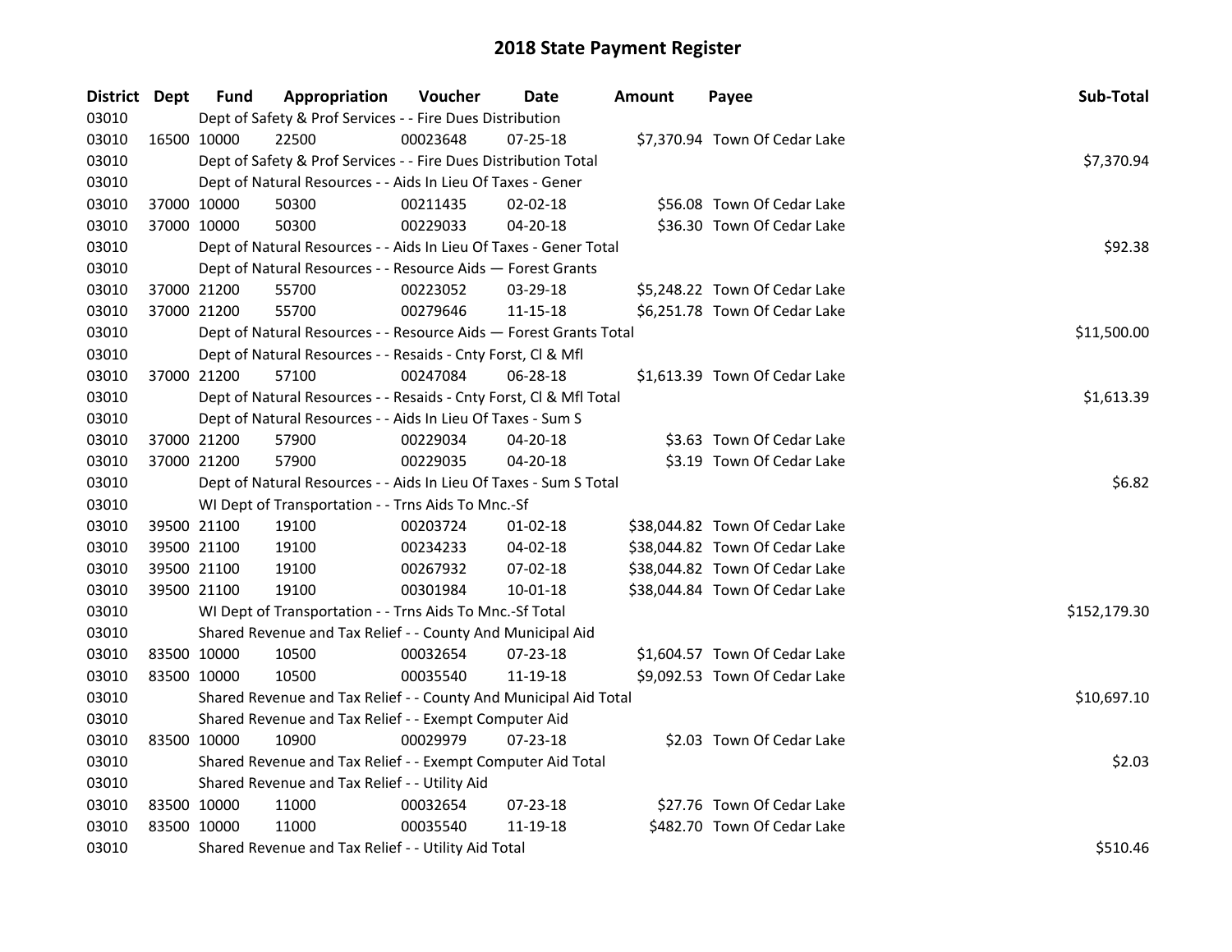# 2018 State Payment Register

| District | Dept | Fund | Appropriation | Voucher | Date | Amount | Payee | Sub-Total |
|---|---|---|---|---|---|---|---|---|
| 03010 | | Dept of Safety & Prof Services - - Fire Dues Distribution | | | | | | |
| 03010 | 16500 | 10000 | 22500 | 00023648 | 07-25-18 | $7,370.94 | Town Of Cedar Lake | |
| 03010 | | Dept of Safety & Prof Services - - Fire Dues Distribution Total | | | | | | $7,370.94 |
| 03010 | | Dept of Natural Resources - - Aids In Lieu Of Taxes - Gener | | | | | | |
| 03010 | 37000 | 10000 | 50300 | 00211435 | 02-02-18 | $56.08 | Town Of Cedar Lake | |
| 03010 | 37000 | 10000 | 50300 | 00229033 | 04-20-18 | $36.30 | Town Of Cedar Lake | |
| 03010 | | Dept of Natural Resources - - Aids In Lieu Of Taxes - Gener Total | | | | | | $92.38 |
| 03010 | | Dept of Natural Resources - - Resource Aids — Forest Grants | | | | | | |
| 03010 | 37000 | 21200 | 55700 | 00223052 | 03-29-18 | $5,248.22 | Town Of Cedar Lake | |
| 03010 | 37000 | 21200 | 55700 | 00279646 | 11-15-18 | $6,251.78 | Town Of Cedar Lake | |
| 03010 | | Dept of Natural Resources - - Resource Aids — Forest Grants Total | | | | | | $11,500.00 |
| 03010 | | Dept of Natural Resources - - Resaids - Cnty Forst, Cl & Mfl | | | | | | |
| 03010 | 37000 | 21200 | 57100 | 00247084 | 06-28-18 | $1,613.39 | Town Of Cedar Lake | |
| 03010 | | Dept of Natural Resources - - Resaids - Cnty Forst, Cl & Mfl Total | | | | | | $1,613.39 |
| 03010 | | Dept of Natural Resources - - Aids In Lieu Of Taxes - Sum S | | | | | | |
| 03010 | 37000 | 21200 | 57900 | 00229034 | 04-20-18 | $3.63 | Town Of Cedar Lake | |
| 03010 | 37000 | 21200 | 57900 | 00229035 | 04-20-18 | $3.19 | Town Of Cedar Lake | |
| 03010 | | Dept of Natural Resources - - Aids In Lieu Of Taxes - Sum S Total | | | | | | $6.82 |
| 03010 | | WI Dept of Transportation - - Trns Aids To Mnc.-Sf | | | | | | |
| 03010 | 39500 | 21100 | 19100 | 00203724 | 01-02-18 | $38,044.82 | Town Of Cedar Lake | |
| 03010 | 39500 | 21100 | 19100 | 00234233 | 04-02-18 | $38,044.82 | Town Of Cedar Lake | |
| 03010 | 39500 | 21100 | 19100 | 00267932 | 07-02-18 | $38,044.82 | Town Of Cedar Lake | |
| 03010 | 39500 | 21100 | 19100 | 00301984 | 10-01-18 | $38,044.84 | Town Of Cedar Lake | |
| 03010 | | WI Dept of Transportation - - Trns Aids To Mnc.-Sf Total | | | | | | $152,179.30 |
| 03010 | | Shared Revenue and Tax Relief - - County And Municipal Aid | | | | | | |
| 03010 | 83500 | 10000 | 10500 | 00032654 | 07-23-18 | $1,604.57 | Town Of Cedar Lake | |
| 03010 | 83500 | 10000 | 10500 | 00035540 | 11-19-18 | $9,092.53 | Town Of Cedar Lake | |
| 03010 | | Shared Revenue and Tax Relief - - County And Municipal Aid Total | | | | | | $10,697.10 |
| 03010 | | Shared Revenue and Tax Relief - - Exempt Computer Aid | | | | | | |
| 03010 | 83500 | 10000 | 10900 | 00029979 | 07-23-18 | $2.03 | Town Of Cedar Lake | |
| 03010 | | Shared Revenue and Tax Relief - - Exempt Computer Aid Total | | | | | | $2.03 |
| 03010 | | Shared Revenue and Tax Relief - - Utility Aid | | | | | | |
| 03010 | 83500 | 10000 | 11000 | 00032654 | 07-23-18 | $27.76 | Town Of Cedar Lake | |
| 03010 | 83500 | 10000 | 11000 | 00035540 | 11-19-18 | $482.70 | Town Of Cedar Lake | |
| 03010 | | Shared Revenue and Tax Relief - - Utility Aid Total | | | | | | $510.46 |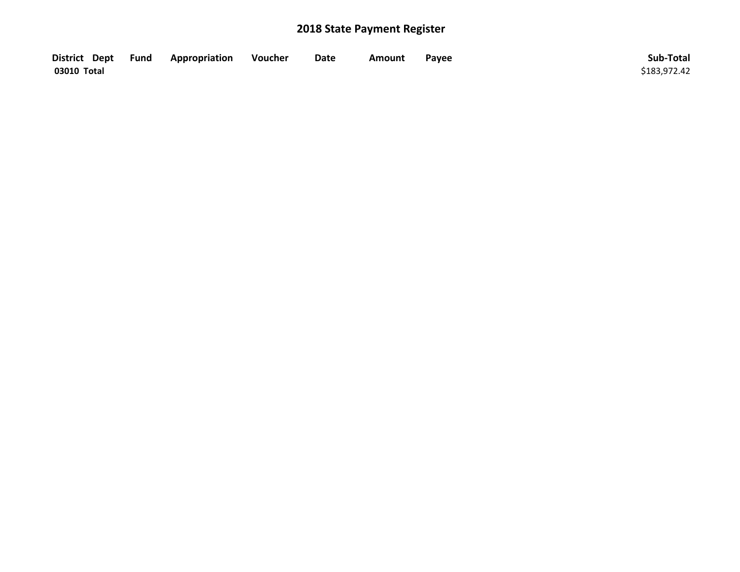# 2018 State Payment Register

| District | Dept | Fund | Appropriation | Voucher | Date | Amount | Payee | Sub-Total |
|---|---|---|---|---|---|---|---|---|
| **03010 Total** | | | | | | | | $183,972.42 |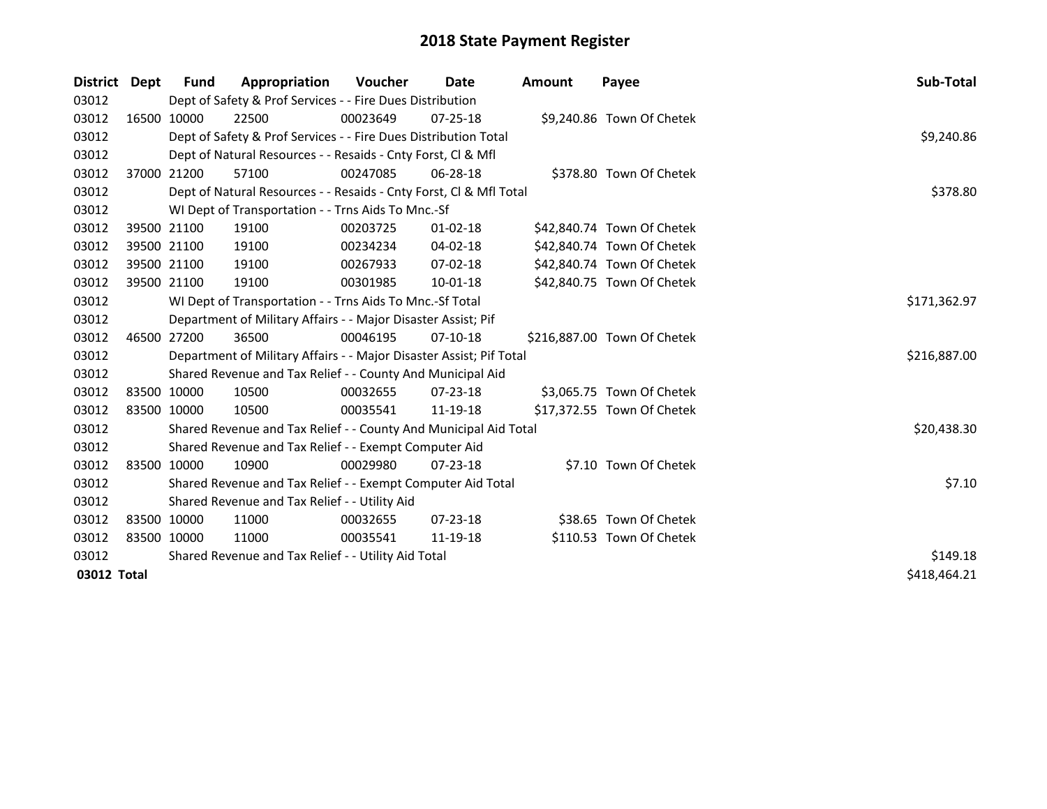# 2018 State Payment Register

| District | Dept | Fund | Appropriation | Voucher | Date | Amount | Payee | Sub-Total |
|---|---|---|---|---|---|---|---|---|
| 03012 | | Dept of Safety & Prof Services - - Fire Dues Distribution | | | | | | |
| 03012 | 16500 | 10000 | 22500 | 00023649 | 07-25-18 | $9,240.86 | Town Of Chetek | |
| 03012 | | Dept of Safety & Prof Services - - Fire Dues Distribution Total | | | | | | $9,240.86 |
| 03012 | | Dept of Natural Resources - - Resaids - Cnty Forst, Cl & Mfl | | | | | | |
| 03012 | 37000 | 21200 | 57100 | 00247085 | 06-28-18 | $378.80 | Town Of Chetek | |
| 03012 | | Dept of Natural Resources - - Resaids - Cnty Forst, Cl & Mfl Total | | | | | | $378.80 |
| 03012 | | WI Dept of Transportation - - Trns Aids To Mnc.-Sf | | | | | | |
| 03012 | 39500 | 21100 | 19100 | 00203725 | 01-02-18 | $42,840.74 | Town Of Chetek | |
| 03012 | 39500 | 21100 | 19100 | 00234234 | 04-02-18 | $42,840.74 | Town Of Chetek | |
| 03012 | 39500 | 21100 | 19100 | 00267933 | 07-02-18 | $42,840.74 | Town Of Chetek | |
| 03012 | 39500 | 21100 | 19100 | 00301985 | 10-01-18 | $42,840.75 | Town Of Chetek | |
| 03012 | | WI Dept of Transportation - - Trns Aids To Mnc.-Sf Total | | | | | | $171,362.97 |
| 03012 | | Department of Military Affairs - - Major Disaster Assist; Pif | | | | | | |
| 03012 | 46500 | 27200 | 36500 | 00046195 | 07-10-18 | $216,887.00 | Town Of Chetek | |
| 03012 | | Department of Military Affairs - - Major Disaster Assist; Pif Total | | | | | | $216,887.00 |
| 03012 | | Shared Revenue and Tax Relief - - County And Municipal Aid | | | | | | |
| 03012 | 83500 | 10000 | 10500 | 00032655 | 07-23-18 | $3,065.75 | Town Of Chetek | |
| 03012 | 83500 | 10000 | 10500 | 00035541 | 11-19-18 | $17,372.55 | Town Of Chetek | |
| 03012 | | Shared Revenue and Tax Relief - - County And Municipal Aid Total | | | | | | $20,438.30 |
| 03012 | | Shared Revenue and Tax Relief - - Exempt Computer Aid | | | | | | |
| 03012 | 83500 | 10000 | 10900 | 00029980 | 07-23-18 | $7.10 | Town Of Chetek | |
| 03012 | | Shared Revenue and Tax Relief - - Exempt Computer Aid Total | | | | | | $7.10 |
| 03012 | | Shared Revenue and Tax Relief - - Utility Aid | | | | | | |
| 03012 | 83500 | 10000 | 11000 | 00032655 | 07-23-18 | $38.65 | Town Of Chetek | |
| 03012 | 83500 | 10000 | 11000 | 00035541 | 11-19-18 | $110.53 | Town Of Chetek | |
| 03012 | | Shared Revenue and Tax Relief - - Utility Aid Total | | | | | | $149.18 |
| **03012 Total** | | | | | | | | $418,464.21 |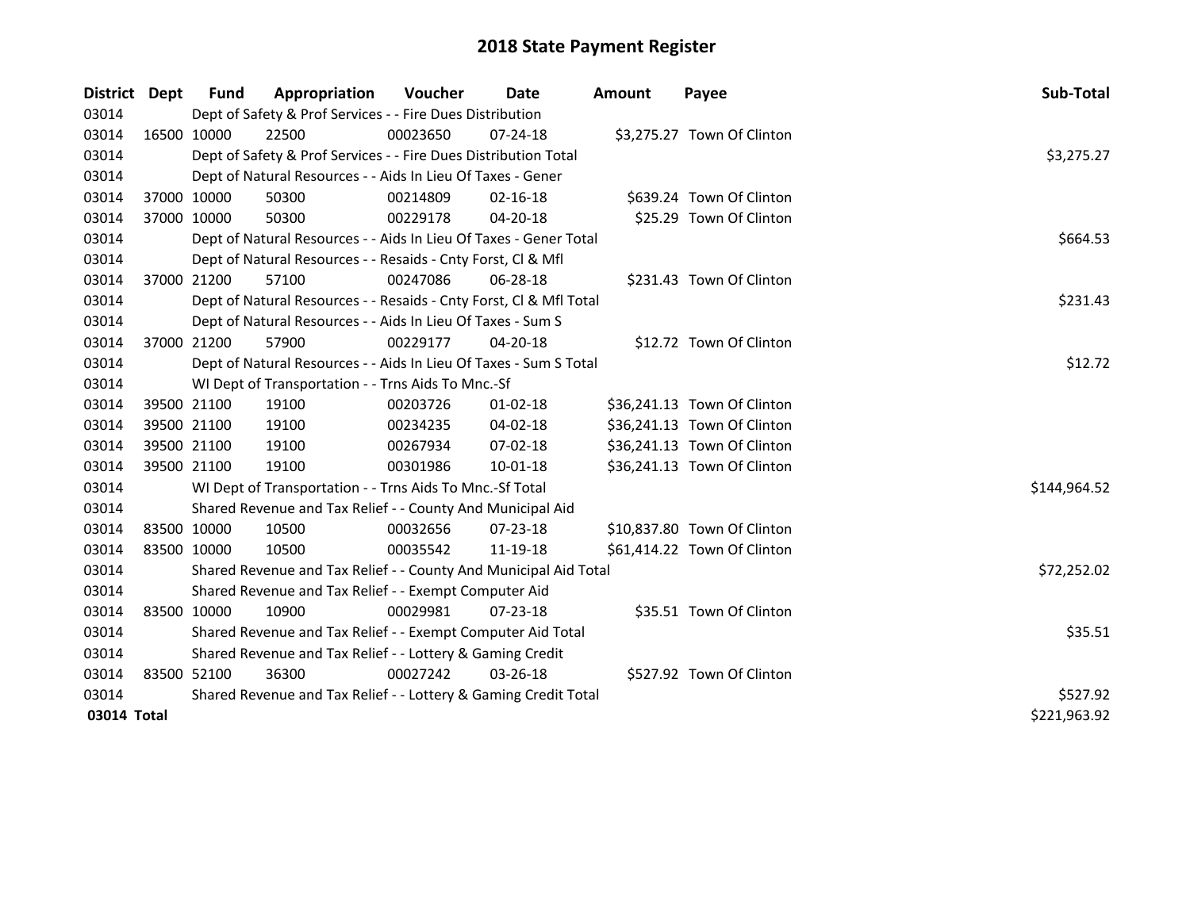# 2018 State Payment Register

| District | Dept | Fund | Appropriation | Voucher | Date | Amount | Payee | Sub-Total |
|---|---|---|---|---|---|---|---|---|
| 03014 | | Dept of Safety & Prof Services - - Fire Dues Distribution | | | | | | |
| 03014 | 16500 | 10000 | 22500 | 00023650 | 07-24-18 | $3,275.27 | Town Of Clinton | |
| 03014 | | Dept of Safety & Prof Services - - Fire Dues Distribution Total | | | | | | $3,275.27 |
| 03014 | | Dept of Natural Resources - - Aids In Lieu Of Taxes - Gener | | | | | | |
| 03014 | 37000 | 10000 | 50300 | 00214809 | 02-16-18 | $639.24 | Town Of Clinton | |
| 03014 | 37000 | 10000 | 50300 | 00229178 | 04-20-18 | $25.29 | Town Of Clinton | |
| 03014 | | Dept of Natural Resources - - Aids In Lieu Of Taxes - Gener Total | | | | | | $664.53 |
| 03014 | | Dept of Natural Resources - - Resaids - Cnty Forst, Cl & Mfl | | | | | | |
| 03014 | 37000 | 21200 | 57100 | 00247086 | 06-28-18 | $231.43 | Town Of Clinton | |
| 03014 | | Dept of Natural Resources - - Resaids - Cnty Forst, Cl & Mfl Total | | | | | | $231.43 |
| 03014 | | Dept of Natural Resources - - Aids In Lieu Of Taxes - Sum S | | | | | | |
| 03014 | 37000 | 21200 | 57900 | 00229177 | 04-20-18 | $12.72 | Town Of Clinton | |
| 03014 | | Dept of Natural Resources - - Aids In Lieu Of Taxes - Sum S Total | | | | | | $12.72 |
| 03014 | | WI Dept of Transportation - - Trns Aids To Mnc.-Sf | | | | | | |
| 03014 | 39500 | 21100 | 19100 | 00203726 | 01-02-18 | $36,241.13 | Town Of Clinton | |
| 03014 | 39500 | 21100 | 19100 | 00234235 | 04-02-18 | $36,241.13 | Town Of Clinton | |
| 03014 | 39500 | 21100 | 19100 | 00267934 | 07-02-18 | $36,241.13 | Town Of Clinton | |
| 03014 | 39500 | 21100 | 19100 | 00301986 | 10-01-18 | $36,241.13 | Town Of Clinton | |
| 03014 | | WI Dept of Transportation - - Trns Aids To Mnc.-Sf Total | | | | | | $144,964.52 |
| 03014 | | Shared Revenue and Tax Relief - - County And Municipal Aid | | | | | | |
| 03014 | 83500 | 10000 | 10500 | 00032656 | 07-23-18 | $10,837.80 | Town Of Clinton | |
| 03014 | 83500 | 10000 | 10500 | 00035542 | 11-19-18 | $61,414.22 | Town Of Clinton | |
| 03014 | | Shared Revenue and Tax Relief - - County And Municipal Aid Total | | | | | | $72,252.02 |
| 03014 | | Shared Revenue and Tax Relief - - Exempt Computer Aid | | | | | | |
| 03014 | 83500 | 10000 | 10900 | 00029981 | 07-23-18 | $35.51 | Town Of Clinton | |
| 03014 | | Shared Revenue and Tax Relief - - Exempt Computer Aid Total | | | | | | $35.51 |
| 03014 | | Shared Revenue and Tax Relief - - Lottery & Gaming Credit | | | | | | |
| 03014 | 83500 | 52100 | 36300 | 00027242 | 03-26-18 | $527.92 | Town Of Clinton | |
| 03014 | | Shared Revenue and Tax Relief - - Lottery & Gaming Credit Total | | | | | | $527.92 |
| **03014 Total** | | | | | | | | $221,963.92 |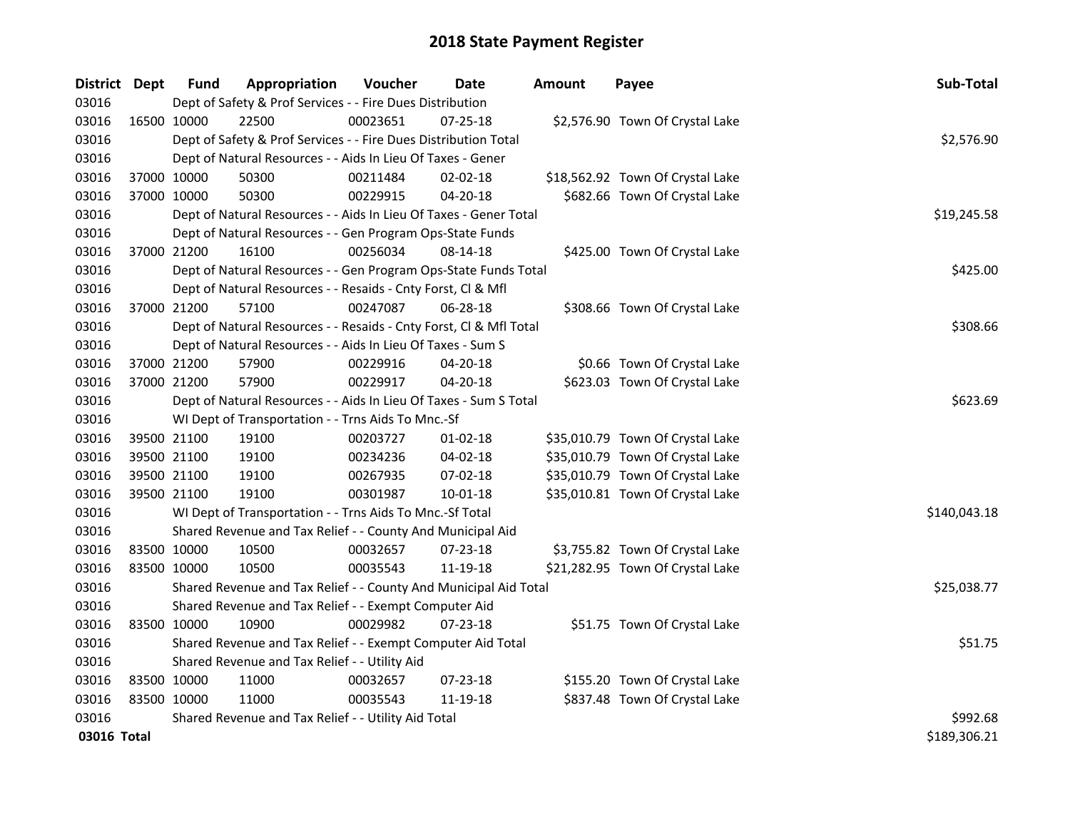# 2018 State Payment Register

| District | Dept | Fund | Appropriation | Voucher | Date | Amount | Payee | Sub-Total |
|---|---|---|---|---|---|---|---|---|
| 03016 | | Dept of Safety & Prof Services - - Fire Dues Distribution | | | | | | |
| 03016 | 16500 | 10000 | 22500 | 00023651 | 07-25-18 | $2,576.90 | Town Of Crystal Lake | |
| 03016 | | Dept of Safety & Prof Services - - Fire Dues Distribution Total | | | | | | $2,576.90 |
| 03016 | | Dept of Natural Resources - - Aids In Lieu Of Taxes - Gener | | | | | | |
| 03016 | 37000 | 10000 | 50300 | 00211484 | 02-02-18 | $18,562.92 | Town Of Crystal Lake | |
| 03016 | 37000 | 10000 | 50300 | 00229915 | 04-20-18 | $682.66 | Town Of Crystal Lake | |
| 03016 | | Dept of Natural Resources - - Aids In Lieu Of Taxes - Gener Total | | | | | | $19,245.58 |
| 03016 | | Dept of Natural Resources - - Gen Program Ops-State Funds | | | | | | |
| 03016 | 37000 | 21200 | 16100 | 00256034 | 08-14-18 | $425.00 | Town Of Crystal Lake | |
| 03016 | | Dept of Natural Resources - - Gen Program Ops-State Funds Total | | | | | | $425.00 |
| 03016 | | Dept of Natural Resources - - Resaids - Cnty Forst, Cl & Mfl | | | | | | |
| 03016 | 37000 | 21200 | 57100 | 00247087 | 06-28-18 | $308.66 | Town Of Crystal Lake | |
| 03016 | | Dept of Natural Resources - - Resaids - Cnty Forst, Cl & Mfl Total | | | | | | $308.66 |
| 03016 | | Dept of Natural Resources - - Aids In Lieu Of Taxes - Sum S | | | | | | |
| 03016 | 37000 | 21200 | 57900 | 00229916 | 04-20-18 | $0.66 | Town Of Crystal Lake | |
| 03016 | 37000 | 21200 | 57900 | 00229917 | 04-20-18 | $623.03 | Town Of Crystal Lake | |
| 03016 | | Dept of Natural Resources - - Aids In Lieu Of Taxes - Sum S Total | | | | | | $623.69 |
| 03016 | | WI Dept of Transportation - - Trns Aids To Mnc.-Sf | | | | | | |
| 03016 | 39500 | 21100 | 19100 | 00203727 | 01-02-18 | $35,010.79 | Town Of Crystal Lake | |
| 03016 | 39500 | 21100 | 19100 | 00234236 | 04-02-18 | $35,010.79 | Town Of Crystal Lake | |
| 03016 | 39500 | 21100 | 19100 | 00267935 | 07-02-18 | $35,010.79 | Town Of Crystal Lake | |
| 03016 | 39500 | 21100 | 19100 | 00301987 | 10-01-18 | $35,010.81 | Town Of Crystal Lake | |
| 03016 | | WI Dept of Transportation - - Trns Aids To Mnc.-Sf Total | | | | | | $140,043.18 |
| 03016 | | Shared Revenue and Tax Relief - - County And Municipal Aid | | | | | | |
| 03016 | 83500 | 10000 | 10500 | 00032657 | 07-23-18 | $3,755.82 | Town Of Crystal Lake | |
| 03016 | 83500 | 10000 | 10500 | 00035543 | 11-19-18 | $21,282.95 | Town Of Crystal Lake | |
| 03016 | | Shared Revenue and Tax Relief - - County And Municipal Aid Total | | | | | | $25,038.77 |
| 03016 | | Shared Revenue and Tax Relief - - Exempt Computer Aid | | | | | | |
| 03016 | 83500 | 10000 | 10900 | 00029982 | 07-23-18 | $51.75 | Town Of Crystal Lake | |
| 03016 | | Shared Revenue and Tax Relief - - Exempt Computer Aid Total | | | | | | $51.75 |
| 03016 | | Shared Revenue and Tax Relief - - Utility Aid | | | | | | |
| 03016 | 83500 | 10000 | 11000 | 00032657 | 07-23-18 | $155.20 | Town Of Crystal Lake | |
| 03016 | 83500 | 10000 | 11000 | 00035543 | 11-19-18 | $837.48 | Town Of Crystal Lake | |
| 03016 | | Shared Revenue and Tax Relief - - Utility Aid Total | | | | | | $992.68 |
| **03016 Total** | | | | | | | | $189,306.21 |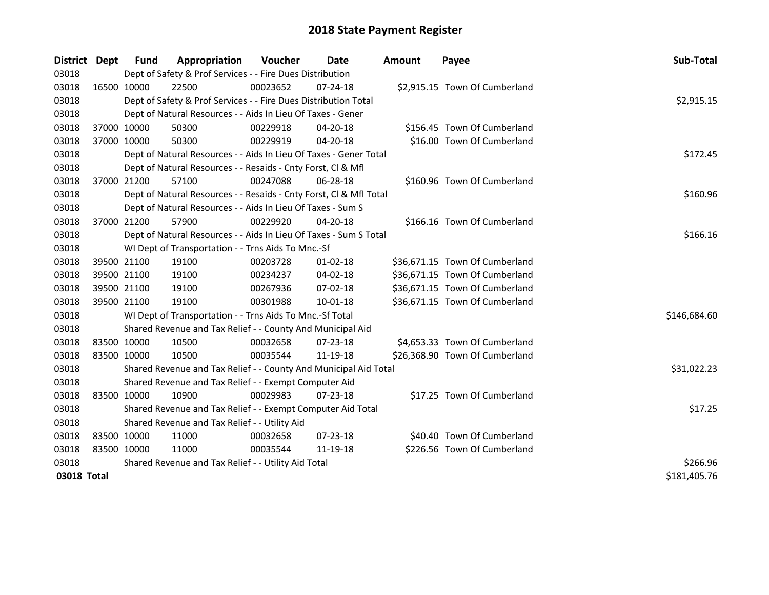# 2018 State Payment Register

| District | Dept | Fund | Appropriation | Voucher | Date | Amount | Payee | Sub-Total |
|---|---|---|---|---|---|---|---|---|
| 03018 | | Dept of Safety & Prof Services - - Fire Dues Distribution | | | | | | |
| 03018 | 16500 | 10000 | 22500 | 00023652 | 07-24-18 | $2,915.15 | Town Of Cumberland | |
| 03018 | | Dept of Safety & Prof Services - - Fire Dues Distribution Total | | | | | | $2,915.15 |
| 03018 | | Dept of Natural Resources - - Aids In Lieu Of Taxes - Gener | | | | | | |
| 03018 | 37000 | 10000 | 50300 | 00229918 | 04-20-18 | $156.45 | Town Of Cumberland | |
| 03018 | 37000 | 10000 | 50300 | 00229919 | 04-20-18 | $16.00 | Town Of Cumberland | |
| 03018 | | Dept of Natural Resources - - Aids In Lieu Of Taxes - Gener Total | | | | | | $172.45 |
| 03018 | | Dept of Natural Resources - - Resaids - Cnty Forst, Cl & Mfl | | | | | | |
| 03018 | 37000 | 21200 | 57100 | 00247088 | 06-28-18 | $160.96 | Town Of Cumberland | |
| 03018 | | Dept of Natural Resources - - Resaids - Cnty Forst, Cl & Mfl Total | | | | | | $160.96 |
| 03018 | | Dept of Natural Resources - - Aids In Lieu Of Taxes - Sum S | | | | | | |
| 03018 | 37000 | 21200 | 57900 | 00229920 | 04-20-18 | $166.16 | Town Of Cumberland | |
| 03018 | | Dept of Natural Resources - - Aids In Lieu Of Taxes - Sum S Total | | | | | | $166.16 |
| 03018 | | WI Dept of Transportation - - Trns Aids To Mnc.-Sf | | | | | | |
| 03018 | 39500 | 21100 | 19100 | 00203728 | 01-02-18 | $36,671.15 | Town Of Cumberland | |
| 03018 | 39500 | 21100 | 19100 | 00234237 | 04-02-18 | $36,671.15 | Town Of Cumberland | |
| 03018 | 39500 | 21100 | 19100 | 00267936 | 07-02-18 | $36,671.15 | Town Of Cumberland | |
| 03018 | 39500 | 21100 | 19100 | 00301988 | 10-01-18 | $36,671.15 | Town Of Cumberland | |
| 03018 | | WI Dept of Transportation - - Trns Aids To Mnc.-Sf Total | | | | | | $146,684.60 |
| 03018 | | Shared Revenue and Tax Relief - - County And Municipal Aid | | | | | | |
| 03018 | 83500 | 10000 | 10500 | 00032658 | 07-23-18 | $4,653.33 | Town Of Cumberland | |
| 03018 | 83500 | 10000 | 10500 | 00035544 | 11-19-18 | $26,368.90 | Town Of Cumberland | |
| 03018 | | Shared Revenue and Tax Relief - - County And Municipal Aid Total | | | | | | $31,022.23 |
| 03018 | | Shared Revenue and Tax Relief - - Exempt Computer Aid | | | | | | |
| 03018 | 83500 | 10000 | 10900 | 00029983 | 07-23-18 | $17.25 | Town Of Cumberland | |
| 03018 | | Shared Revenue and Tax Relief - - Exempt Computer Aid Total | | | | | | $17.25 |
| 03018 | | Shared Revenue and Tax Relief - - Utility Aid | | | | | | |
| 03018 | 83500 | 10000 | 11000 | 00032658 | 07-23-18 | $40.40 | Town Of Cumberland | |
| 03018 | 83500 | 10000 | 11000 | 00035544 | 11-19-18 | $226.56 | Town Of Cumberland | |
| 03018 | | Shared Revenue and Tax Relief - - Utility Aid Total | | | | | | $266.96 |
| **03018 Total** | | | | | | | | $181,405.76 |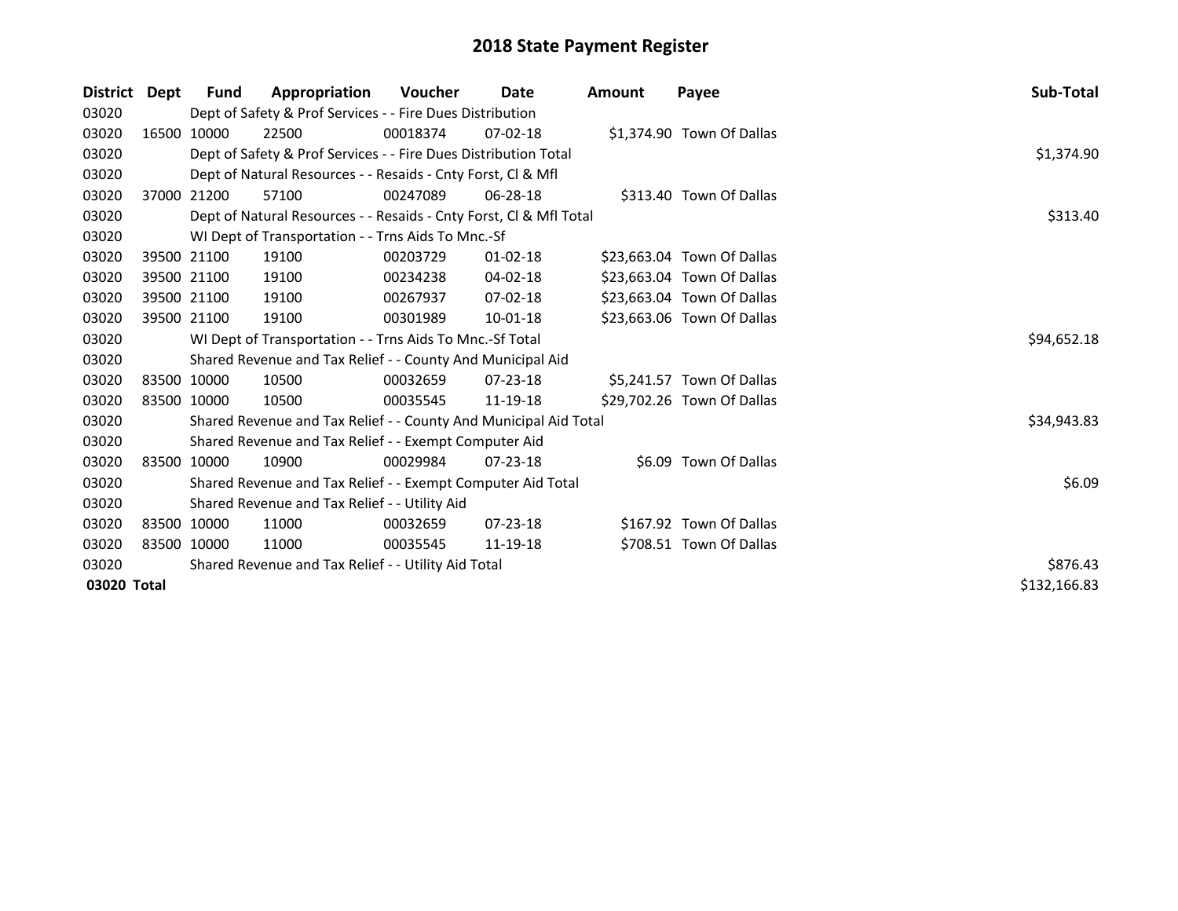# 2018 State Payment Register

| District | Dept | Fund | Appropriation | Voucher | Date | Amount | Payee | Sub-Total |
|---|---|---|---|---|---|---|---|---|
| 03020 | | Dept of Safety & Prof Services - - Fire Dues Distribution | | | | | | |
| 03020 | 16500 | 10000 | 22500 | 00018374 | 07-02-18 | $1,374.90 | Town Of Dallas | |
| 03020 | | Dept of Safety & Prof Services - - Fire Dues Distribution Total | | | | | | $1,374.90 |
| 03020 | | Dept of Natural Resources - - Resaids - Cnty Forst, Cl & Mfl | | | | | | |
| 03020 | 37000 | 21200 | 57100 | 00247089 | 06-28-18 | $313.40 | Town Of Dallas | |
| 03020 | | Dept of Natural Resources - - Resaids - Cnty Forst, Cl & Mfl Total | | | | | | $313.40 |
| 03020 | | WI Dept of Transportation - - Trns Aids To Mnc.-Sf | | | | | | |
| 03020 | 39500 | 21100 | 19100 | 00203729 | 01-02-18 | $23,663.04 | Town Of Dallas | |
| 03020 | 39500 | 21100 | 19100 | 00234238 | 04-02-18 | $23,663.04 | Town Of Dallas | |
| 03020 | 39500 | 21100 | 19100 | 00267937 | 07-02-18 | $23,663.04 | Town Of Dallas | |
| 03020 | 39500 | 21100 | 19100 | 00301989 | 10-01-18 | $23,663.06 | Town Of Dallas | |
| 03020 | | WI Dept of Transportation - - Trns Aids To Mnc.-Sf Total | | | | | | $94,652.18 |
| 03020 | | Shared Revenue and Tax Relief - - County And Municipal Aid | | | | | | |
| 03020 | 83500 | 10000 | 10500 | 00032659 | 07-23-18 | $5,241.57 | Town Of Dallas | |
| 03020 | 83500 | 10000 | 10500 | 00035545 | 11-19-18 | $29,702.26 | Town Of Dallas | |
| 03020 | | Shared Revenue and Tax Relief - - County And Municipal Aid Total | | | | | | $34,943.83 |
| 03020 | | Shared Revenue and Tax Relief - - Exempt Computer Aid | | | | | | |
| 03020 | 83500 | 10000 | 10900 | 00029984 | 07-23-18 | $6.09 | Town Of Dallas | |
| 03020 | | Shared Revenue and Tax Relief - - Exempt Computer Aid Total | | | | | | $6.09 |
| 03020 | | Shared Revenue and Tax Relief - - Utility Aid | | | | | | |
| 03020 | 83500 | 10000 | 11000 | 00032659 | 07-23-18 | $167.92 | Town Of Dallas | |
| 03020 | 83500 | 10000 | 11000 | 00035545 | 11-19-18 | $708.51 | Town Of Dallas | |
| 03020 | | Shared Revenue and Tax Relief - - Utility Aid Total | | | | | | $876.43 |
| **03020 Total** | | | | | | | | $132,166.83 |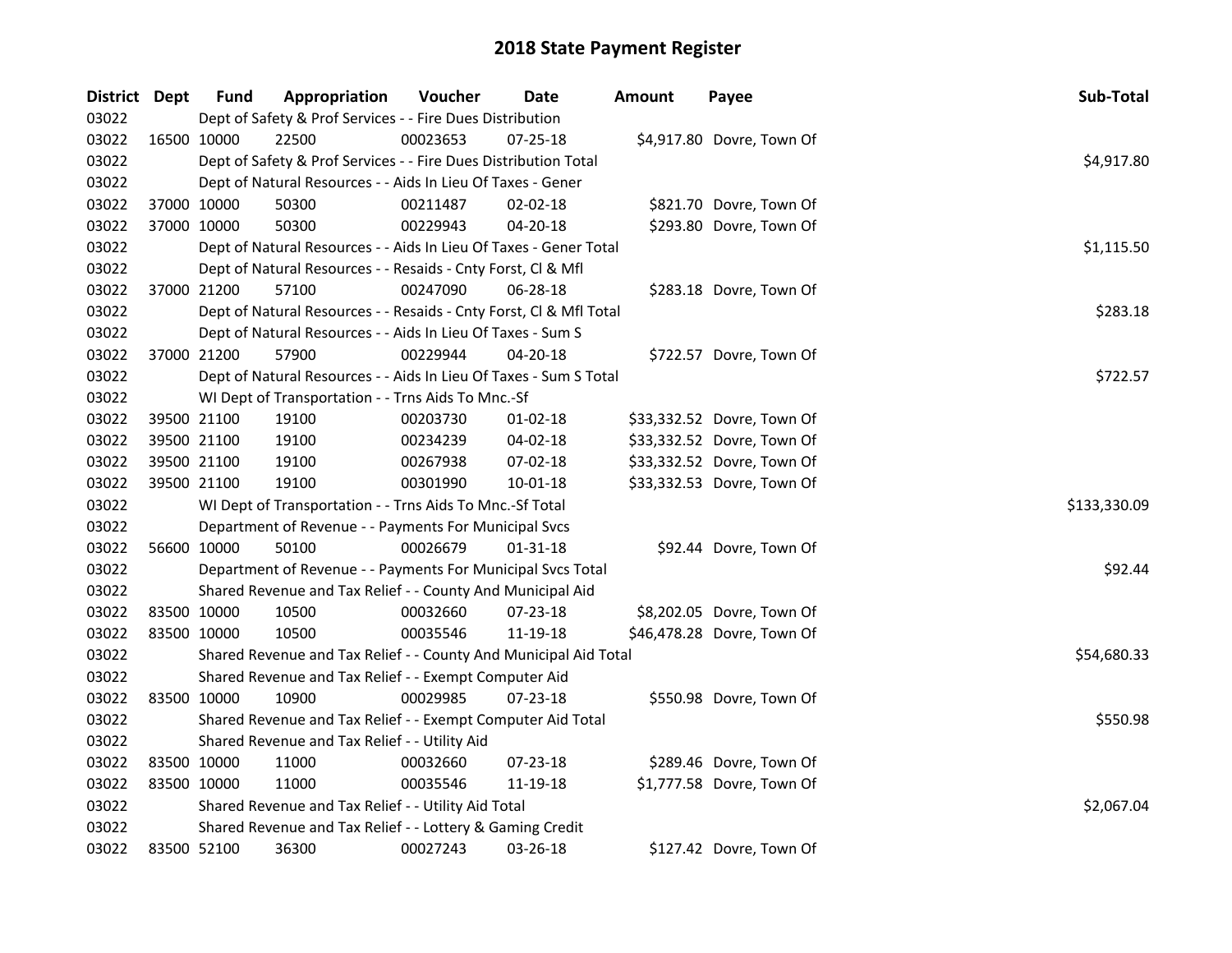# 2018 State Payment Register

| District | Dept | Fund | Appropriation | Voucher | Date | Amount | Payee | Sub-Total |
|---|---|---|---|---|---|---|---|---|
| 03022 | | Dept of Safety & Prof Services - - Fire Dues Distribution | | | | | | |
| 03022 | 16500 | 10000 | 22500 | 00023653 | 07-25-18 | $4,917.80 | Dovre, Town Of | |
| 03022 | | Dept of Safety & Prof Services - - Fire Dues Distribution Total | | | | | | $4,917.80 |
| 03022 | | Dept of Natural Resources - - Aids In Lieu Of Taxes - Gener | | | | | | |
| 03022 | 37000 | 10000 | 50300 | 00211487 | 02-02-18 | $821.70 | Dovre, Town Of | |
| 03022 | 37000 | 10000 | 50300 | 00229943 | 04-20-18 | $293.80 | Dovre, Town Of | |
| 03022 | | Dept of Natural Resources - - Aids In Lieu Of Taxes - Gener Total | | | | | | $1,115.50 |
| 03022 | | Dept of Natural Resources - - Resaids - Cnty Forst, Cl & Mfl | | | | | | |
| 03022 | 37000 | 21200 | 57100 | 00247090 | 06-28-18 | $283.18 | Dovre, Town Of | |
| 03022 | | Dept of Natural Resources - - Resaids - Cnty Forst, Cl & Mfl Total | | | | | | $283.18 |
| 03022 | | Dept of Natural Resources - - Aids In Lieu Of Taxes - Sum S | | | | | | |
| 03022 | 37000 | 21200 | 57900 | 00229944 | 04-20-18 | $722.57 | Dovre, Town Of | |
| 03022 | | Dept of Natural Resources - - Aids In Lieu Of Taxes - Sum S Total | | | | | | $722.57 |
| 03022 | | WI Dept of Transportation - - Trns Aids To Mnc.-Sf | | | | | | |
| 03022 | 39500 | 21100 | 19100 | 00203730 | 01-02-18 | $33,332.52 | Dovre, Town Of | |
| 03022 | 39500 | 21100 | 19100 | 00234239 | 04-02-18 | $33,332.52 | Dovre, Town Of | |
| 03022 | 39500 | 21100 | 19100 | 00267938 | 07-02-18 | $33,332.52 | Dovre, Town Of | |
| 03022 | 39500 | 21100 | 19100 | 00301990 | 10-01-18 | $33,332.53 | Dovre, Town Of | |
| 03022 | | WI Dept of Transportation - - Trns Aids To Mnc.-Sf Total | | | | | | $133,330.09 |
| 03022 | | Department of Revenue - - Payments For Municipal Svcs | | | | | | |
| 03022 | 56600 | 10000 | 50100 | 00026679 | 01-31-18 | $92.44 | Dovre, Town Of | |
| 03022 | | Department of Revenue - - Payments For Municipal Svcs Total | | | | | | $92.44 |
| 03022 | | Shared Revenue and Tax Relief - - County And Municipal Aid | | | | | | |
| 03022 | 83500 | 10000 | 10500 | 00032660 | 07-23-18 | $8,202.05 | Dovre, Town Of | |
| 03022 | 83500 | 10000 | 10500 | 00035546 | 11-19-18 | $46,478.28 | Dovre, Town Of | |
| 03022 | | Shared Revenue and Tax Relief - - County And Municipal Aid Total | | | | | | $54,680.33 |
| 03022 | | Shared Revenue and Tax Relief - - Exempt Computer Aid | | | | | | |
| 03022 | 83500 | 10000 | 10900 | 00029985 | 07-23-18 | $550.98 | Dovre, Town Of | |
| 03022 | | Shared Revenue and Tax Relief - - Exempt Computer Aid Total | | | | | | $550.98 |
| 03022 | | Shared Revenue and Tax Relief - - Utility Aid | | | | | | |
| 03022 | 83500 | 10000 | 11000 | 00032660 | 07-23-18 | $289.46 | Dovre, Town Of | |
| 03022 | 83500 | 10000 | 11000 | 00035546 | 11-19-18 | $1,777.58 | Dovre, Town Of | |
| 03022 | | Shared Revenue and Tax Relief - - Utility Aid Total | | | | | | $2,067.04 |
| 03022 | | Shared Revenue and Tax Relief - - Lottery & Gaming Credit | | | | | | |
| 03022 | 83500 | 52100 | 36300 | 00027243 | 03-26-18 | $127.42 | Dovre, Town Of | |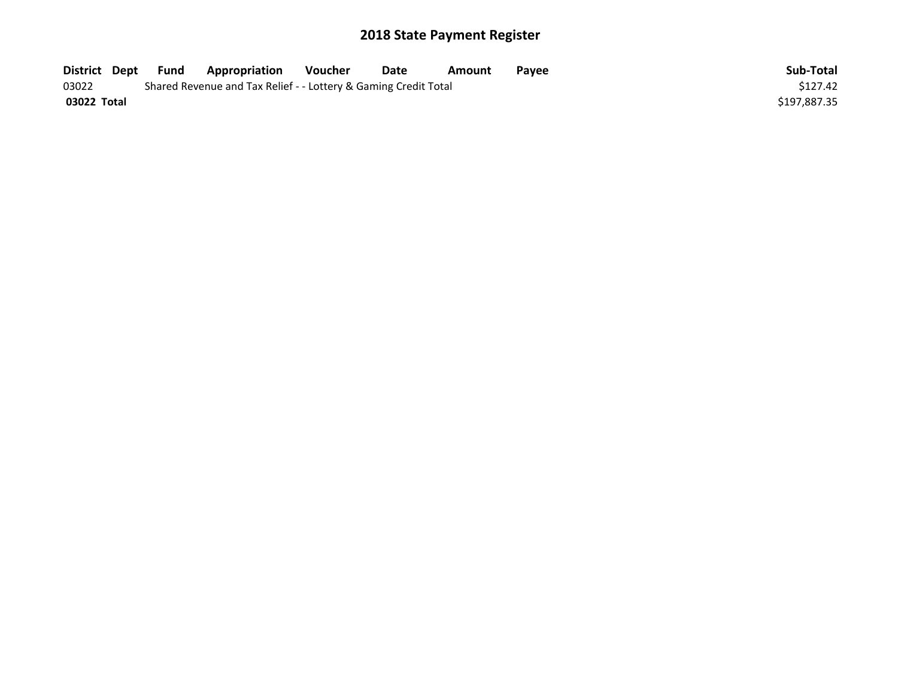# 2018 State Payment Register

| District | Dept | Fund | Appropriation | Voucher | Date | Amount | Payee | Sub-Total |
|---|---|---|---|---|---|---|---|---|
| 03022 | | Shared Revenue and Tax Relief - - Lottery & Gaming Credit Total | | | | | | $127.42 |
| **03022 Total** | | | | | | | | $197,887.35 |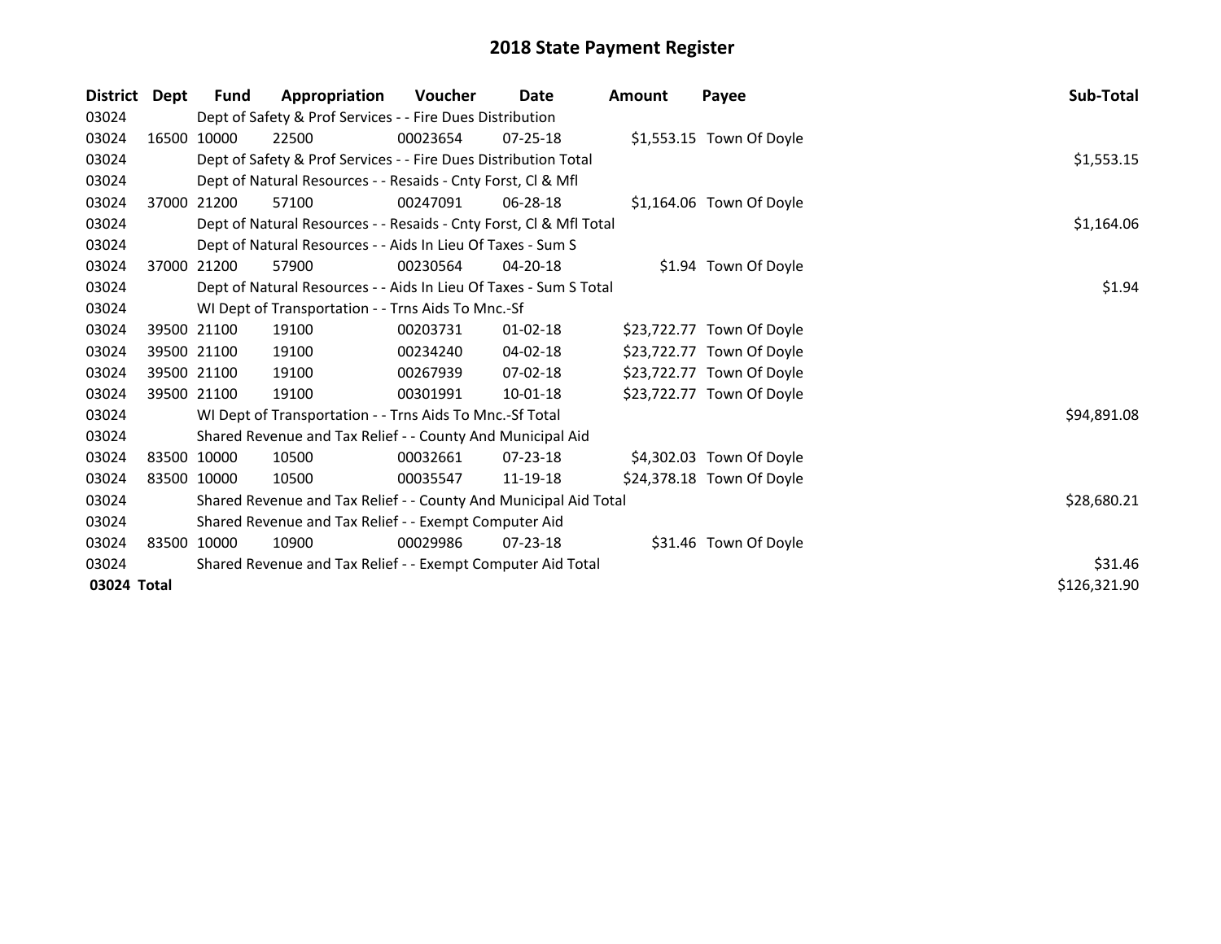# 2018 State Payment Register

| District | Dept | Fund | Appropriation | Voucher | Date | Amount | Payee | Sub-Total |
|---|---|---|---|---|---|---|---|---|
| 03024 | | Dept of Safety & Prof Services - - Fire Dues Distribution | | | | | | |
| 03024 | 16500 | 10000 | 22500 | 00023654 | 07-25-18 | $1,553.15 | Town Of Doyle | |
| 03024 | | Dept of Safety & Prof Services - - Fire Dues Distribution Total | | | | | | $1,553.15 |
| 03024 | | Dept of Natural Resources - - Resaids - Cnty Forst, Cl & Mfl | | | | | | |
| 03024 | 37000 | 21200 | 57100 | 00247091 | 06-28-18 | $1,164.06 | Town Of Doyle | |
| 03024 | | Dept of Natural Resources - - Resaids - Cnty Forst, Cl & Mfl Total | | | | | | $1,164.06 |
| 03024 | | Dept of Natural Resources - - Aids In Lieu Of Taxes - Sum S | | | | | | |
| 03024 | 37000 | 21200 | 57900 | 00230564 | 04-20-18 | $1.94 | Town Of Doyle | |
| 03024 | | Dept of Natural Resources - - Aids In Lieu Of Taxes - Sum S Total | | | | | | $1.94 |
| 03024 | | WI Dept of Transportation - - Trns Aids To Mnc.-Sf | | | | | | |
| 03024 | 39500 | 21100 | 19100 | 00203731 | 01-02-18 | $23,722.77 | Town Of Doyle | |
| 03024 | 39500 | 21100 | 19100 | 00234240 | 04-02-18 | $23,722.77 | Town Of Doyle | |
| 03024 | 39500 | 21100 | 19100 | 00267939 | 07-02-18 | $23,722.77 | Town Of Doyle | |
| 03024 | 39500 | 21100 | 19100 | 00301991 | 10-01-18 | $23,722.77 | Town Of Doyle | |
| 03024 | | WI Dept of Transportation - - Trns Aids To Mnc.-Sf Total | | | | | | $94,891.08 |
| 03024 | | Shared Revenue and Tax Relief - - County And Municipal Aid | | | | | | |
| 03024 | 83500 | 10000 | 10500 | 00032661 | 07-23-18 | $4,302.03 | Town Of Doyle | |
| 03024 | 83500 | 10000 | 10500 | 00035547 | 11-19-18 | $24,378.18 | Town Of Doyle | |
| 03024 | | Shared Revenue and Tax Relief - - County And Municipal Aid Total | | | | | | $28,680.21 |
| 03024 | | Shared Revenue and Tax Relief - - Exempt Computer Aid | | | | | | |
| 03024 | 83500 | 10000 | 10900 | 00029986 | 07-23-18 | $31.46 | Town Of Doyle | |
| 03024 | | Shared Revenue and Tax Relief - - Exempt Computer Aid Total | | | | | | $31.46 |
| **03024 Total** | | | | | | | | $126,321.90 |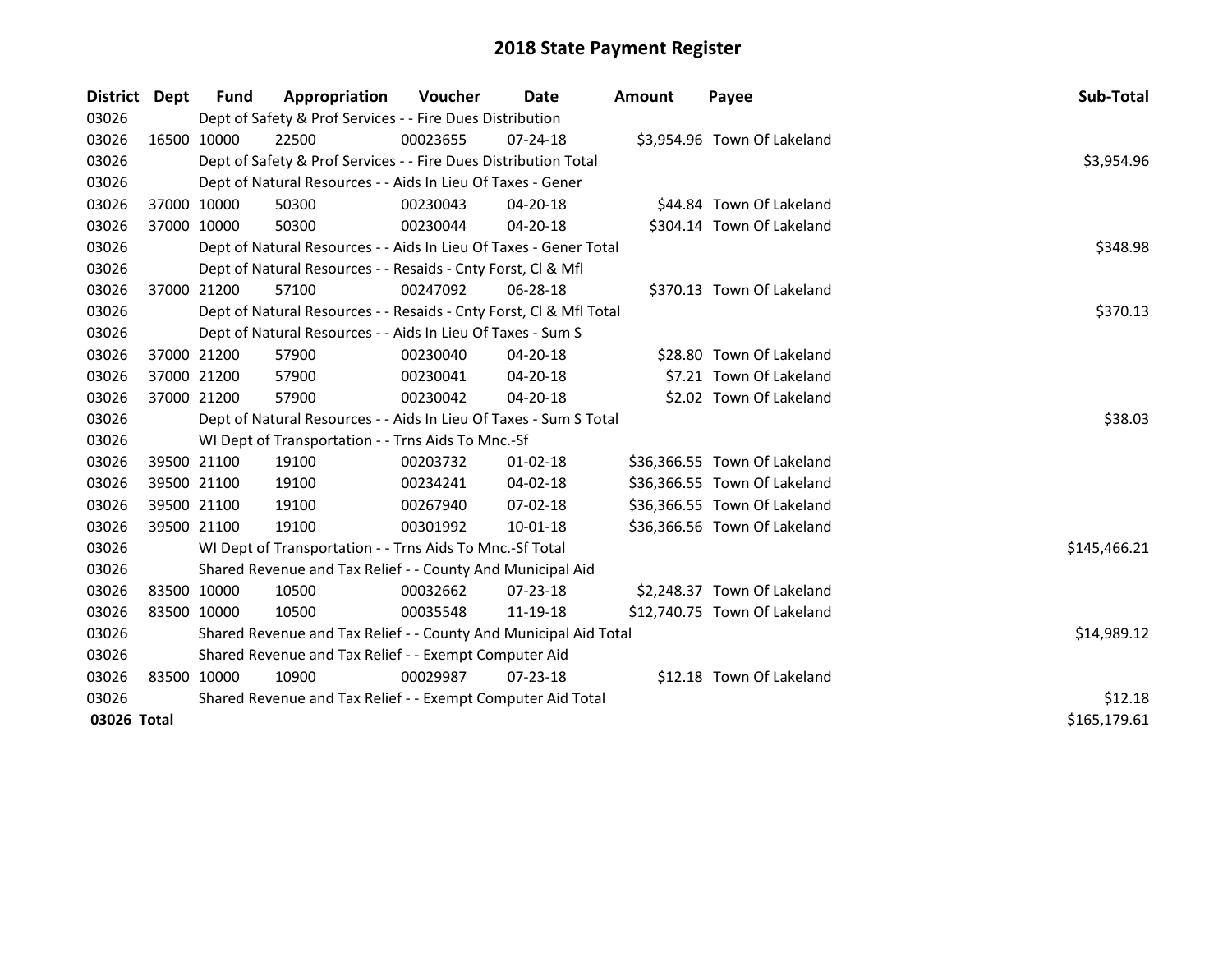# 2018 State Payment Register

| District | Dept | Fund | Appropriation | Voucher | Date | Amount | Payee | Sub-Total |
|---|---|---|---|---|---|---|---|---|
| 03026 | | Dept of Safety & Prof Services - - Fire Dues Distribution | | | | | | |
| 03026 | 16500 | 10000 | 22500 | 00023655 | 07-24-18 | $3,954.96 | Town Of Lakeland | |
| 03026 | | Dept of Safety & Prof Services - - Fire Dues Distribution Total | | | | | | $3,954.96 |
| 03026 | | Dept of Natural Resources - - Aids In Lieu Of Taxes - Gener | | | | | | |
| 03026 | 37000 | 10000 | 50300 | 00230043 | 04-20-18 | $44.84 | Town Of Lakeland | |
| 03026 | 37000 | 10000 | 50300 | 00230044 | 04-20-18 | $304.14 | Town Of Lakeland | |
| 03026 | | Dept of Natural Resources - - Aids In Lieu Of Taxes - Gener Total | | | | | | $348.98 |
| 03026 | | Dept of Natural Resources - - Resaids - Cnty Forst, Cl & Mfl | | | | | | |
| 03026 | 37000 | 21200 | 57100 | 00247092 | 06-28-18 | $370.13 | Town Of Lakeland | |
| 03026 | | Dept of Natural Resources - - Resaids - Cnty Forst, Cl & Mfl Total | | | | | | $370.13 |
| 03026 | | Dept of Natural Resources - - Aids In Lieu Of Taxes - Sum S | | | | | | |
| 03026 | 37000 | 21200 | 57900 | 00230040 | 04-20-18 | $28.80 | Town Of Lakeland | |
| 03026 | 37000 | 21200 | 57900 | 00230041 | 04-20-18 | $7.21 | Town Of Lakeland | |
| 03026 | 37000 | 21200 | 57900 | 00230042 | 04-20-18 | $2.02 | Town Of Lakeland | |
| 03026 | | Dept of Natural Resources - - Aids In Lieu Of Taxes - Sum S Total | | | | | | $38.03 |
| 03026 | | WI Dept of Transportation - - Trns Aids To Mnc.-Sf | | | | | | |
| 03026 | 39500 | 21100 | 19100 | 00203732 | 01-02-18 | $36,366.55 | Town Of Lakeland | |
| 03026 | 39500 | 21100 | 19100 | 00234241 | 04-02-18 | $36,366.55 | Town Of Lakeland | |
| 03026 | 39500 | 21100 | 19100 | 00267940 | 07-02-18 | $36,366.55 | Town Of Lakeland | |
| 03026 | 39500 | 21100 | 19100 | 00301992 | 10-01-18 | $36,366.56 | Town Of Lakeland | |
| 03026 | | WI Dept of Transportation - - Trns Aids To Mnc.-Sf Total | | | | | | $145,466.21 |
| 03026 | | Shared Revenue and Tax Relief - - County And Municipal Aid | | | | | | |
| 03026 | 83500 | 10000 | 10500 | 00032662 | 07-23-18 | $2,248.37 | Town Of Lakeland | |
| 03026 | 83500 | 10000 | 10500 | 00035548 | 11-19-18 | $12,740.75 | Town Of Lakeland | |
| 03026 | | Shared Revenue and Tax Relief - - County And Municipal Aid Total | | | | | | $14,989.12 |
| 03026 | | Shared Revenue and Tax Relief - - Exempt Computer Aid | | | | | | |
| 03026 | 83500 | 10000 | 10900 | 00029987 | 07-23-18 | $12.18 | Town Of Lakeland | |
| 03026 | | Shared Revenue and Tax Relief - - Exempt Computer Aid Total | | | | | | $12.18 |
| **03026 Total** | | | | | | | | $165,179.61 |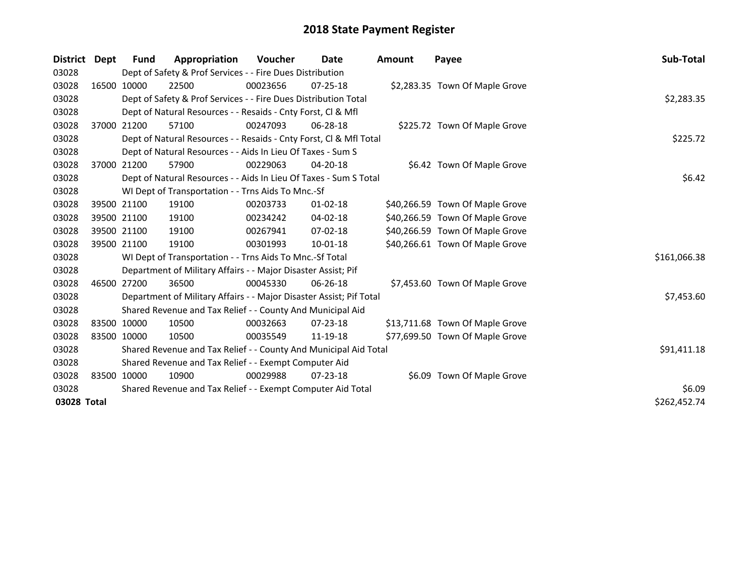# 2018 State Payment Register

| District | Dept | Fund | Appropriation | Voucher | Date | Amount | Payee | Sub-Total |
|---|---|---|---|---|---|---|---|---|
| 03028 | | Dept of Safety & Prof Services - - Fire Dues Distribution | | | | | | |
| 03028 | 16500 | 10000 | 22500 | 00023656 | 07-25-18 | $2,283.35 | Town Of Maple Grove | |
| 03028 | | Dept of Safety & Prof Services - - Fire Dues Distribution Total | | | | | | $2,283.35 |
| 03028 | | Dept of Natural Resources - - Resaids - Cnty Forst, Cl & Mfl | | | | | | |
| 03028 | 37000 | 21200 | 57100 | 00247093 | 06-28-18 | $225.72 | Town Of Maple Grove | |
| 03028 | | Dept of Natural Resources - - Resaids - Cnty Forst, Cl & Mfl Total | | | | | | $225.72 |
| 03028 | | Dept of Natural Resources - - Aids In Lieu Of Taxes - Sum S | | | | | | |
| 03028 | 37000 | 21200 | 57900 | 00229063 | 04-20-18 | $6.42 | Town Of Maple Grove | |
| 03028 | | Dept of Natural Resources - - Aids In Lieu Of Taxes - Sum S Total | | | | | | $6.42 |
| 03028 | | WI Dept of Transportation - - Trns Aids To Mnc.-Sf | | | | | | |
| 03028 | 39500 | 21100 | 19100 | 00203733 | 01-02-18 | $40,266.59 | Town Of Maple Grove | |
| 03028 | 39500 | 21100 | 19100 | 00234242 | 04-02-18 | $40,266.59 | Town Of Maple Grove | |
| 03028 | 39500 | 21100 | 19100 | 00267941 | 07-02-18 | $40,266.59 | Town Of Maple Grove | |
| 03028 | 39500 | 21100 | 19100 | 00301993 | 10-01-18 | $40,266.61 | Town Of Maple Grove | |
| 03028 | | WI Dept of Transportation - - Trns Aids To Mnc.-Sf Total | | | | | | $161,066.38 |
| 03028 | | Department of Military Affairs - - Major Disaster Assist; Pif | | | | | | |
| 03028 | 46500 | 27200 | 36500 | 00045330 | 06-26-18 | $7,453.60 | Town Of Maple Grove | |
| 03028 | | Department of Military Affairs - - Major Disaster Assist; Pif Total | | | | | | $7,453.60 |
| 03028 | | Shared Revenue and Tax Relief - - County And Municipal Aid | | | | | | |
| 03028 | 83500 | 10000 | 10500 | 00032663 | 07-23-18 | $13,711.68 | Town Of Maple Grove | |
| 03028 | 83500 | 10000 | 10500 | 00035549 | 11-19-18 | $77,699.50 | Town Of Maple Grove | |
| 03028 | | Shared Revenue and Tax Relief - - County And Municipal Aid Total | | | | | | $91,411.18 |
| 03028 | | Shared Revenue and Tax Relief - - Exempt Computer Aid | | | | | | |
| 03028 | 83500 | 10000 | 10900 | 00029988 | 07-23-18 | $6.09 | Town Of Maple Grove | |
| 03028 | | Shared Revenue and Tax Relief - - Exempt Computer Aid Total | | | | | | $6.09 |
| **03028 Total** | | | | | | | | $262,452.74 |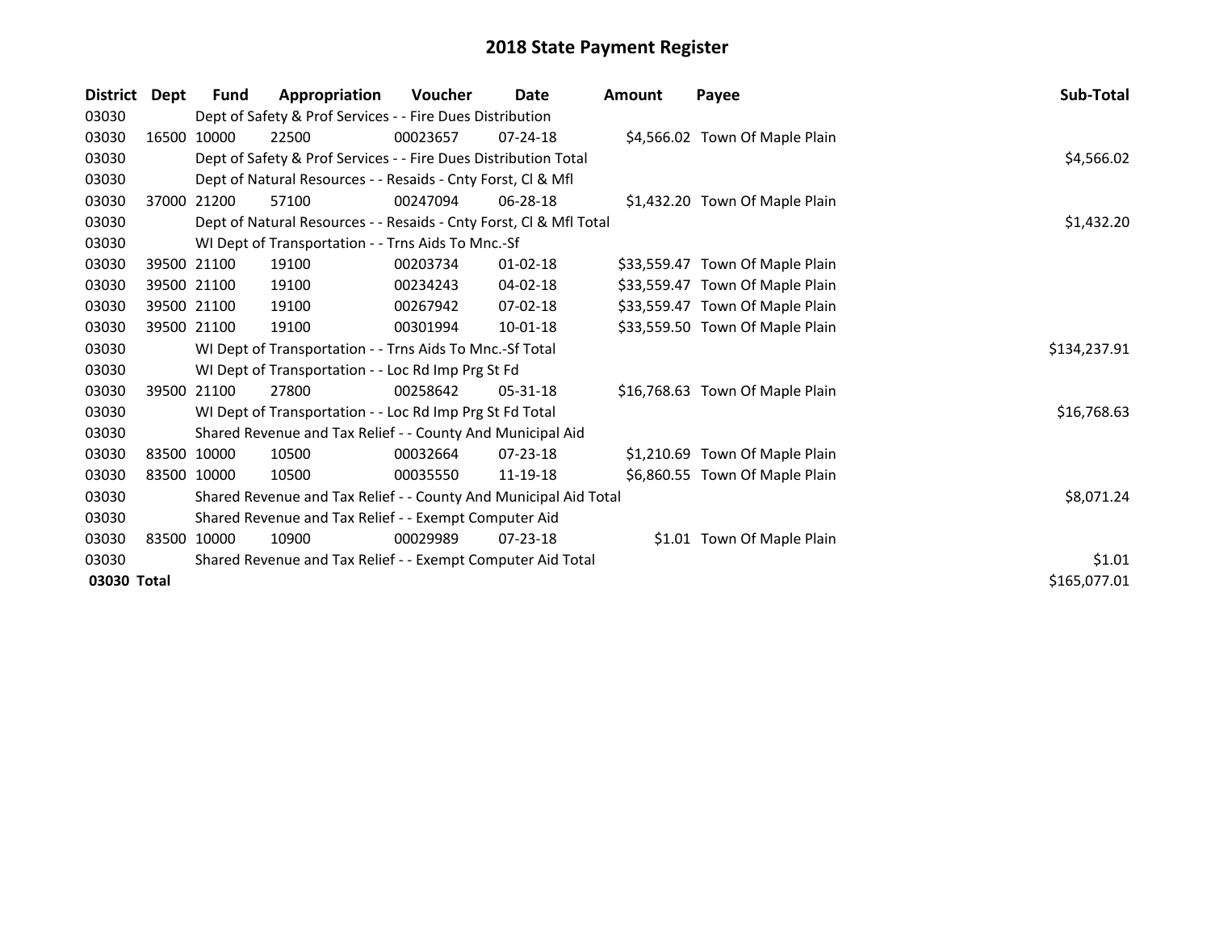# 2018 State Payment Register

| District | Dept | Fund | Appropriation | Voucher | Date | Amount | Payee | Sub-Total |
|---|---|---|---|---|---|---|---|---|
| 03030 | | Dept of Safety & Prof Services - - Fire Dues Distribution | | | | | | |
| 03030 | 16500 | 10000 | 22500 | 00023657 | 07-24-18 | $4,566.02 | Town Of Maple Plain | |
| 03030 | | Dept of Safety & Prof Services - - Fire Dues Distribution Total | | | | | | $4,566.02 |
| 03030 | | Dept of Natural Resources - - Resaids - Cnty Forst, Cl & Mfl | | | | | | |
| 03030 | 37000 | 21200 | 57100 | 00247094 | 06-28-18 | $1,432.20 | Town Of Maple Plain | |
| 03030 | | Dept of Natural Resources - - Resaids - Cnty Forst, Cl & Mfl Total | | | | | | $1,432.20 |
| 03030 | | WI Dept of Transportation - - Trns Aids To Mnc.-Sf | | | | | | |
| 03030 | 39500 | 21100 | 19100 | 00203734 | 01-02-18 | $33,559.47 | Town Of Maple Plain | |
| 03030 | 39500 | 21100 | 19100 | 00234243 | 04-02-18 | $33,559.47 | Town Of Maple Plain | |
| 03030 | 39500 | 21100 | 19100 | 00267942 | 07-02-18 | $33,559.47 | Town Of Maple Plain | |
| 03030 | 39500 | 21100 | 19100 | 00301994 | 10-01-18 | $33,559.50 | Town Of Maple Plain | |
| 03030 | | WI Dept of Transportation - - Trns Aids To Mnc.-Sf Total | | | | | | $134,237.91 |
| 03030 | | WI Dept of Transportation - - Loc Rd Imp Prg St Fd | | | | | | |
| 03030 | 39500 | 21100 | 27800 | 00258642 | 05-31-18 | $16,768.63 | Town Of Maple Plain | |
| 03030 | | WI Dept of Transportation - - Loc Rd Imp Prg St Fd Total | | | | | | $16,768.63 |
| 03030 | | Shared Revenue and Tax Relief - - County And Municipal Aid | | | | | | |
| 03030 | 83500 | 10000 | 10500 | 00032664 | 07-23-18 | $1,210.69 | Town Of Maple Plain | |
| 03030 | 83500 | 10000 | 10500 | 00035550 | 11-19-18 | $6,860.55 | Town Of Maple Plain | |
| 03030 | | Shared Revenue and Tax Relief - - County And Municipal Aid Total | | | | | | $8,071.24 |
| 03030 | | Shared Revenue and Tax Relief - - Exempt Computer Aid | | | | | | |
| 03030 | 83500 | 10000 | 10900 | 00029989 | 07-23-18 | $1.01 | Town Of Maple Plain | |
| 03030 | | Shared Revenue and Tax Relief - - Exempt Computer Aid Total | | | | | | $1.01 |
| **03030 Total** | | | | | | | | $165,077.01 |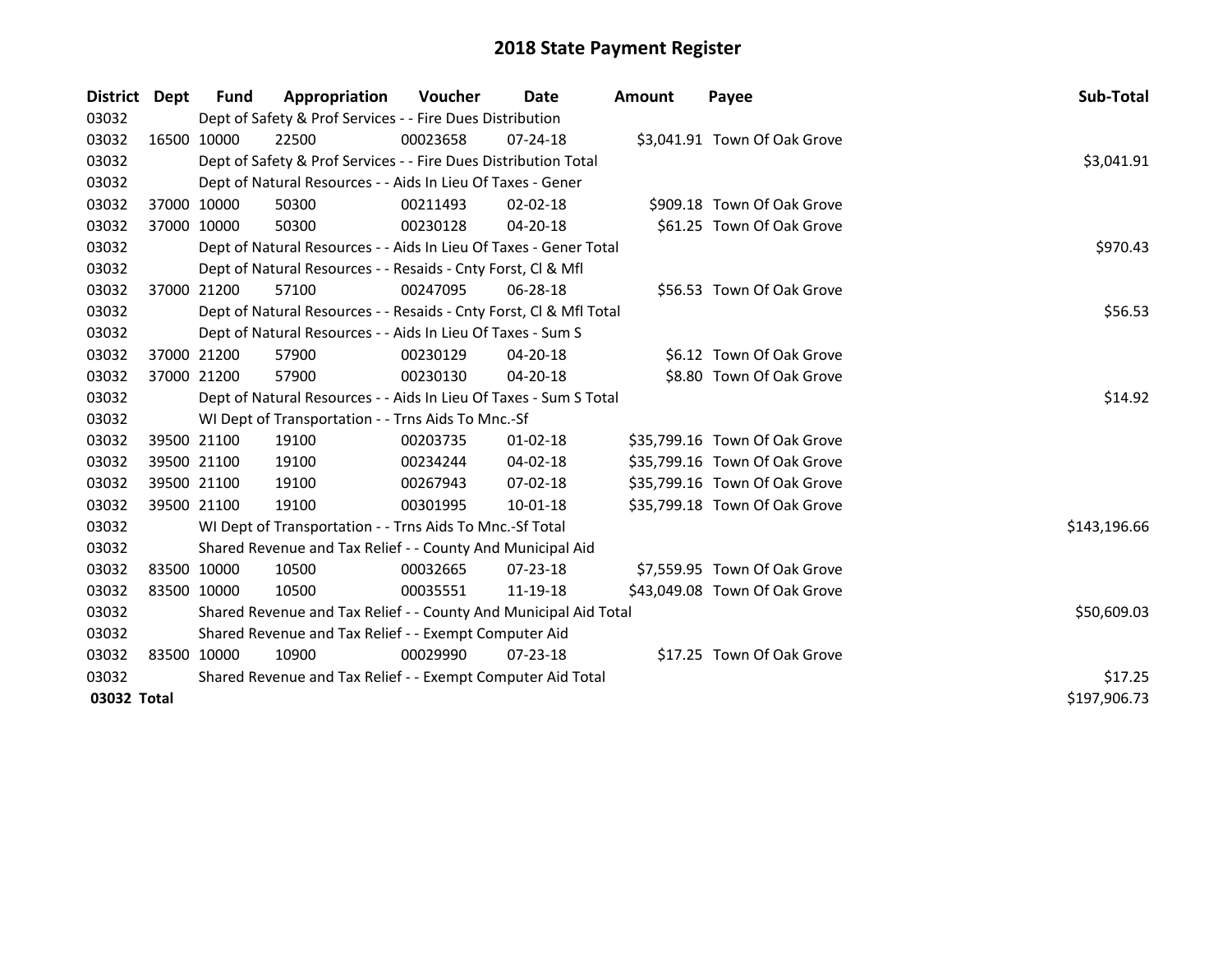# 2018 State Payment Register

| District | Dept | Fund | Appropriation | Voucher | Date | Amount | Payee | Sub-Total |
|---|---|---|---|---|---|---|---|---|
| 03032 | | Dept of Safety & Prof Services - - Fire Dues Distribution | | | | | | |
| 03032 | 16500 | 10000 | 22500 | 00023658 | 07-24-18 | $3,041.91 | Town Of Oak Grove | |
| 03032 | | Dept of Safety & Prof Services - - Fire Dues Distribution Total | | | | | | $3,041.91 |
| 03032 | | Dept of Natural Resources - - Aids In Lieu Of Taxes - Gener | | | | | | |
| 03032 | 37000 | 10000 | 50300 | 00211493 | 02-02-18 | $909.18 | Town Of Oak Grove | |
| 03032 | 37000 | 10000 | 50300 | 00230128 | 04-20-18 | $61.25 | Town Of Oak Grove | |
| 03032 | | Dept of Natural Resources - - Aids In Lieu Of Taxes - Gener Total | | | | | | $970.43 |
| 03032 | | Dept of Natural Resources - - Resaids - Cnty Forst, Cl & Mfl | | | | | | |
| 03032 | 37000 | 21200 | 57100 | 00247095 | 06-28-18 | $56.53 | Town Of Oak Grove | |
| 03032 | | Dept of Natural Resources - - Resaids - Cnty Forst, Cl & Mfl Total | | | | | | $56.53 |
| 03032 | | Dept of Natural Resources - - Aids In Lieu Of Taxes - Sum S | | | | | | |
| 03032 | 37000 | 21200 | 57900 | 00230129 | 04-20-18 | $6.12 | Town Of Oak Grove | |
| 03032 | 37000 | 21200 | 57900 | 00230130 | 04-20-18 | $8.80 | Town Of Oak Grove | |
| 03032 | | Dept of Natural Resources - - Aids In Lieu Of Taxes - Sum S Total | | | | | | $14.92 |
| 03032 | | WI Dept of Transportation - - Trns Aids To Mnc.-Sf | | | | | | |
| 03032 | 39500 | 21100 | 19100 | 00203735 | 01-02-18 | $35,799.16 | Town Of Oak Grove | |
| 03032 | 39500 | 21100 | 19100 | 00234244 | 04-02-18 | $35,799.16 | Town Of Oak Grove | |
| 03032 | 39500 | 21100 | 19100 | 00267943 | 07-02-18 | $35,799.16 | Town Of Oak Grove | |
| 03032 | 39500 | 21100 | 19100 | 00301995 | 10-01-18 | $35,799.18 | Town Of Oak Grove | |
| 03032 | | WI Dept of Transportation - - Trns Aids To Mnc.-Sf Total | | | | | | $143,196.66 |
| 03032 | | Shared Revenue and Tax Relief - - County And Municipal Aid | | | | | | |
| 03032 | 83500 | 10000 | 10500 | 00032665 | 07-23-18 | $7,559.95 | Town Of Oak Grove | |
| 03032 | 83500 | 10000 | 10500 | 00035551 | 11-19-18 | $43,049.08 | Town Of Oak Grove | |
| 03032 | | Shared Revenue and Tax Relief - - County And Municipal Aid Total | | | | | | $50,609.03 |
| 03032 | | Shared Revenue and Tax Relief - - Exempt Computer Aid | | | | | | |
| 03032 | 83500 | 10000 | 10900 | 00029990 | 07-23-18 | $17.25 | Town Of Oak Grove | |
| 03032 | | Shared Revenue and Tax Relief - - Exempt Computer Aid Total | | | | | | $17.25 |
| **03032 Total** | | | | | | | | $197,906.73 |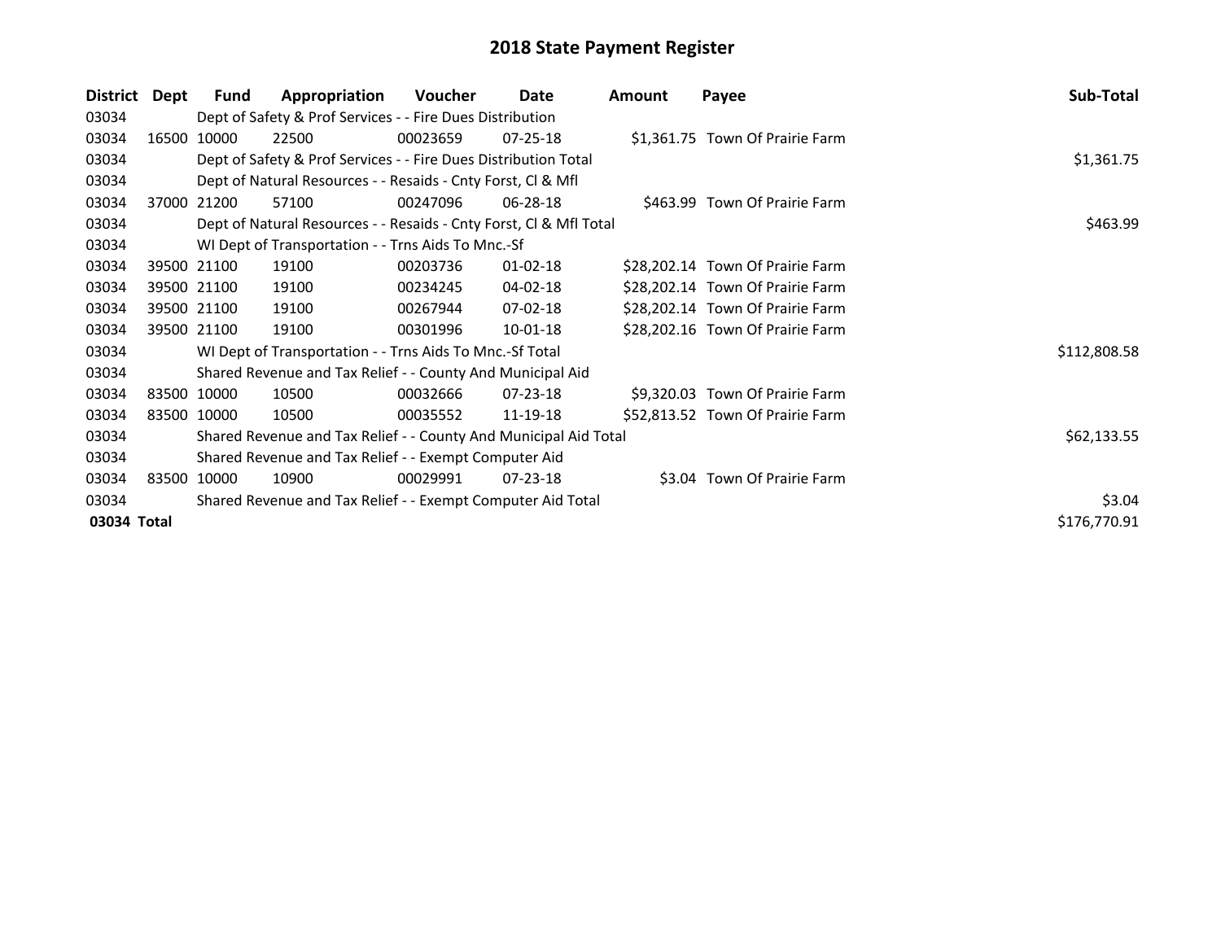# 2018 State Payment Register

| District | Dept | Fund | Appropriation | Voucher | Date | Amount | Payee | Sub-Total |
|---|---|---|---|---|---|---|---|---|
| 03034 | Dept of Safety & Prof Services - - Fire Dues Distribution | | | | | | | |
| 03034 | 16500 | 10000 | 22500 | 00023659 | 07-25-18 | $1,361.75 | Town Of Prairie Farm | |
| 03034 | Dept of Safety & Prof Services - - Fire Dues Distribution Total | | | | | | | $1,361.75 |
| 03034 | Dept of Natural Resources - - Resaids - Cnty Forst, Cl & Mfl | | | | | | | |
| 03034 | 37000 | 21200 | 57100 | 00247096 | 06-28-18 | $463.99 | Town Of Prairie Farm | |
| 03034 | Dept of Natural Resources - - Resaids - Cnty Forst, Cl & Mfl Total | | | | | | | $463.99 |
| 03034 | WI Dept of Transportation - - Trns Aids To Mnc.-Sf | | | | | | | |
| 03034 | 39500 | 21100 | 19100 | 00203736 | 01-02-18 | $28,202.14 | Town Of Prairie Farm | |
| 03034 | 39500 | 21100 | 19100 | 00234245 | 04-02-18 | $28,202.14 | Town Of Prairie Farm | |
| 03034 | 39500 | 21100 | 19100 | 00267944 | 07-02-18 | $28,202.14 | Town Of Prairie Farm | |
| 03034 | 39500 | 21100 | 19100 | 00301996 | 10-01-18 | $28,202.16 | Town Of Prairie Farm | |
| 03034 | WI Dept of Transportation - - Trns Aids To Mnc.-Sf Total | | | | | | | $112,808.58 |
| 03034 | Shared Revenue and Tax Relief - - County And Municipal Aid | | | | | | | |
| 03034 | 83500 | 10000 | 10500 | 00032666 | 07-23-18 | $9,320.03 | Town Of Prairie Farm | |
| 03034 | 83500 | 10000 | 10500 | 00035552 | 11-19-18 | $52,813.52 | Town Of Prairie Farm | |
| 03034 | Shared Revenue and Tax Relief - - County And Municipal Aid Total | | | | | | | $62,133.55 |
| 03034 | Shared Revenue and Tax Relief - - Exempt Computer Aid | | | | | | | |
| 03034 | 83500 | 10000 | 10900 | 00029991 | 07-23-18 | $3.04 | Town Of Prairie Farm | |
| 03034 | Shared Revenue and Tax Relief - - Exempt Computer Aid Total | | | | | | | $3.04 |
| **03034 Total** | | | | | | | | $176,770.91 |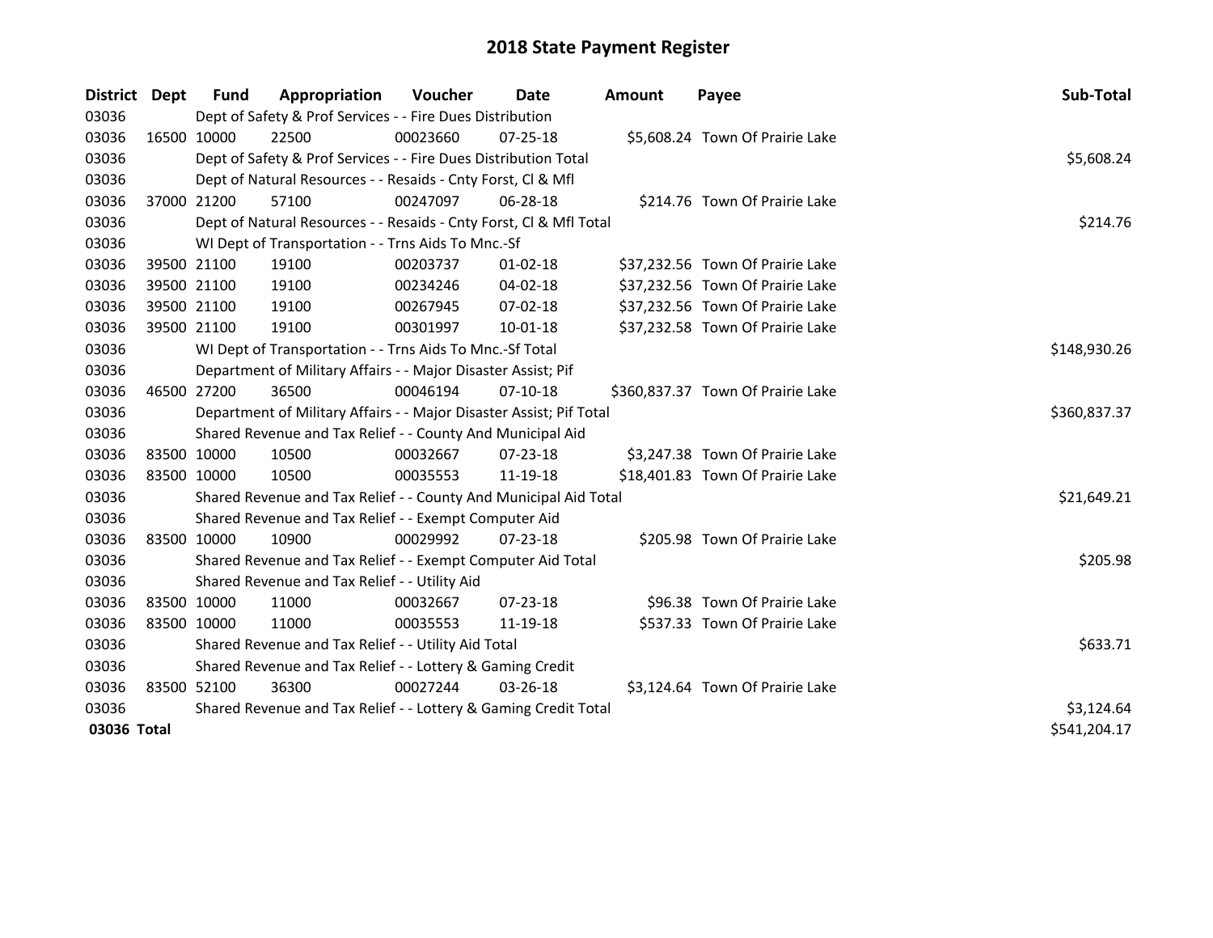# 2018 State Payment Register

| District | Dept | Fund | Appropriation | Voucher | Date | Amount | Payee | Sub-Total |
|---|---|---|---|---|---|---|---|---|
| 03036 | Dept of Safety & Prof Services - - Fire Dues Distribution | | | | | | | |
| 03036 | 16500 | 10000 | 22500 | 00023660 | 07-25-18 | $5,608.24 | Town Of Prairie Lake | |
| 03036 | Dept of Safety & Prof Services - - Fire Dues Distribution Total | | | | | | | $5,608.24 |
| 03036 | Dept of Natural Resources - - Resaids - Cnty Forst, Cl & Mfl | | | | | | | |
| 03036 | 37000 | 21200 | 57100 | 00247097 | 06-28-18 | $214.76 | Town Of Prairie Lake | |
| 03036 | Dept of Natural Resources - - Resaids - Cnty Forst, Cl & Mfl Total | | | | | | | $214.76 |
| 03036 | WI Dept of Transportation - - Trns Aids To Mnc.-Sf | | | | | | | |
| 03036 | 39500 | 21100 | 19100 | 00203737 | 01-02-18 | $37,232.56 | Town Of Prairie Lake | |
| 03036 | 39500 | 21100 | 19100 | 00234246 | 04-02-18 | $37,232.56 | Town Of Prairie Lake | |
| 03036 | 39500 | 21100 | 19100 | 00267945 | 07-02-18 | $37,232.56 | Town Of Prairie Lake | |
| 03036 | 39500 | 21100 | 19100 | 00301997 | 10-01-18 | $37,232.58 | Town Of Prairie Lake | |
| 03036 | WI Dept of Transportation - - Trns Aids To Mnc.-Sf Total | | | | | | | $148,930.26 |
| 03036 | Department of Military Affairs - - Major Disaster Assist; Pif | | | | | | | |
| 03036 | 46500 | 27200 | 36500 | 00046194 | 07-10-18 | $360,837.37 | Town Of Prairie Lake | |
| 03036 | Department of Military Affairs - - Major Disaster Assist; Pif Total | | | | | | | $360,837.37 |
| 03036 | Shared Revenue and Tax Relief - - County And Municipal Aid | | | | | | | |
| 03036 | 83500 | 10000 | 10500 | 00032667 | 07-23-18 | $3,247.38 | Town Of Prairie Lake | |
| 03036 | 83500 | 10000 | 10500 | 00035553 | 11-19-18 | $18,401.83 | Town Of Prairie Lake | |
| 03036 | Shared Revenue and Tax Relief - - County And Municipal Aid Total | | | | | | | $21,649.21 |
| 03036 | Shared Revenue and Tax Relief - - Exempt Computer Aid | | | | | | | |
| 03036 | 83500 | 10000 | 10900 | 00029992 | 07-23-18 | $205.98 | Town Of Prairie Lake | |
| 03036 | Shared Revenue and Tax Relief - - Exempt Computer Aid Total | | | | | | | $205.98 |
| 03036 | Shared Revenue and Tax Relief - - Utility Aid | | | | | | | |
| 03036 | 83500 | 10000 | 11000 | 00032667 | 07-23-18 | $96.38 | Town Of Prairie Lake | |
| 03036 | 83500 | 10000 | 11000 | 00035553 | 11-19-18 | $537.33 | Town Of Prairie Lake | |
| 03036 | Shared Revenue and Tax Relief - - Utility Aid Total | | | | | | | $633.71 |
| 03036 | Shared Revenue and Tax Relief - - Lottery & Gaming Credit | | | | | | | |
| 03036 | 83500 | 52100 | 36300 | 00027244 | 03-26-18 | $3,124.64 | Town Of Prairie Lake | |
| 03036 | Shared Revenue and Tax Relief - - Lottery & Gaming Credit Total | | | | | | | $3,124.64 |
| **03036 Total** | | | | | | | | $541,204.17 |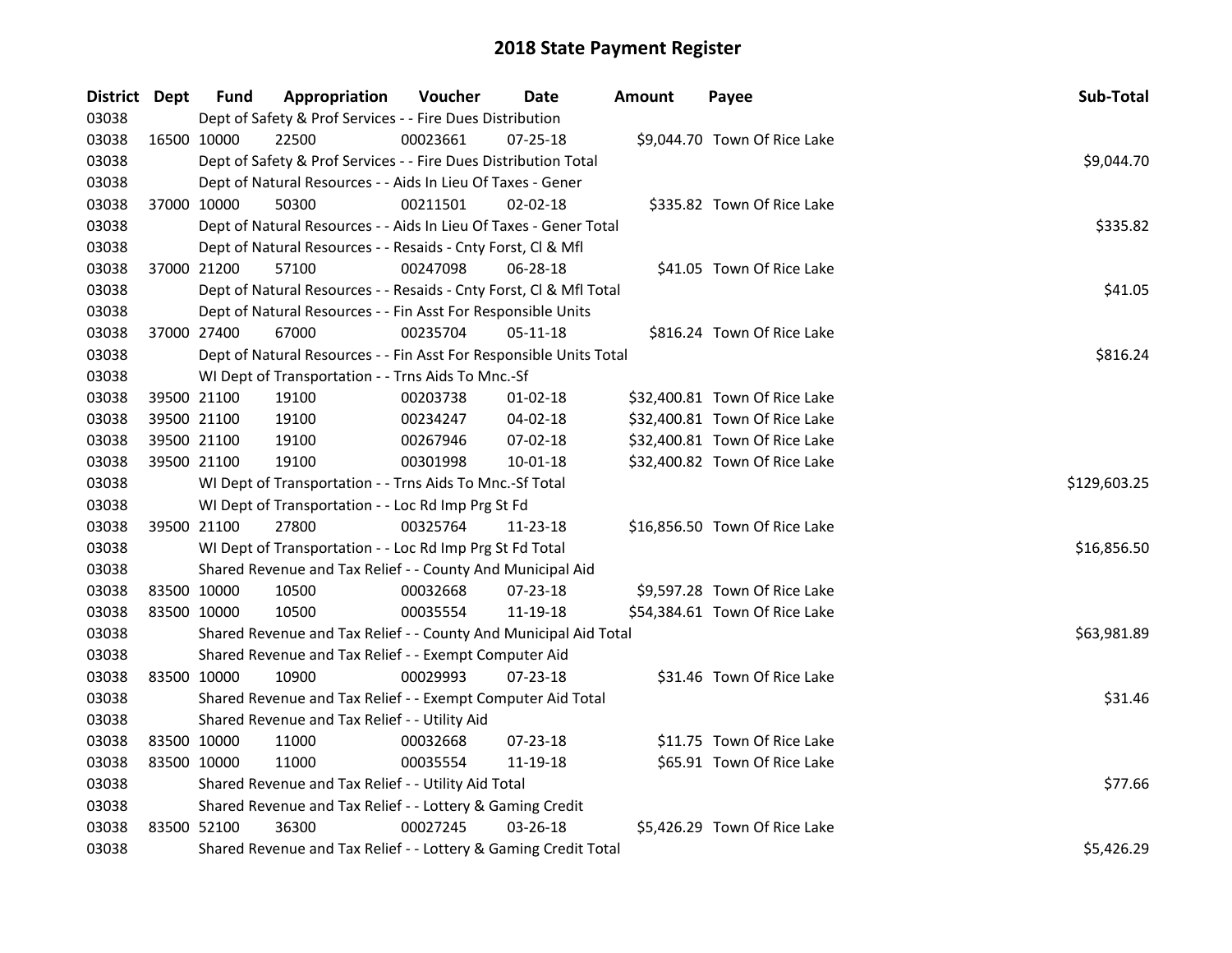# 2018 State Payment Register

| District | Dept | Fund | Appropriation | Voucher | Date | Amount | Payee | Sub-Total |
|---|---|---|---|---|---|---|---|---|
| 03038 | | | Dept of Safety & Prof Services - - Fire Dues Distribution | | | | | |
| 03038 | 16500 | 10000 | 22500 | 00023661 | 07-25-18 | $9,044.70 | Town Of Rice Lake | |
| 03038 | | | Dept of Safety & Prof Services - - Fire Dues Distribution Total | | | | | $9,044.70 |
| 03038 | | | Dept of Natural Resources - - Aids In Lieu Of Taxes - Gener | | | | | |
| 03038 | 37000 | 10000 | 50300 | 00211501 | 02-02-18 | $335.82 | Town Of Rice Lake | |
| 03038 | | | Dept of Natural Resources - - Aids In Lieu Of Taxes - Gener Total | | | | | $335.82 |
| 03038 | | | Dept of Natural Resources - - Resaids - Cnty Forst, Cl & Mfl | | | | | |
| 03038 | 37000 | 21200 | 57100 | 00247098 | 06-28-18 | $41.05 | Town Of Rice Lake | |
| 03038 | | | Dept of Natural Resources - - Resaids - Cnty Forst, Cl & Mfl Total | | | | | $41.05 |
| 03038 | | | Dept of Natural Resources - - Fin Asst For Responsible Units | | | | | |
| 03038 | 37000 | 27400 | 67000 | 00235704 | 05-11-18 | $816.24 | Town Of Rice Lake | |
| 03038 | | | Dept of Natural Resources - - Fin Asst For Responsible Units Total | | | | | $816.24 |
| 03038 | | | WI Dept of Transportation - - Trns Aids To Mnc.-Sf | | | | | |
| 03038 | 39500 | 21100 | 19100 | 00203738 | 01-02-18 | $32,400.81 | Town Of Rice Lake | |
| 03038 | 39500 | 21100 | 19100 | 00234247 | 04-02-18 | $32,400.81 | Town Of Rice Lake | |
| 03038 | 39500 | 21100 | 19100 | 00267946 | 07-02-18 | $32,400.81 | Town Of Rice Lake | |
| 03038 | 39500 | 21100 | 19100 | 00301998 | 10-01-18 | $32,400.82 | Town Of Rice Lake | |
| 03038 | | | WI Dept of Transportation - - Trns Aids To Mnc.-Sf Total | | | | | $129,603.25 |
| 03038 | | | WI Dept of Transportation - - Loc Rd Imp Prg St Fd | | | | | |
| 03038 | 39500 | 21100 | 27800 | 00325764 | 11-23-18 | $16,856.50 | Town Of Rice Lake | |
| 03038 | | | WI Dept of Transportation - - Loc Rd Imp Prg St Fd Total | | | | | $16,856.50 |
| 03038 | | | Shared Revenue and Tax Relief - - County And Municipal Aid | | | | | |
| 03038 | 83500 | 10000 | 10500 | 00032668 | 07-23-18 | $9,597.28 | Town Of Rice Lake | |
| 03038 | 83500 | 10000 | 10500 | 00035554 | 11-19-18 | $54,384.61 | Town Of Rice Lake | |
| 03038 | | | Shared Revenue and Tax Relief - - County And Municipal Aid Total | | | | | $63,981.89 |
| 03038 | | | Shared Revenue and Tax Relief - - Exempt Computer Aid | | | | | |
| 03038 | 83500 | 10000 | 10900 | 00029993 | 07-23-18 | $31.46 | Town Of Rice Lake | |
| 03038 | | | Shared Revenue and Tax Relief - - Exempt Computer Aid Total | | | | | $31.46 |
| 03038 | | | Shared Revenue and Tax Relief - - Utility Aid | | | | | |
| 03038 | 83500 | 10000 | 11000 | 00032668 | 07-23-18 | $11.75 | Town Of Rice Lake | |
| 03038 | 83500 | 10000 | 11000 | 00035554 | 11-19-18 | $65.91 | Town Of Rice Lake | |
| 03038 | | | Shared Revenue and Tax Relief - - Utility Aid Total | | | | | $77.66 |
| 03038 | | | Shared Revenue and Tax Relief - - Lottery & Gaming Credit | | | | | |
| 03038 | 83500 | 52100 | 36300 | 00027245 | 03-26-18 | $5,426.29 | Town Of Rice Lake | |
| 03038 | | | Shared Revenue and Tax Relief - - Lottery & Gaming Credit Total | | | | | $5,426.29 |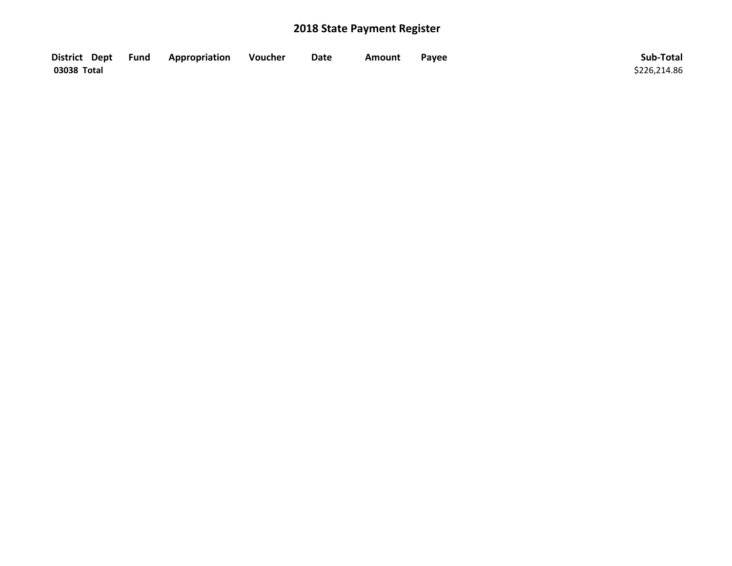# 2018 State Payment Register

| District | Dept | Fund | Appropriation | Voucher | Date | Amount | Payee | Sub-Total |
|---|---|---|---|---|---|---|---|---|
| **03038 Total** | | | | | | | | $226,214.86 |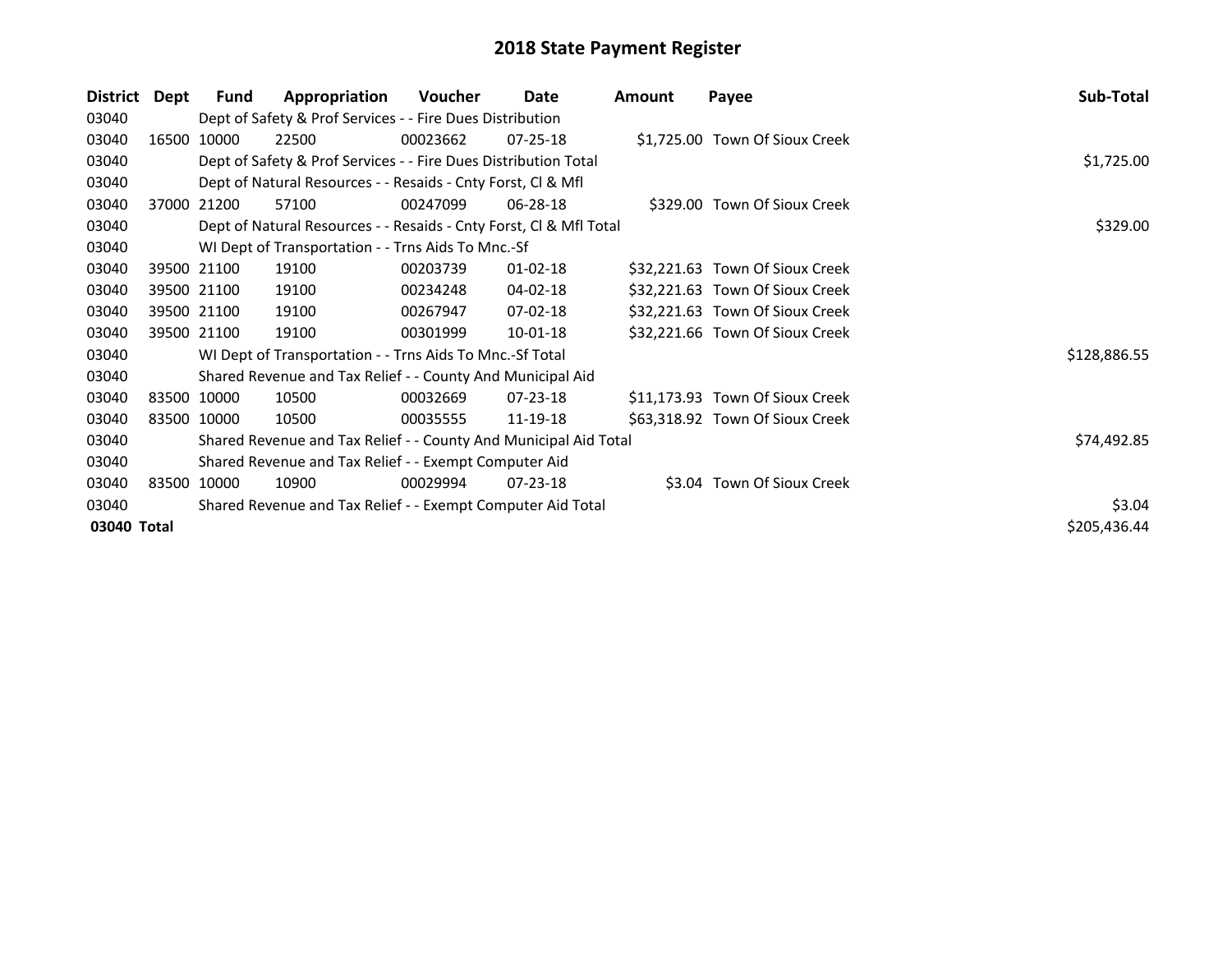# 2018 State Payment Register

| District | Dept | Fund | Appropriation | Voucher | Date | Amount | Payee | Sub-Total |
|---|---|---|---|---|---|---|---|---|
| 03040 | | Dept of Safety & Prof Services - - Fire Dues Distribution | | | | | | |
| 03040 | 16500 | 10000 | 22500 | 00023662 | 07-25-18 | $1,725.00 | Town Of Sioux Creek | |
| 03040 | | Dept of Safety & Prof Services - - Fire Dues Distribution Total | | | | | | $1,725.00 |
| 03040 | | Dept of Natural Resources - - Resaids - Cnty Forst, Cl & Mfl | | | | | | |
| 03040 | 37000 | 21200 | 57100 | 00247099 | 06-28-18 | $329.00 | Town Of Sioux Creek | |
| 03040 | | Dept of Natural Resources - - Resaids - Cnty Forst, Cl & Mfl Total | | | | | | $329.00 |
| 03040 | | WI Dept of Transportation - - Trns Aids To Mnc.-Sf | | | | | | |
| 03040 | 39500 | 21100 | 19100 | 00203739 | 01-02-18 | $32,221.63 | Town Of Sioux Creek | |
| 03040 | 39500 | 21100 | 19100 | 00234248 | 04-02-18 | $32,221.63 | Town Of Sioux Creek | |
| 03040 | 39500 | 21100 | 19100 | 00267947 | 07-02-18 | $32,221.63 | Town Of Sioux Creek | |
| 03040 | 39500 | 21100 | 19100 | 00301999 | 10-01-18 | $32,221.66 | Town Of Sioux Creek | |
| 03040 | | WI Dept of Transportation - - Trns Aids To Mnc.-Sf Total | | | | | | $128,886.55 |
| 03040 | | Shared Revenue and Tax Relief - - County And Municipal Aid | | | | | | |
| 03040 | 83500 | 10000 | 10500 | 00032669 | 07-23-18 | $11,173.93 | Town Of Sioux Creek | |
| 03040 | 83500 | 10000 | 10500 | 00035555 | 11-19-18 | $63,318.92 | Town Of Sioux Creek | |
| 03040 | | Shared Revenue and Tax Relief - - County And Municipal Aid Total | | | | | | $74,492.85 |
| 03040 | | Shared Revenue and Tax Relief - - Exempt Computer Aid | | | | | | |
| 03040 | 83500 | 10000 | 10900 | 00029994 | 07-23-18 | $3.04 | Town Of Sioux Creek | |
| 03040 | | Shared Revenue and Tax Relief - - Exempt Computer Aid Total | | | | | | $3.04 |
| **03040 Total** | | | | | | | | $205,436.44 |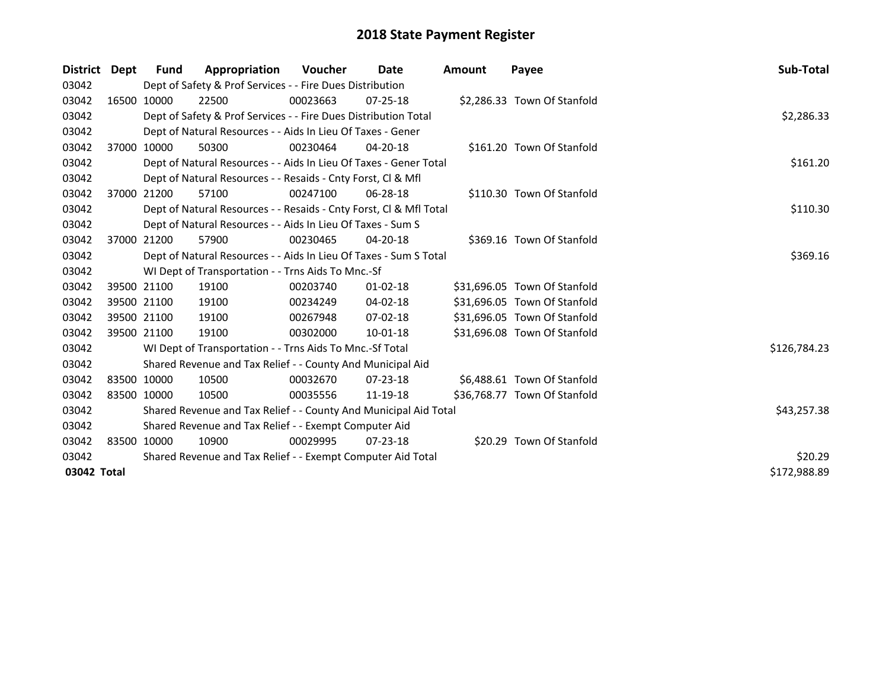# 2018 State Payment Register

| District | Dept | Fund | Appropriation | Voucher | Date | Amount | Payee | Sub-Total |
|---|---|---|---|---|---|---|---|---|
| 03042 | | Dept of Safety & Prof Services - - Fire Dues Distribution | | | | | | |
| 03042 | 16500 | 10000 | 22500 | 00023663 | 07-25-18 | $2,286.33 | Town Of Stanfold | |
| 03042 | | Dept of Safety & Prof Services - - Fire Dues Distribution Total | | | | | | $2,286.33 |
| 03042 | | Dept of Natural Resources - - Aids In Lieu Of Taxes - Gener | | | | | | |
| 03042 | 37000 | 10000 | 50300 | 00230464 | 04-20-18 | $161.20 | Town Of Stanfold | |
| 03042 | | Dept of Natural Resources - - Aids In Lieu Of Taxes - Gener Total | | | | | | $161.20 |
| 03042 | | Dept of Natural Resources - - Resaids - Cnty Forst, Cl & Mfl | | | | | | |
| 03042 | 37000 | 21200 | 57100 | 00247100 | 06-28-18 | $110.30 | Town Of Stanfold | |
| 03042 | | Dept of Natural Resources - - Resaids - Cnty Forst, Cl & Mfl Total | | | | | | $110.30 |
| 03042 | | Dept of Natural Resources - - Aids In Lieu Of Taxes - Sum S | | | | | | |
| 03042 | 37000 | 21200 | 57900 | 00230465 | 04-20-18 | $369.16 | Town Of Stanfold | |
| 03042 | | Dept of Natural Resources - - Aids In Lieu Of Taxes - Sum S Total | | | | | | $369.16 |
| 03042 | | WI Dept of Transportation - - Trns Aids To Mnc.-Sf | | | | | | |
| 03042 | 39500 | 21100 | 19100 | 00203740 | 01-02-18 | $31,696.05 | Town Of Stanfold | |
| 03042 | 39500 | 21100 | 19100 | 00234249 | 04-02-18 | $31,696.05 | Town Of Stanfold | |
| 03042 | 39500 | 21100 | 19100 | 00267948 | 07-02-18 | $31,696.05 | Town Of Stanfold | |
| 03042 | 39500 | 21100 | 19100 | 00302000 | 10-01-18 | $31,696.08 | Town Of Stanfold | |
| 03042 | | WI Dept of Transportation - - Trns Aids To Mnc.-Sf Total | | | | | | $126,784.23 |
| 03042 | | Shared Revenue and Tax Relief - - County And Municipal Aid | | | | | | |
| 03042 | 83500 | 10000 | 10500 | 00032670 | 07-23-18 | $6,488.61 | Town Of Stanfold | |
| 03042 | 83500 | 10000 | 10500 | 00035556 | 11-19-18 | $36,768.77 | Town Of Stanfold | |
| 03042 | | Shared Revenue and Tax Relief - - County And Municipal Aid Total | | | | | | $43,257.38 |
| 03042 | | Shared Revenue and Tax Relief - - Exempt Computer Aid | | | | | | |
| 03042 | 83500 | 10000 | 10900 | 00029995 | 07-23-18 | $20.29 | Town Of Stanfold | |
| 03042 | | Shared Revenue and Tax Relief - - Exempt Computer Aid Total | | | | | | $20.29 |
| **03042 Total** | | | | | | | | $172,988.89 |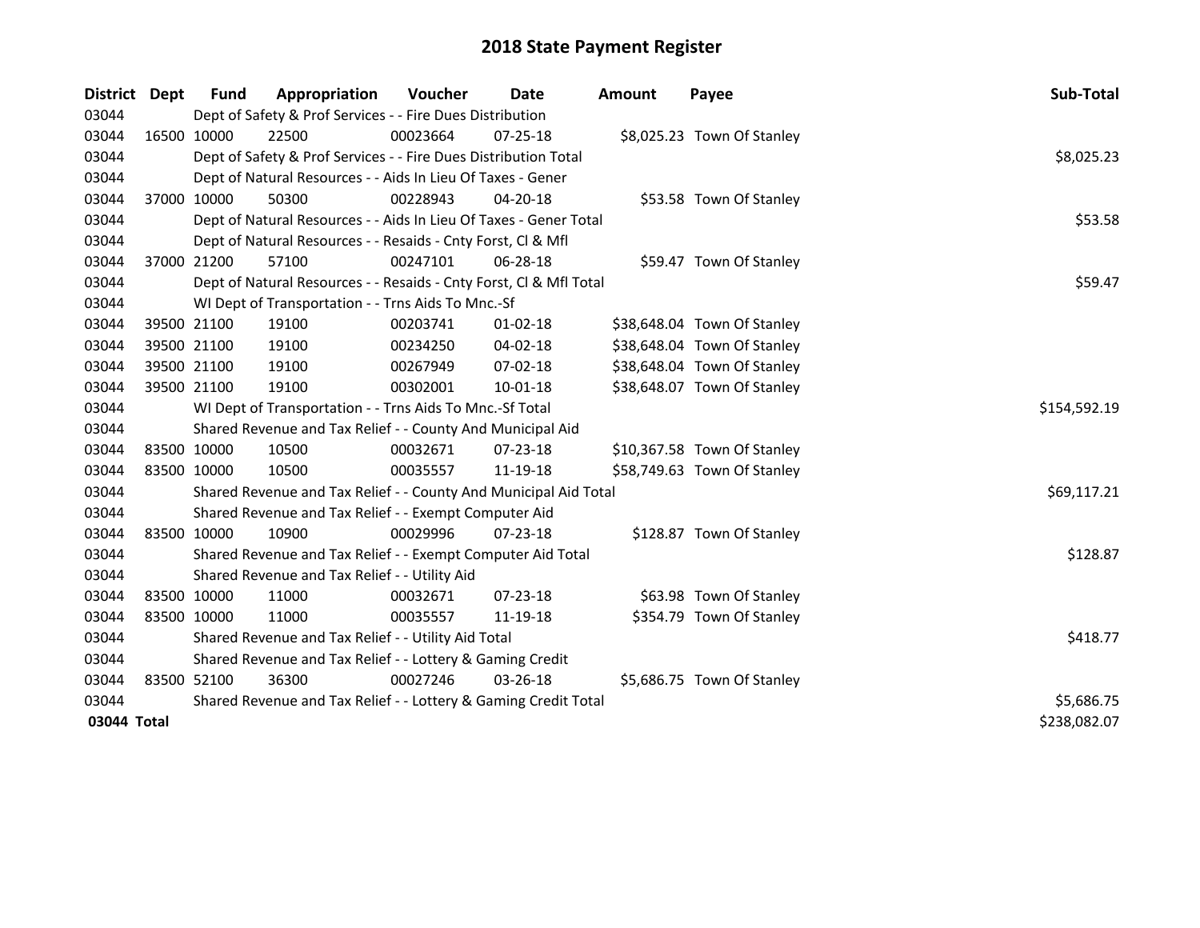# 2018 State Payment Register

| District | Dept | Fund | Appropriation | Voucher | Date | Amount | Payee | Sub-Total |
|---|---|---|---|---|---|---|---|---|
| 03044 | | Dept of Safety & Prof Services - - Fire Dues Distribution | | | | | | |
| 03044 | 16500 | 10000 | 22500 | 00023664 | 07-25-18 | $8,025.23 | Town Of Stanley | |
| 03044 | | Dept of Safety & Prof Services - - Fire Dues Distribution Total | | | | | | $8,025.23 |
| 03044 | | Dept of Natural Resources - - Aids In Lieu Of Taxes - Gener | | | | | | |
| 03044 | 37000 | 10000 | 50300 | 00228943 | 04-20-18 | $53.58 | Town Of Stanley | |
| 03044 | | Dept of Natural Resources - - Aids In Lieu Of Taxes - Gener Total | | | | | | $53.58 |
| 03044 | | Dept of Natural Resources - - Resaids - Cnty Forst, Cl & Mfl | | | | | | |
| 03044 | 37000 | 21200 | 57100 | 00247101 | 06-28-18 | $59.47 | Town Of Stanley | |
| 03044 | | Dept of Natural Resources - - Resaids - Cnty Forst, Cl & Mfl Total | | | | | | $59.47 |
| 03044 | | WI Dept of Transportation - - Trns Aids To Mnc.-Sf | | | | | | |
| 03044 | 39500 | 21100 | 19100 | 00203741 | 01-02-18 | $38,648.04 | Town Of Stanley | |
| 03044 | 39500 | 21100 | 19100 | 00234250 | 04-02-18 | $38,648.04 | Town Of Stanley | |
| 03044 | 39500 | 21100 | 19100 | 00267949 | 07-02-18 | $38,648.04 | Town Of Stanley | |
| 03044 | 39500 | 21100 | 19100 | 00302001 | 10-01-18 | $38,648.07 | Town Of Stanley | |
| 03044 | | WI Dept of Transportation - - Trns Aids To Mnc.-Sf Total | | | | | | $154,592.19 |
| 03044 | | Shared Revenue and Tax Relief - - County And Municipal Aid | | | | | | |
| 03044 | 83500 | 10000 | 10500 | 00032671 | 07-23-18 | $10,367.58 | Town Of Stanley | |
| 03044 | 83500 | 10000 | 10500 | 00035557 | 11-19-18 | $58,749.63 | Town Of Stanley | |
| 03044 | | Shared Revenue and Tax Relief - - County And Municipal Aid Total | | | | | | $69,117.21 |
| 03044 | | Shared Revenue and Tax Relief - - Exempt Computer Aid | | | | | | |
| 03044 | 83500 | 10000 | 10900 | 00029996 | 07-23-18 | $128.87 | Town Of Stanley | |
| 03044 | | Shared Revenue and Tax Relief - - Exempt Computer Aid Total | | | | | | $128.87 |
| 03044 | | Shared Revenue and Tax Relief - - Utility Aid | | | | | | |
| 03044 | 83500 | 10000 | 11000 | 00032671 | 07-23-18 | $63.98 | Town Of Stanley | |
| 03044 | 83500 | 10000 | 11000 | 00035557 | 11-19-18 | $354.79 | Town Of Stanley | |
| 03044 | | Shared Revenue and Tax Relief - - Utility Aid Total | | | | | | $418.77 |
| 03044 | | Shared Revenue and Tax Relief - - Lottery & Gaming Credit | | | | | | |
| 03044 | 83500 | 52100 | 36300 | 00027246 | 03-26-18 | $5,686.75 | Town Of Stanley | |
| 03044 | | Shared Revenue and Tax Relief - - Lottery & Gaming Credit Total | | | | | | $5,686.75 |
| **03044 Total** | | | | | | | | $238,082.07 |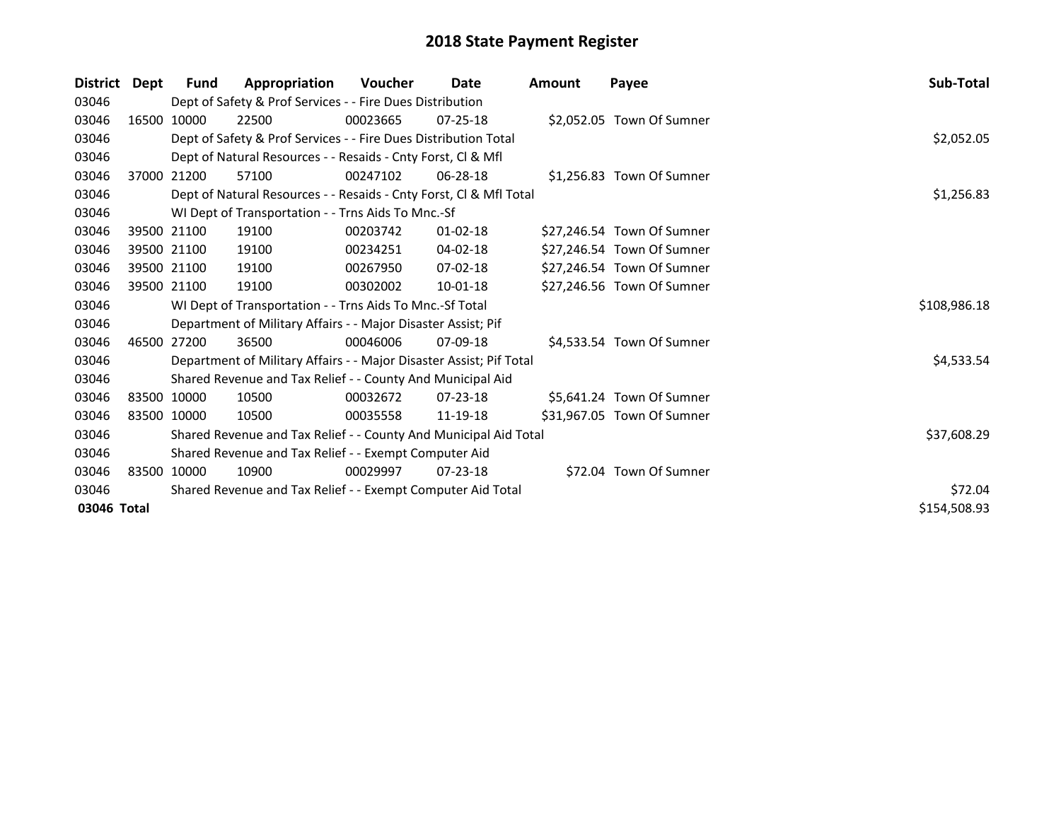# 2018 State Payment Register

| District | Dept | Fund | Appropriation | Voucher | Date | Amount | Payee | Sub-Total |
|---|---|---|---|---|---|---|---|---|
| 03046 | | Dept of Safety & Prof Services - - Fire Dues Distribution | | | | | | |
| 03046 | 16500 | 10000 | 22500 | 00023665 | 07-25-18 | $2,052.05 | Town Of Sumner | |
| 03046 | | Dept of Safety & Prof Services - - Fire Dues Distribution Total | | | | | | $2,052.05 |
| 03046 | | Dept of Natural Resources - - Resaids - Cnty Forst, Cl & Mfl | | | | | | |
| 03046 | 37000 | 21200 | 57100 | 00247102 | 06-28-18 | $1,256.83 | Town Of Sumner | |
| 03046 | | Dept of Natural Resources - - Resaids - Cnty Forst, Cl & Mfl Total | | | | | | $1,256.83 |
| 03046 | | WI Dept of Transportation - - Trns Aids To Mnc.-Sf | | | | | | |
| 03046 | 39500 | 21100 | 19100 | 00203742 | 01-02-18 | $27,246.54 | Town Of Sumner | |
| 03046 | 39500 | 21100 | 19100 | 00234251 | 04-02-18 | $27,246.54 | Town Of Sumner | |
| 03046 | 39500 | 21100 | 19100 | 00267950 | 07-02-18 | $27,246.54 | Town Of Sumner | |
| 03046 | 39500 | 21100 | 19100 | 00302002 | 10-01-18 | $27,246.56 | Town Of Sumner | |
| 03046 | | WI Dept of Transportation - - Trns Aids To Mnc.-Sf Total | | | | | | $108,986.18 |
| 03046 | | Department of Military Affairs - - Major Disaster Assist; Pif | | | | | | |
| 03046 | 46500 | 27200 | 36500 | 00046006 | 07-09-18 | $4,533.54 | Town Of Sumner | |
| 03046 | | Department of Military Affairs - - Major Disaster Assist; Pif Total | | | | | | $4,533.54 |
| 03046 | | Shared Revenue and Tax Relief - - County And Municipal Aid | | | | | | |
| 03046 | 83500 | 10000 | 10500 | 00032672 | 07-23-18 | $5,641.24 | Town Of Sumner | |
| 03046 | 83500 | 10000 | 10500 | 00035558 | 11-19-18 | $31,967.05 | Town Of Sumner | |
| 03046 | | Shared Revenue and Tax Relief - - County And Municipal Aid Total | | | | | | $37,608.29 |
| 03046 | | Shared Revenue and Tax Relief - - Exempt Computer Aid | | | | | | |
| 03046 | 83500 | 10000 | 10900 | 00029997 | 07-23-18 | $72.04 | Town Of Sumner | |
| 03046 | | Shared Revenue and Tax Relief - - Exempt Computer Aid Total | | | | | | $72.04 |
| **03046 Total** | | | | | | | | $154,508.93 |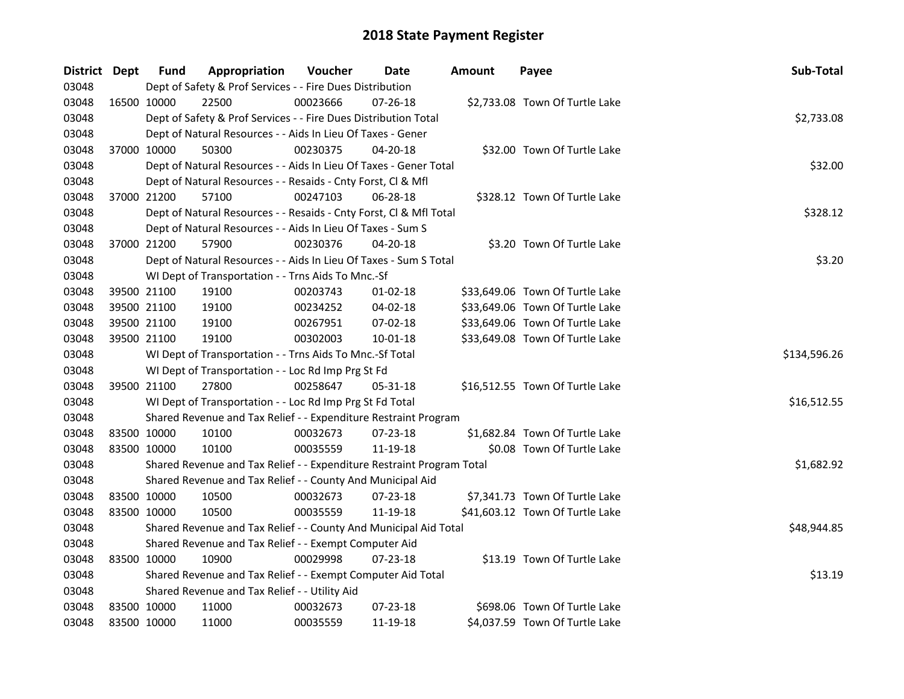# 2018 State Payment Register

| District | Dept | Fund | Appropriation | Voucher | Date | Amount | Payee | Sub-Total |
|---|---|---|---|---|---|---|---|---|
| 03048 | | | Dept of Safety & Prof Services - - Fire Dues Distribution | | | | | |
| 03048 | 16500 | 10000 | 22500 | 00023666 | 07-26-18 | $2,733.08 | Town Of Turtle Lake | |
| 03048 | | | Dept of Safety & Prof Services - - Fire Dues Distribution Total | | | | | $2,733.08 |
| 03048 | | | Dept of Natural Resources - - Aids In Lieu Of Taxes - Gener | | | | | |
| 03048 | 37000 | 10000 | 50300 | 00230375 | 04-20-18 | $32.00 | Town Of Turtle Lake | |
| 03048 | | | Dept of Natural Resources - - Aids In Lieu Of Taxes - Gener Total | | | | | $32.00 |
| 03048 | | | Dept of Natural Resources - - Resaids - Cnty Forst, Cl & Mfl | | | | | |
| 03048 | 37000 | 21200 | 57100 | 00247103 | 06-28-18 | $328.12 | Town Of Turtle Lake | |
| 03048 | | | Dept of Natural Resources - - Resaids - Cnty Forst, Cl & Mfl Total | | | | | $328.12 |
| 03048 | | | Dept of Natural Resources - - Aids In Lieu Of Taxes - Sum S | | | | | |
| 03048 | 37000 | 21200 | 57900 | 00230376 | 04-20-18 | $3.20 | Town Of Turtle Lake | |
| 03048 | | | Dept of Natural Resources - - Aids In Lieu Of Taxes - Sum S Total | | | | | $3.20 |
| 03048 | | | WI Dept of Transportation - - Trns Aids To Mnc.-Sf | | | | | |
| 03048 | 39500 | 21100 | 19100 | 00203743 | 01-02-18 | $33,649.06 | Town Of Turtle Lake | |
| 03048 | 39500 | 21100 | 19100 | 00234252 | 04-02-18 | $33,649.06 | Town Of Turtle Lake | |
| 03048 | 39500 | 21100 | 19100 | 00267951 | 07-02-18 | $33,649.06 | Town Of Turtle Lake | |
| 03048 | 39500 | 21100 | 19100 | 00302003 | 10-01-18 | $33,649.08 | Town Of Turtle Lake | |
| 03048 | | | WI Dept of Transportation - - Trns Aids To Mnc.-Sf Total | | | | | $134,596.26 |
| 03048 | | | WI Dept of Transportation - - Loc Rd Imp Prg St Fd | | | | | |
| 03048 | 39500 | 21100 | 27800 | 00258647 | 05-31-18 | $16,512.55 | Town Of Turtle Lake | |
| 03048 | | | WI Dept of Transportation - - Loc Rd Imp Prg St Fd Total | | | | | $16,512.55 |
| 03048 | | | Shared Revenue and Tax Relief - - Expenditure Restraint Program | | | | | |
| 03048 | 83500 | 10000 | 10100 | 00032673 | 07-23-18 | $1,682.84 | Town Of Turtle Lake | |
| 03048 | 83500 | 10000 | 10100 | 00035559 | 11-19-18 | $0.08 | Town Of Turtle Lake | |
| 03048 | | | Shared Revenue and Tax Relief - - Expenditure Restraint Program Total | | | | | $1,682.92 |
| 03048 | | | Shared Revenue and Tax Relief - - County And Municipal Aid | | | | | |
| 03048 | 83500 | 10000 | 10500 | 00032673 | 07-23-18 | $7,341.73 | Town Of Turtle Lake | |
| 03048 | 83500 | 10000 | 10500 | 00035559 | 11-19-18 | $41,603.12 | Town Of Turtle Lake | |
| 03048 | | | Shared Revenue and Tax Relief - - County And Municipal Aid Total | | | | | $48,944.85 |
| 03048 | | | Shared Revenue and Tax Relief - - Exempt Computer Aid | | | | | |
| 03048 | 83500 | 10000 | 10900 | 00029998 | 07-23-18 | $13.19 | Town Of Turtle Lake | |
| 03048 | | | Shared Revenue and Tax Relief - - Exempt Computer Aid Total | | | | | $13.19 |
| 03048 | | | Shared Revenue and Tax Relief - - Utility Aid | | | | | |
| 03048 | 83500 | 10000 | 11000 | 00032673 | 07-23-18 | $698.06 | Town Of Turtle Lake | |
| 03048 | 83500 | 10000 | 11000 | 00035559 | 11-19-18 | $4,037.59 | Town Of Turtle Lake | |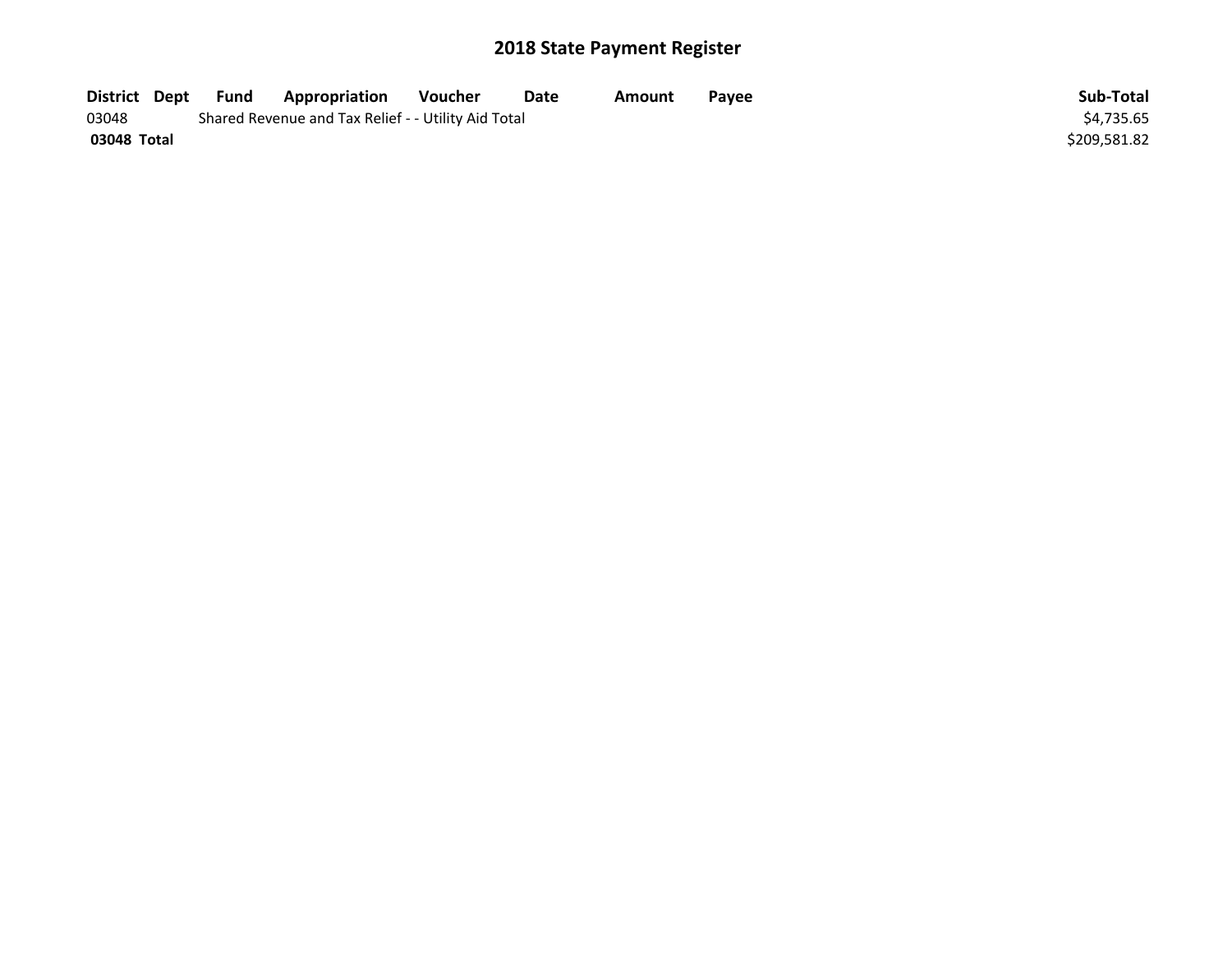# 2018 State Payment Register

| District | Dept | Fund | Appropriation | Voucher | Date | Amount | Payee | Sub-Total |
|---|---|---|---|---|---|---|---|---|
| 03048 | | Shared Revenue and Tax Relief - - Utility Aid Total | | | | | | $4,735.65 |
| **03048 Total** | | | | | | | | $209,581.82 |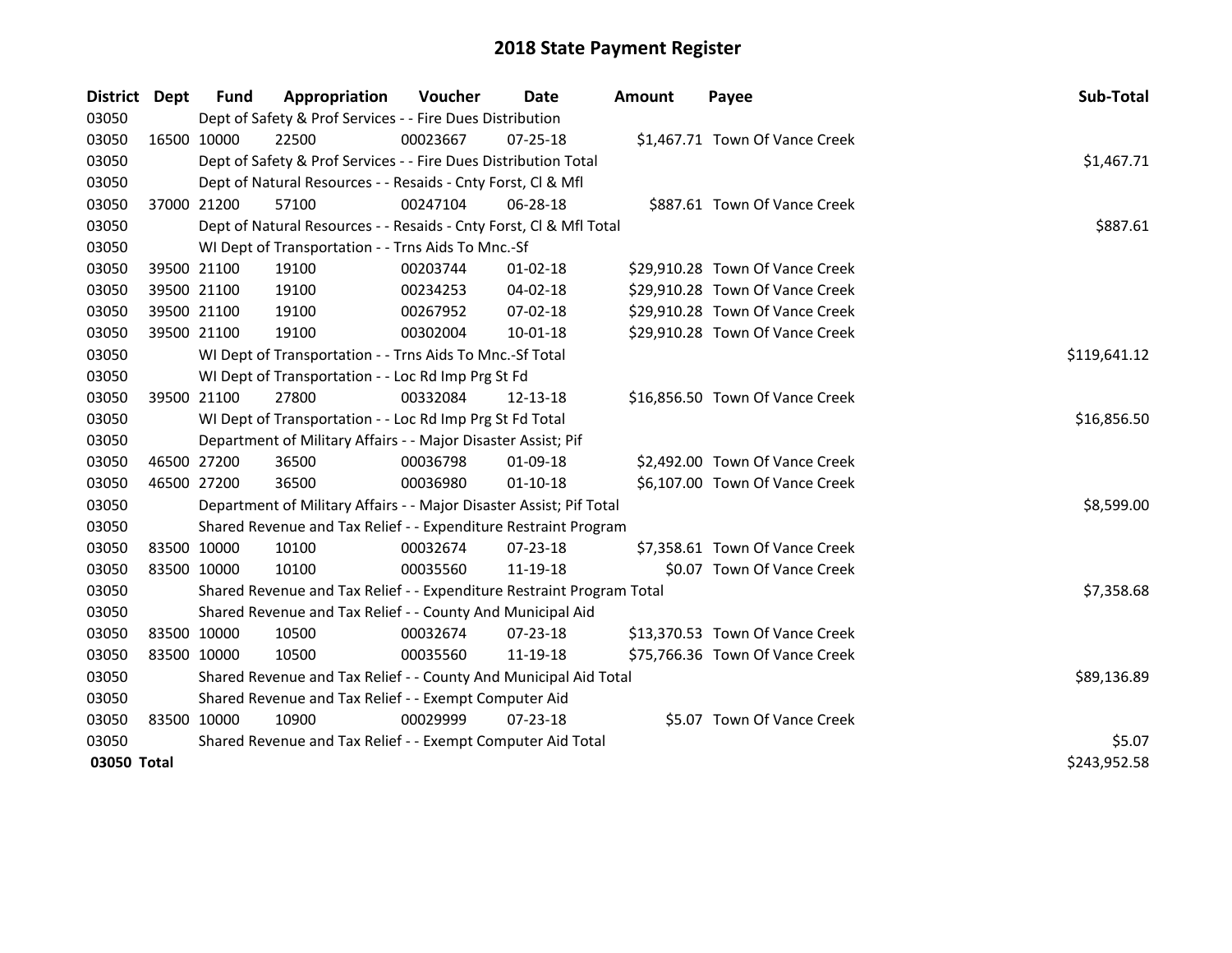# 2018 State Payment Register

| District | Dept | Fund | Appropriation | Voucher | Date | Amount | Payee | Sub-Total |
|---|---|---|---|---|---|---|---|---|
| 03050 | | Dept of Safety & Prof Services - - Fire Dues Distribution | | | | | | |
| 03050 | 16500 | 10000 | 22500 | 00023667 | 07-25-18 | $1,467.71 | Town Of Vance Creek | |
| 03050 | | Dept of Safety & Prof Services - - Fire Dues Distribution Total | | | | | | $1,467.71 |
| 03050 | | Dept of Natural Resources - - Resaids - Cnty Forst, Cl & Mfl | | | | | | |
| 03050 | 37000 | 21200 | 57100 | 00247104 | 06-28-18 | $887.61 | Town Of Vance Creek | |
| 03050 | | Dept of Natural Resources - - Resaids - Cnty Forst, Cl & Mfl Total | | | | | | $887.61 |
| 03050 | | WI Dept of Transportation - - Trns Aids To Mnc.-Sf | | | | | | |
| 03050 | 39500 | 21100 | 19100 | 00203744 | 01-02-18 | $29,910.28 | Town Of Vance Creek | |
| 03050 | 39500 | 21100 | 19100 | 00234253 | 04-02-18 | $29,910.28 | Town Of Vance Creek | |
| 03050 | 39500 | 21100 | 19100 | 00267952 | 07-02-18 | $29,910.28 | Town Of Vance Creek | |
| 03050 | 39500 | 21100 | 19100 | 00302004 | 10-01-18 | $29,910.28 | Town Of Vance Creek | |
| 03050 | | WI Dept of Transportation - - Trns Aids To Mnc.-Sf Total | | | | | | $119,641.12 |
| 03050 | | WI Dept of Transportation - - Loc Rd Imp Prg St Fd | | | | | | |
| 03050 | 39500 | 21100 | 27800 | 00332084 | 12-13-18 | $16,856.50 | Town Of Vance Creek | |
| 03050 | | WI Dept of Transportation - - Loc Rd Imp Prg St Fd Total | | | | | | $16,856.50 |
| 03050 | | Department of Military Affairs - - Major Disaster Assist; Pif | | | | | | |
| 03050 | 46500 | 27200 | 36500 | 00036798 | 01-09-18 | $2,492.00 | Town Of Vance Creek | |
| 03050 | 46500 | 27200 | 36500 | 00036980 | 01-10-18 | $6,107.00 | Town Of Vance Creek | |
| 03050 | | Department of Military Affairs - - Major Disaster Assist; Pif Total | | | | | | $8,599.00 |
| 03050 | | Shared Revenue and Tax Relief - - Expenditure Restraint Program | | | | | | |
| 03050 | 83500 | 10000 | 10100 | 00032674 | 07-23-18 | $7,358.61 | Town Of Vance Creek | |
| 03050 | 83500 | 10000 | 10100 | 00035560 | 11-19-18 | $0.07 | Town Of Vance Creek | |
| 03050 | | Shared Revenue and Tax Relief - - Expenditure Restraint Program Total | | | | | | $7,358.68 |
| 03050 | | Shared Revenue and Tax Relief - - County And Municipal Aid | | | | | | |
| 03050 | 83500 | 10000 | 10500 | 00032674 | 07-23-18 | $13,370.53 | Town Of Vance Creek | |
| 03050 | 83500 | 10000 | 10500 | 00035560 | 11-19-18 | $75,766.36 | Town Of Vance Creek | |
| 03050 | | Shared Revenue and Tax Relief - - County And Municipal Aid Total | | | | | | $89,136.89 |
| 03050 | | Shared Revenue and Tax Relief - - Exempt Computer Aid | | | | | | |
| 03050 | 83500 | 10000 | 10900 | 00029999 | 07-23-18 | $5.07 | Town Of Vance Creek | |
| 03050 | | Shared Revenue and Tax Relief - - Exempt Computer Aid Total | | | | | | $5.07 |
| **03050 Total** | | | | | | | | $243,952.58 |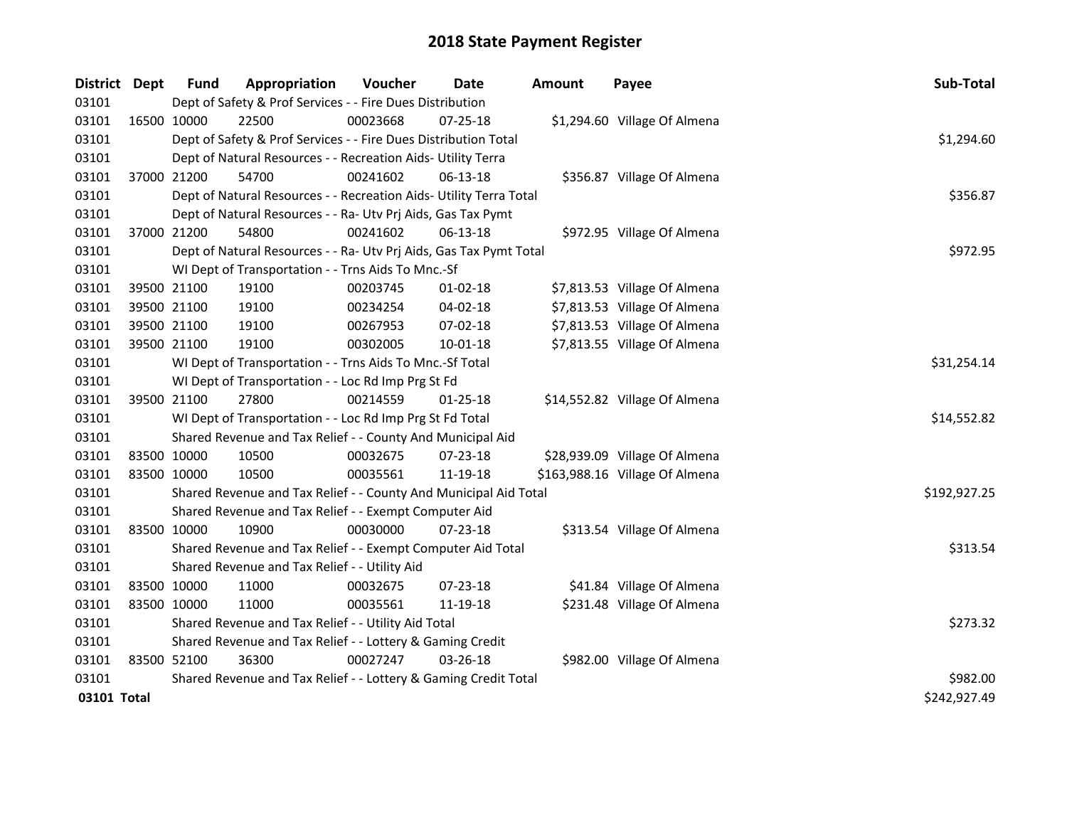# 2018 State Payment Register

| District | Dept | Fund | Appropriation | Voucher | Date | Amount | Payee | Sub-Total |
|---|---|---|---|---|---|---|---|---|
| 03101 | | Dept of Safety & Prof Services - - Fire Dues Distribution | | | | | | |
| 03101 | 16500 | 10000 | 22500 | 00023668 | 07-25-18 | $1,294.60 | Village Of Almena | |
| 03101 | | Dept of Safety & Prof Services - - Fire Dues Distribution Total | | | | | | $1,294.60 |
| 03101 | | Dept of Natural Resources - - Recreation Aids- Utility Terra | | | | | | |
| 03101 | 37000 | 21200 | 54700 | 00241602 | 06-13-18 | $356.87 | Village Of Almena | |
| 03101 | | Dept of Natural Resources - - Recreation Aids- Utility Terra Total | | | | | | $356.87 |
| 03101 | | Dept of Natural Resources - - Ra- Utv Prj Aids, Gas Tax Pymt | | | | | | |
| 03101 | 37000 | 21200 | 54800 | 00241602 | 06-13-18 | $972.95 | Village Of Almena | |
| 03101 | | Dept of Natural Resources - - Ra- Utv Prj Aids, Gas Tax Pymt Total | | | | | | $972.95 |
| 03101 | | WI Dept of Transportation - - Trns Aids To Mnc.-Sf | | | | | | |
| 03101 | 39500 | 21100 | 19100 | 00203745 | 01-02-18 | $7,813.53 | Village Of Almena | |
| 03101 | 39500 | 21100 | 19100 | 00234254 | 04-02-18 | $7,813.53 | Village Of Almena | |
| 03101 | 39500 | 21100 | 19100 | 00267953 | 07-02-18 | $7,813.53 | Village Of Almena | |
| 03101 | 39500 | 21100 | 19100 | 00302005 | 10-01-18 | $7,813.55 | Village Of Almena | |
| 03101 | | WI Dept of Transportation - - Trns Aids To Mnc.-Sf Total | | | | | | $31,254.14 |
| 03101 | | WI Dept of Transportation - - Loc Rd Imp Prg St Fd | | | | | | |
| 03101 | 39500 | 21100 | 27800 | 00214559 | 01-25-18 | $14,552.82 | Village Of Almena | |
| 03101 | | WI Dept of Transportation - - Loc Rd Imp Prg St Fd Total | | | | | | $14,552.82 |
| 03101 | | Shared Revenue and Tax Relief - - County And Municipal Aid | | | | | | |
| 03101 | 83500 | 10000 | 10500 | 00032675 | 07-23-18 | $28,939.09 | Village Of Almena | |
| 03101 | 83500 | 10000 | 10500 | 00035561 | 11-19-18 | $163,988.16 | Village Of Almena | |
| 03101 | | Shared Revenue and Tax Relief - - County And Municipal Aid Total | | | | | | $192,927.25 |
| 03101 | | Shared Revenue and Tax Relief - - Exempt Computer Aid | | | | | | |
| 03101 | 83500 | 10000 | 10900 | 00030000 | 07-23-18 | $313.54 | Village Of Almena | |
| 03101 | | Shared Revenue and Tax Relief - - Exempt Computer Aid Total | | | | | | $313.54 |
| 03101 | | Shared Revenue and Tax Relief - - Utility Aid | | | | | | |
| 03101 | 83500 | 10000 | 11000 | 00032675 | 07-23-18 | $41.84 | Village Of Almena | |
| 03101 | 83500 | 10000 | 11000 | 00035561 | 11-19-18 | $231.48 | Village Of Almena | |
| 03101 | | Shared Revenue and Tax Relief - - Utility Aid Total | | | | | | $273.32 |
| 03101 | | Shared Revenue and Tax Relief - - Lottery & Gaming Credit | | | | | | |
| 03101 | 83500 | 52100 | 36300 | 00027247 | 03-26-18 | $982.00 | Village Of Almena | |
| 03101 | | Shared Revenue and Tax Relief - - Lottery & Gaming Credit Total | | | | | | $982.00 |
| **03101 Total** | | | | | | | | $242,927.49 |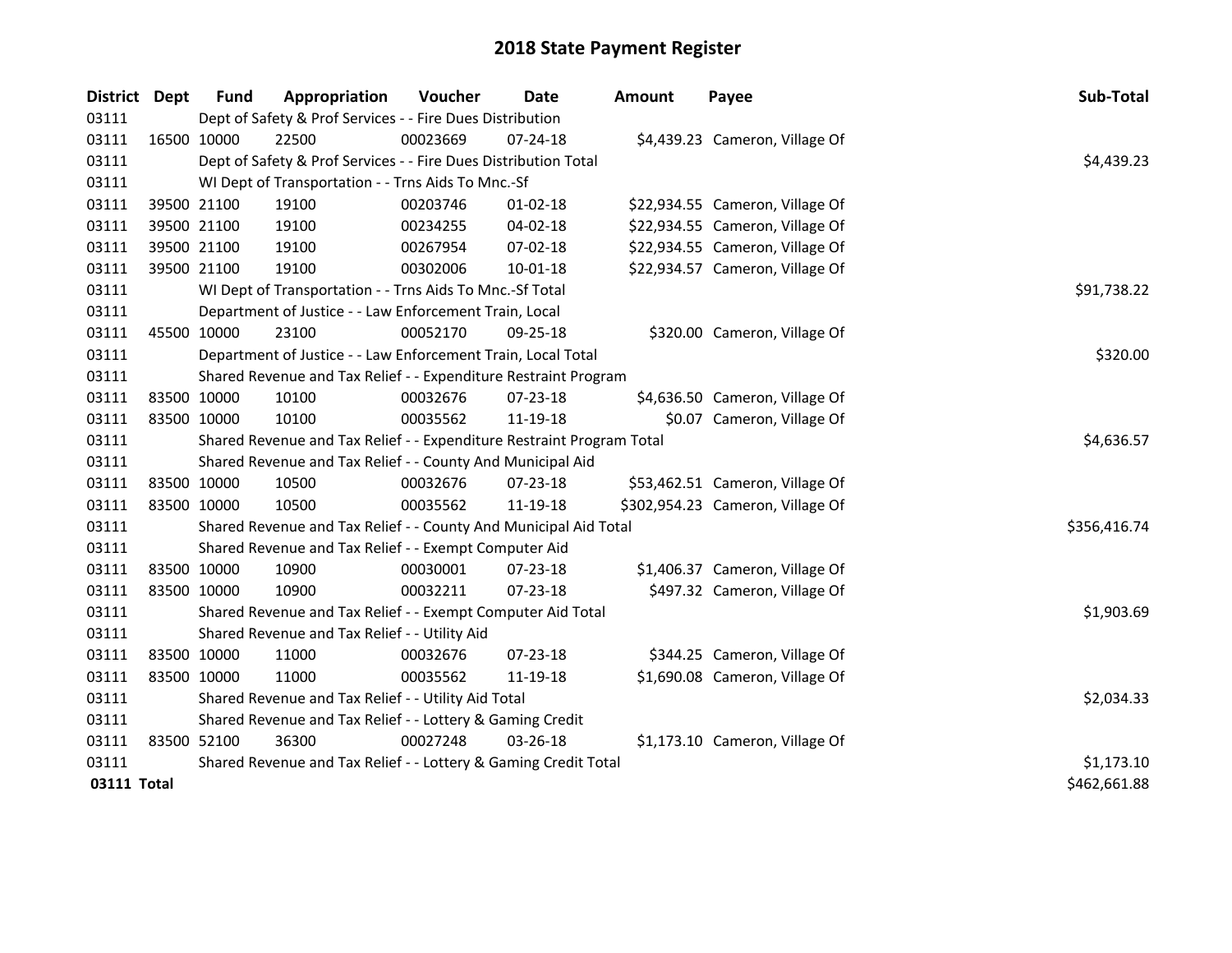# 2018 State Payment Register

| District | Dept | Fund | Appropriation | Voucher | Date | Amount | Payee | Sub-Total |
|---|---|---|---|---|---|---|---|---|
| 03111 | | Dept of Safety & Prof Services - - Fire Dues Distribution | | | | | | |
| 03111 | 16500 | 10000 | 22500 | 00023669 | 07-24-18 | $4,439.23 | Cameron, Village Of | |
| 03111 | | Dept of Safety & Prof Services - - Fire Dues Distribution Total | | | | | | $4,439.23 |
| 03111 | | WI Dept of Transportation - - Trns Aids To Mnc.-Sf | | | | | | |
| 03111 | 39500 | 21100 | 19100 | 00203746 | 01-02-18 | $22,934.55 | Cameron, Village Of | |
| 03111 | 39500 | 21100 | 19100 | 00234255 | 04-02-18 | $22,934.55 | Cameron, Village Of | |
| 03111 | 39500 | 21100 | 19100 | 00267954 | 07-02-18 | $22,934.55 | Cameron, Village Of | |
| 03111 | 39500 | 21100 | 19100 | 00302006 | 10-01-18 | $22,934.57 | Cameron, Village Of | |
| 03111 | | WI Dept of Transportation - - Trns Aids To Mnc.-Sf Total | | | | | | $91,738.22 |
| 03111 | | Department of Justice - - Law Enforcement Train, Local | | | | | | |
| 03111 | 45500 | 10000 | 23100 | 00052170 | 09-25-18 | $320.00 | Cameron, Village Of | |
| 03111 | | Department of Justice - - Law Enforcement Train, Local Total | | | | | | $320.00 |
| 03111 | | Shared Revenue and Tax Relief - - Expenditure Restraint Program | | | | | | |
| 03111 | 83500 | 10000 | 10100 | 00032676 | 07-23-18 | $4,636.50 | Cameron, Village Of | |
| 03111 | 83500 | 10000 | 10100 | 00035562 | 11-19-18 | $0.07 | Cameron, Village Of | |
| 03111 | | Shared Revenue and Tax Relief - - Expenditure Restraint Program Total | | | | | | $4,636.57 |
| 03111 | | Shared Revenue and Tax Relief - - County And Municipal Aid | | | | | | |
| 03111 | 83500 | 10000 | 10500 | 00032676 | 07-23-18 | $53,462.51 | Cameron, Village Of | |
| 03111 | 83500 | 10000 | 10500 | 00035562 | 11-19-18 | $302,954.23 | Cameron, Village Of | |
| 03111 | | Shared Revenue and Tax Relief - - County And Municipal Aid Total | | | | | | $356,416.74 |
| 03111 | | Shared Revenue and Tax Relief - - Exempt Computer Aid | | | | | | |
| 03111 | 83500 | 10000 | 10900 | 00030001 | 07-23-18 | $1,406.37 | Cameron, Village Of | |
| 03111 | 83500 | 10000 | 10900 | 00032211 | 07-23-18 | $497.32 | Cameron, Village Of | |
| 03111 | | Shared Revenue and Tax Relief - - Exempt Computer Aid Total | | | | | | $1,903.69 |
| 03111 | | Shared Revenue and Tax Relief - - Utility Aid | | | | | | |
| 03111 | 83500 | 10000 | 11000 | 00032676 | 07-23-18 | $344.25 | Cameron, Village Of | |
| 03111 | 83500 | 10000 | 11000 | 00035562 | 11-19-18 | $1,690.08 | Cameron, Village Of | |
| 03111 | | Shared Revenue and Tax Relief - - Utility Aid Total | | | | | | $2,034.33 |
| 03111 | | Shared Revenue and Tax Relief - - Lottery & Gaming Credit | | | | | | |
| 03111 | 83500 | 52100 | 36300 | 00027248 | 03-26-18 | $1,173.10 | Cameron, Village Of | |
| 03111 | | Shared Revenue and Tax Relief - - Lottery & Gaming Credit Total | | | | | | $1,173.10 |
| 03111 Total | | | | | | | | $462,661.88 |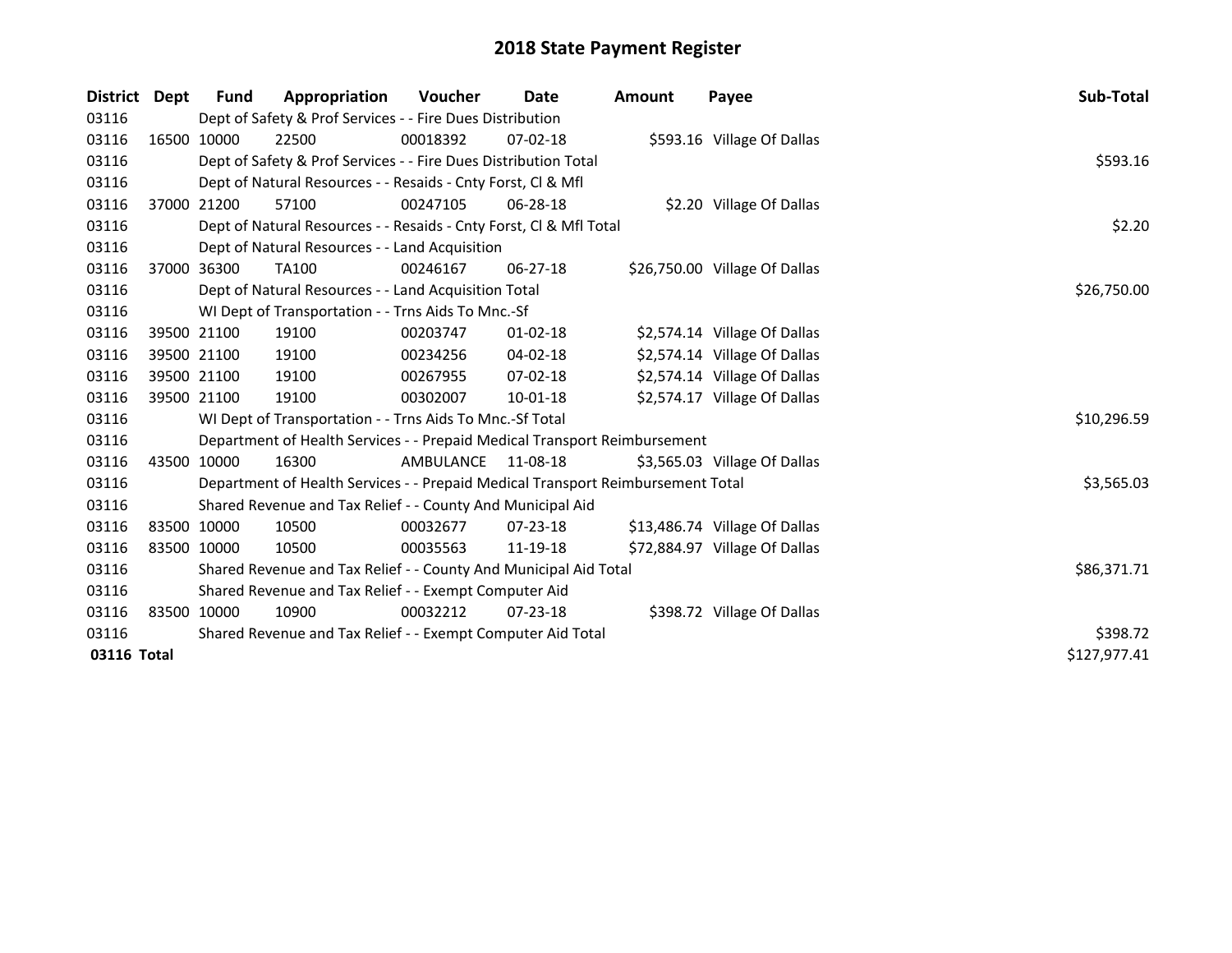# 2018 State Payment Register

| District | Dept | Fund | Appropriation | Voucher | Date | Amount | Payee | Sub-Total |
|---|---|---|---|---|---|---|---|---|
| 03116 | | Dept of Safety & Prof Services - - Fire Dues Distribution | | | | | | |
| 03116 | 16500 | 10000 | 22500 | 00018392 | 07-02-18 | $593.16 | Village Of Dallas | |
| 03116 | | Dept of Safety & Prof Services - - Fire Dues Distribution Total | | | | | | $593.16 |
| 03116 | | Dept of Natural Resources - - Resaids - Cnty Forst, Cl & Mfl | | | | | | |
| 03116 | 37000 | 21200 | 57100 | 00247105 | 06-28-18 | $2.20 | Village Of Dallas | |
| 03116 | | Dept of Natural Resources - - Resaids - Cnty Forst, Cl & Mfl Total | | | | | | $2.20 |
| 03116 | | Dept of Natural Resources - - Land Acquisition | | | | | | |
| 03116 | 37000 | 36300 | TA100 | 00246167 | 06-27-18 | $26,750.00 | Village Of Dallas | |
| 03116 | | Dept of Natural Resources - - Land Acquisition Total | | | | | | $26,750.00 |
| 03116 | | WI Dept of Transportation - - Trns Aids To Mnc.-Sf | | | | | | |
| 03116 | 39500 | 21100 | 19100 | 00203747 | 01-02-18 | $2,574.14 | Village Of Dallas | |
| 03116 | 39500 | 21100 | 19100 | 00234256 | 04-02-18 | $2,574.14 | Village Of Dallas | |
| 03116 | 39500 | 21100 | 19100 | 00267955 | 07-02-18 | $2,574.14 | Village Of Dallas | |
| 03116 | 39500 | 21100 | 19100 | 00302007 | 10-01-18 | $2,574.17 | Village Of Dallas | |
| 03116 | | WI Dept of Transportation - - Trns Aids To Mnc.-Sf Total | | | | | | $10,296.59 |
| 03116 | | Department of Health Services - - Prepaid Medical Transport Reimbursement | | | | | | |
| 03116 | 43500 | 10000 | 16300 | AMBULANCE | 11-08-18 | $3,565.03 | Village Of Dallas | |
| 03116 | | Department of Health Services - - Prepaid Medical Transport Reimbursement Total | | | | | | $3,565.03 |
| 03116 | | Shared Revenue and Tax Relief - - County And Municipal Aid | | | | | | |
| 03116 | 83500 | 10000 | 10500 | 00032677 | 07-23-18 | $13,486.74 | Village Of Dallas | |
| 03116 | 83500 | 10000 | 10500 | 00035563 | 11-19-18 | $72,884.97 | Village Of Dallas | |
| 03116 | | Shared Revenue and Tax Relief - - County And Municipal Aid Total | | | | | | $86,371.71 |
| 03116 | | Shared Revenue and Tax Relief - - Exempt Computer Aid | | | | | | |
| 03116 | 83500 | 10000 | 10900 | 00032212 | 07-23-18 | $398.72 | Village Of Dallas | |
| 03116 | | Shared Revenue and Tax Relief - - Exempt Computer Aid Total | | | | | | $398.72 |
| **03116 Total** | | | | | | | | $127,977.41 |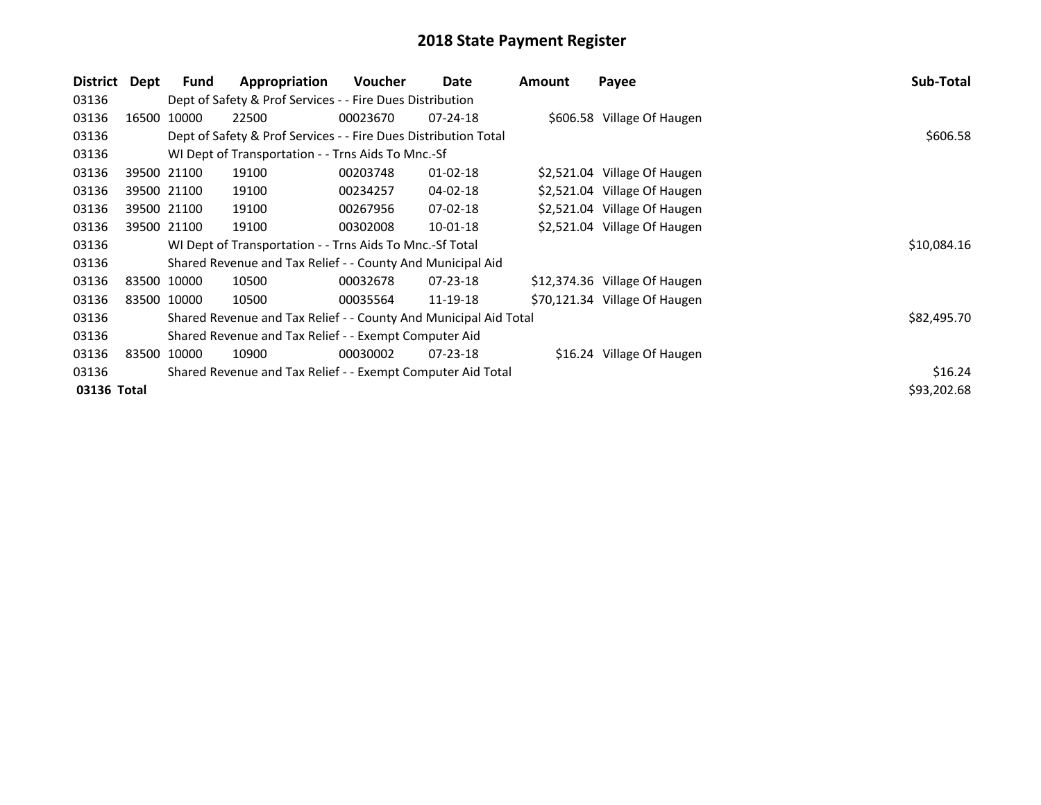# 2018 State Payment Register

| District | Dept | Fund | Appropriation | Voucher | Date | Amount | Payee | Sub-Total |
|---|---|---|---|---|---|---|---|---|
| 03136 | | Dept of Safety & Prof Services - - Fire Dues Distribution | | | | | | |
| 03136 | 16500 | 10000 | 22500 | 00023670 | 07-24-18 | $606.58 | Village Of Haugen | |
| 03136 | | Dept of Safety & Prof Services - - Fire Dues Distribution Total | | | | | | $606.58 |
| 03136 | | WI Dept of Transportation - - Trns Aids To Mnc.-Sf | | | | | | |
| 03136 | 39500 | 21100 | 19100 | 00203748 | 01-02-18 | $2,521.04 | Village Of Haugen | |
| 03136 | 39500 | 21100 | 19100 | 00234257 | 04-02-18 | $2,521.04 | Village Of Haugen | |
| 03136 | 39500 | 21100 | 19100 | 00267956 | 07-02-18 | $2,521.04 | Village Of Haugen | |
| 03136 | 39500 | 21100 | 19100 | 00302008 | 10-01-18 | $2,521.04 | Village Of Haugen | |
| 03136 | | WI Dept of Transportation - - Trns Aids To Mnc.-Sf Total | | | | | | $10,084.16 |
| 03136 | | Shared Revenue and Tax Relief - - County And Municipal Aid | | | | | | |
| 03136 | 83500 | 10000 | 10500 | 00032678 | 07-23-18 | $12,374.36 | Village Of Haugen | |
| 03136 | 83500 | 10000 | 10500 | 00035564 | 11-19-18 | $70,121.34 | Village Of Haugen | |
| 03136 | | Shared Revenue and Tax Relief - - County And Municipal Aid Total | | | | | | $82,495.70 |
| 03136 | | Shared Revenue and Tax Relief - - Exempt Computer Aid | | | | | | |
| 03136 | 83500 | 10000 | 10900 | 00030002 | 07-23-18 | $16.24 | Village Of Haugen | |
| 03136 | | Shared Revenue and Tax Relief - - Exempt Computer Aid Total | | | | | | $16.24 |
| **03136** | **Total** | | | | | | | $93,202.68 |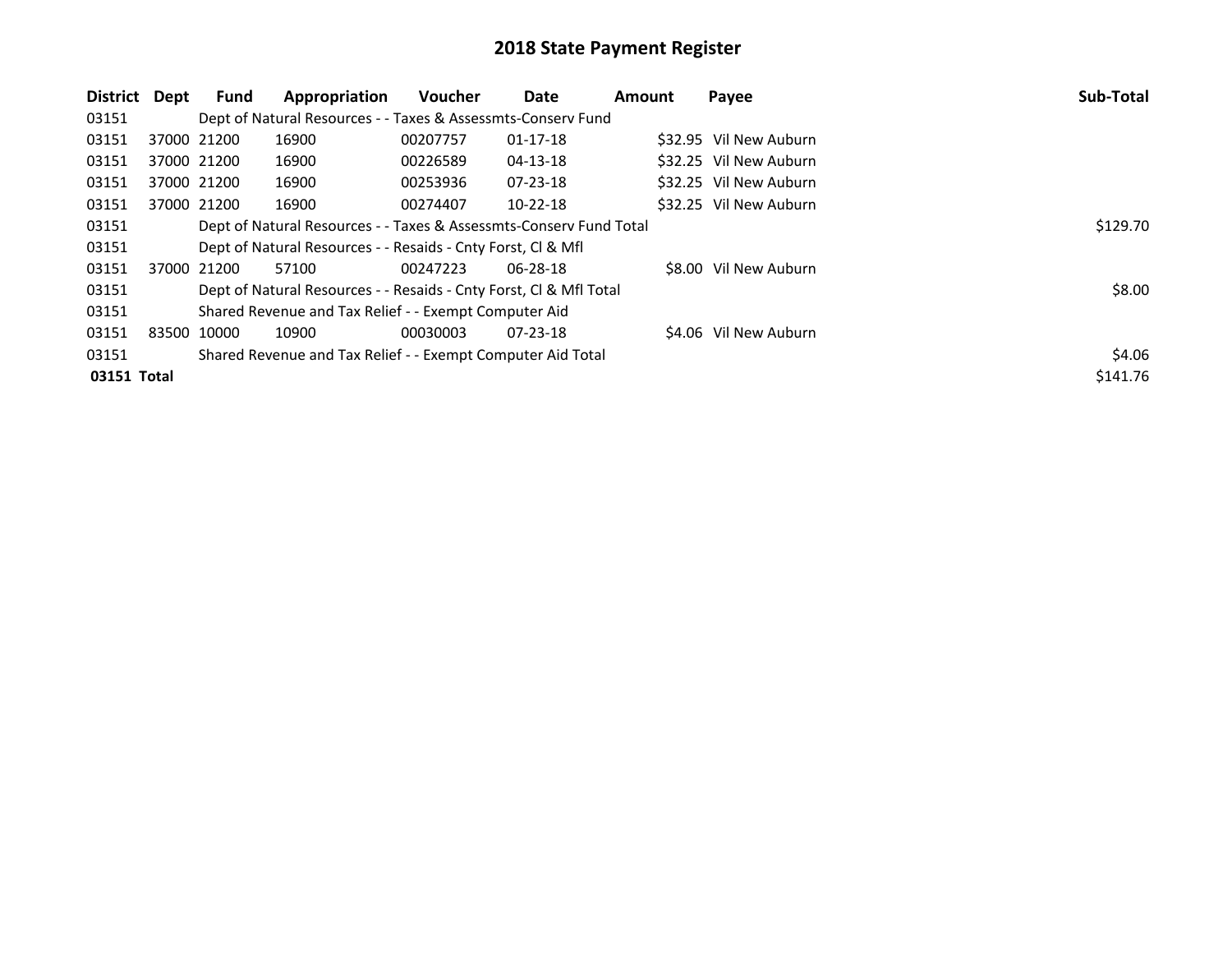# 2018 State Payment Register

| District | Dept | Fund | Appropriation | Voucher | Date | Amount | Payee | Sub-Total |
|---|---|---|---|---|---|---|---|---|
| 03151 | | Dept of Natural Resources - - Taxes & Assessmts-Conserv Fund | | | | | | |
| 03151 | 37000 | 21200 | 16900 | 00207757 | 01-17-18 | $32.95 | Vil New Auburn | |
| 03151 | 37000 | 21200 | 16900 | 00226589 | 04-13-18 | $32.25 | Vil New Auburn | |
| 03151 | 37000 | 21200 | 16900 | 00253936 | 07-23-18 | $32.25 | Vil New Auburn | |
| 03151 | 37000 | 21200 | 16900 | 00274407 | 10-22-18 | $32.25 | Vil New Auburn | |
| 03151 | | Dept of Natural Resources - - Taxes & Assessmts-Conserv Fund Total | | | | | | $129.70 |
| 03151 | | Dept of Natural Resources - - Resaids - Cnty Forst, Cl & Mfl | | | | | | |
| 03151 | 37000 | 21200 | 57100 | 00247223 | 06-28-18 | $8.00 | Vil New Auburn | |
| 03151 | | Dept of Natural Resources - - Resaids - Cnty Forst, Cl & Mfl Total | | | | | | $8.00 |
| 03151 | | Shared Revenue and Tax Relief - - Exempt Computer Aid | | | | | | |
| 03151 | 83500 | 10000 | 10900 | 00030003 | 07-23-18 | $4.06 | Vil New Auburn | |
| 03151 | | Shared Revenue and Tax Relief - - Exempt Computer Aid Total | | | | | | $4.06 |
| **03151 Total** | | | | | | | | $141.76 |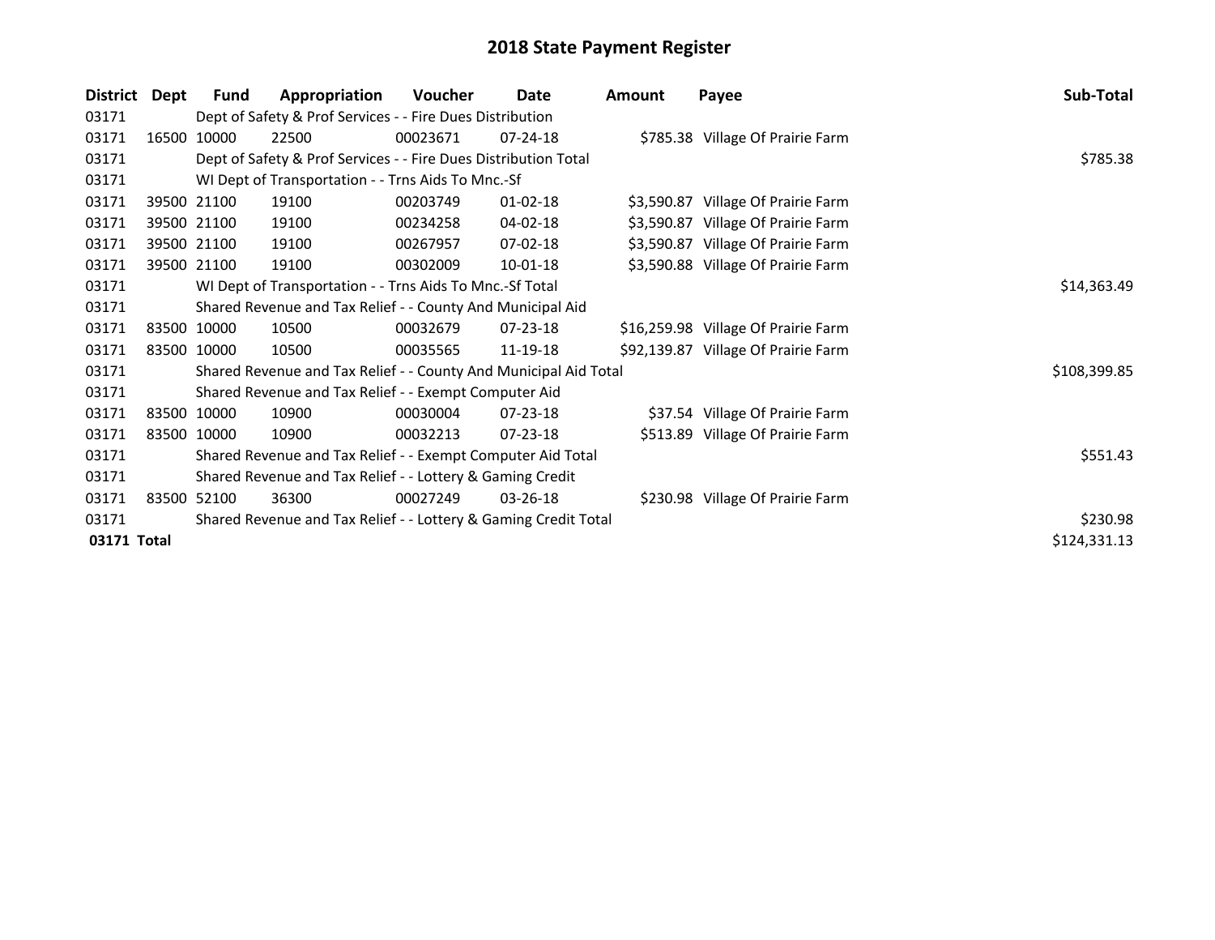# 2018 State Payment Register

| District | Dept | Fund | Appropriation | Voucher | Date | Amount | Payee | Sub-Total |
|---|---|---|---|---|---|---|---|---|
| 03171 | | Dept of Safety & Prof Services - - Fire Dues Distribution | | | | | | |
| 03171 | 16500 | 10000 | 22500 | 00023671 | 07-24-18 | $785.38 | Village Of Prairie Farm | |
| 03171 | | Dept of Safety & Prof Services - - Fire Dues Distribution Total | | | | | | $785.38 |
| 03171 | | WI Dept of Transportation - - Trns Aids To Mnc.-Sf | | | | | | |
| 03171 | 39500 | 21100 | 19100 | 00203749 | 01-02-18 | $3,590.87 | Village Of Prairie Farm | |
| 03171 | 39500 | 21100 | 19100 | 00234258 | 04-02-18 | $3,590.87 | Village Of Prairie Farm | |
| 03171 | 39500 | 21100 | 19100 | 00267957 | 07-02-18 | $3,590.87 | Village Of Prairie Farm | |
| 03171 | 39500 | 21100 | 19100 | 00302009 | 10-01-18 | $3,590.88 | Village Of Prairie Farm | |
| 03171 | | WI Dept of Transportation - - Trns Aids To Mnc.-Sf Total | | | | | | $14,363.49 |
| 03171 | | Shared Revenue and Tax Relief - - County And Municipal Aid | | | | | | |
| 03171 | 83500 | 10000 | 10500 | 00032679 | 07-23-18 | $16,259.98 | Village Of Prairie Farm | |
| 03171 | 83500 | 10000 | 10500 | 00035565 | 11-19-18 | $92,139.87 | Village Of Prairie Farm | |
| 03171 | | Shared Revenue and Tax Relief - - County And Municipal Aid Total | | | | | | $108,399.85 |
| 03171 | | Shared Revenue and Tax Relief - - Exempt Computer Aid | | | | | | |
| 03171 | 83500 | 10000 | 10900 | 00030004 | 07-23-18 | $37.54 | Village Of Prairie Farm | |
| 03171 | 83500 | 10000 | 10900 | 00032213 | 07-23-18 | $513.89 | Village Of Prairie Farm | |
| 03171 | | Shared Revenue and Tax Relief - - Exempt Computer Aid Total | | | | | | $551.43 |
| 03171 | | Shared Revenue and Tax Relief - - Lottery & Gaming Credit | | | | | | |
| 03171 | 83500 | 52100 | 36300 | 00027249 | 03-26-18 | $230.98 | Village Of Prairie Farm | |
| 03171 | | Shared Revenue and Tax Relief - - Lottery & Gaming Credit Total | | | | | | $230.98 |
| **03171 Total** | | | | | | | | $124,331.13 |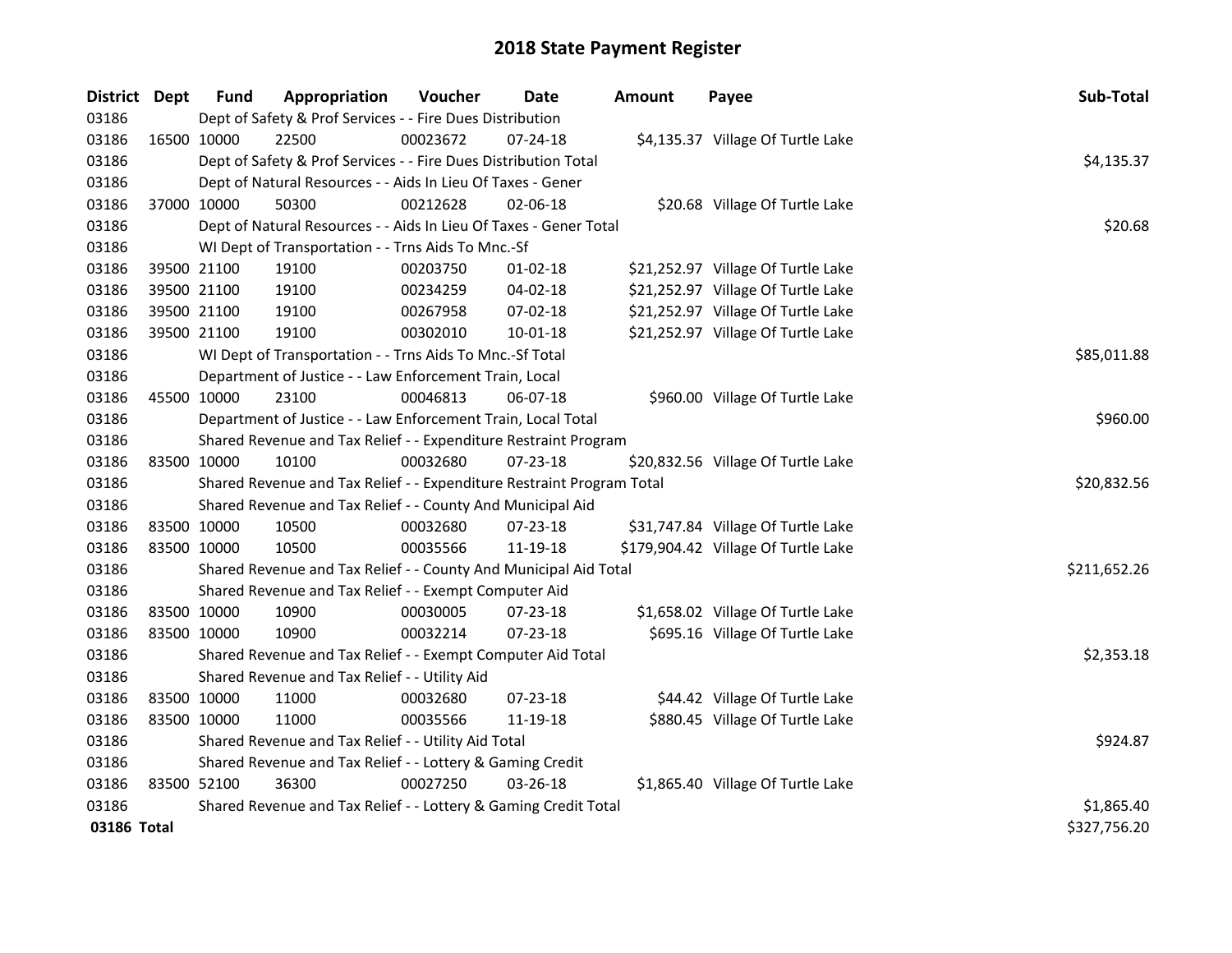# 2018 State Payment Register

| District | Dept | Fund | Appropriation | Voucher | Date | Amount | Payee | Sub-Total |
|---|---|---|---|---|---|---|---|---|
| 03186 | | Dept of Safety & Prof Services - - Fire Dues Distribution | | | | | | |
| 03186 | 16500 | 10000 | 22500 | 00023672 | 07-24-18 | $4,135.37 | Village Of Turtle Lake | |
| 03186 | | Dept of Safety & Prof Services - - Fire Dues Distribution Total | | | | | | $4,135.37 |
| 03186 | | Dept of Natural Resources - - Aids In Lieu Of Taxes - Gener | | | | | | |
| 03186 | 37000 | 10000 | 50300 | 00212628 | 02-06-18 | $20.68 | Village Of Turtle Lake | |
| 03186 | | Dept of Natural Resources - - Aids In Lieu Of Taxes - Gener Total | | | | | | $20.68 |
| 03186 | | WI Dept of Transportation - - Trns Aids To Mnc.-Sf | | | | | | |
| 03186 | 39500 | 21100 | 19100 | 00203750 | 01-02-18 | $21,252.97 | Village Of Turtle Lake | |
| 03186 | 39500 | 21100 | 19100 | 00234259 | 04-02-18 | $21,252.97 | Village Of Turtle Lake | |
| 03186 | 39500 | 21100 | 19100 | 00267958 | 07-02-18 | $21,252.97 | Village Of Turtle Lake | |
| 03186 | 39500 | 21100 | 19100 | 00302010 | 10-01-18 | $21,252.97 | Village Of Turtle Lake | |
| 03186 | | WI Dept of Transportation - - Trns Aids To Mnc.-Sf Total | | | | | | $85,011.88 |
| 03186 | | Department of Justice - - Law Enforcement Train, Local | | | | | | |
| 03186 | 45500 | 10000 | 23100 | 00046813 | 06-07-18 | $960.00 | Village Of Turtle Lake | |
| 03186 | | Department of Justice - - Law Enforcement Train, Local Total | | | | | | $960.00 |
| 03186 | | Shared Revenue and Tax Relief - - Expenditure Restraint Program | | | | | | |
| 03186 | 83500 | 10000 | 10100 | 00032680 | 07-23-18 | $20,832.56 | Village Of Turtle Lake | |
| 03186 | | Shared Revenue and Tax Relief - - Expenditure Restraint Program Total | | | | | | $20,832.56 |
| 03186 | | Shared Revenue and Tax Relief - - County And Municipal Aid | | | | | | |
| 03186 | 83500 | 10000 | 10500 | 00032680 | 07-23-18 | $31,747.84 | Village Of Turtle Lake | |
| 03186 | 83500 | 10000 | 10500 | 00035566 | 11-19-18 | $179,904.42 | Village Of Turtle Lake | |
| 03186 | | Shared Revenue and Tax Relief - - County And Municipal Aid Total | | | | | | $211,652.26 |
| 03186 | | Shared Revenue and Tax Relief - - Exempt Computer Aid | | | | | | |
| 03186 | 83500 | 10000 | 10900 | 00030005 | 07-23-18 | $1,658.02 | Village Of Turtle Lake | |
| 03186 | 83500 | 10000 | 10900 | 00032214 | 07-23-18 | $695.16 | Village Of Turtle Lake | |
| 03186 | | Shared Revenue and Tax Relief - - Exempt Computer Aid Total | | | | | | $2,353.18 |
| 03186 | | Shared Revenue and Tax Relief - - Utility Aid | | | | | | |
| 03186 | 83500 | 10000 | 11000 | 00032680 | 07-23-18 | $44.42 | Village Of Turtle Lake | |
| 03186 | 83500 | 10000 | 11000 | 00035566 | 11-19-18 | $880.45 | Village Of Turtle Lake | |
| 03186 | | Shared Revenue and Tax Relief - - Utility Aid Total | | | | | | $924.87 |
| 03186 | | Shared Revenue and Tax Relief - - Lottery & Gaming Credit | | | | | | |
| 03186 | 83500 | 52100 | 36300 | 00027250 | 03-26-18 | $1,865.40 | Village Of Turtle Lake | |
| 03186 | | Shared Revenue and Tax Relief - - Lottery & Gaming Credit Total | | | | | | $1,865.40 |
| **03186 Total** | | | | | | | | $327,756.20 |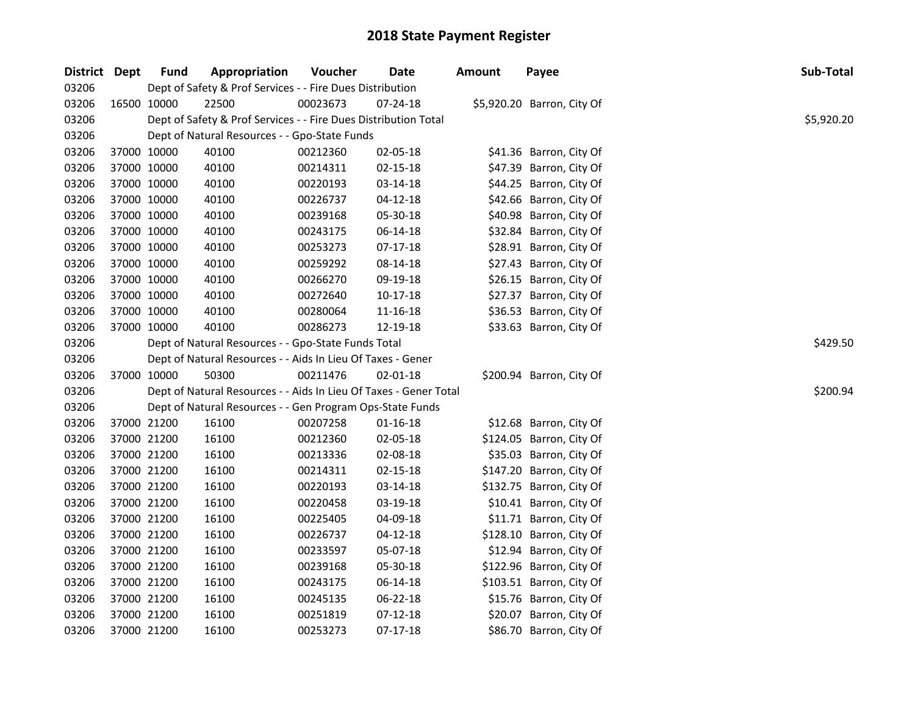# 2018 State Payment Register

| District | Dept | Fund | Appropriation | Voucher | Date | Amount | Payee | Sub-Total |
|---|---|---|---|---|---|---|---|---|
| 03206 | | Dept of Safety & Prof Services - - Fire Dues Distribution | | | | | | |
| 03206 | 16500 | 10000 | 22500 | 00023673 | 07-24-18 | $5,920.20 | Barron, City Of | |
| 03206 | | Dept of Safety & Prof Services - - Fire Dues Distribution Total | | | | | | $5,920.20 |
| 03206 | | Dept of Natural Resources - - Gpo-State Funds | | | | | | |
| 03206 | 37000 | 10000 | 40100 | 00212360 | 02-05-18 | $41.36 | Barron, City Of | |
| 03206 | 37000 | 10000 | 40100 | 00214311 | 02-15-18 | $47.39 | Barron, City Of | |
| 03206 | 37000 | 10000 | 40100 | 00220193 | 03-14-18 | $44.25 | Barron, City Of | |
| 03206 | 37000 | 10000 | 40100 | 00226737 | 04-12-18 | $42.66 | Barron, City Of | |
| 03206 | 37000 | 10000 | 40100 | 00239168 | 05-30-18 | $40.98 | Barron, City Of | |
| 03206 | 37000 | 10000 | 40100 | 00243175 | 06-14-18 | $32.84 | Barron, City Of | |
| 03206 | 37000 | 10000 | 40100 | 00253273 | 07-17-18 | $28.91 | Barron, City Of | |
| 03206 | 37000 | 10000 | 40100 | 00259292 | 08-14-18 | $27.43 | Barron, City Of | |
| 03206 | 37000 | 10000 | 40100 | 00266270 | 09-19-18 | $26.15 | Barron, City Of | |
| 03206 | 37000 | 10000 | 40100 | 00272640 | 10-17-18 | $27.37 | Barron, City Of | |
| 03206 | 37000 | 10000 | 40100 | 00280064 | 11-16-18 | $36.53 | Barron, City Of | |
| 03206 | 37000 | 10000 | 40100 | 00286273 | 12-19-18 | $33.63 | Barron, City Of | |
| 03206 | | Dept of Natural Resources - - Gpo-State Funds Total | | | | | | $429.50 |
| 03206 | | Dept of Natural Resources - - Aids In Lieu Of Taxes - Gener | | | | | | |
| 03206 | 37000 | 10000 | 50300 | 00211476 | 02-01-18 | $200.94 | Barron, City Of | |
| 03206 | | Dept of Natural Resources - - Aids In Lieu Of Taxes - Gener Total | | | | | | $200.94 |
| 03206 | | Dept of Natural Resources - - Gen Program Ops-State Funds | | | | | | |
| 03206 | 37000 | 21200 | 16100 | 00207258 | 01-16-18 | $12.68 | Barron, City Of | |
| 03206 | 37000 | 21200 | 16100 | 00212360 | 02-05-18 | $124.05 | Barron, City Of | |
| 03206 | 37000 | 21200 | 16100 | 00213336 | 02-08-18 | $35.03 | Barron, City Of | |
| 03206 | 37000 | 21200 | 16100 | 00214311 | 02-15-18 | $147.20 | Barron, City Of | |
| 03206 | 37000 | 21200 | 16100 | 00220193 | 03-14-18 | $132.75 | Barron, City Of | |
| 03206 | 37000 | 21200 | 16100 | 00220458 | 03-19-18 | $10.41 | Barron, City Of | |
| 03206 | 37000 | 21200 | 16100 | 00225405 | 04-09-18 | $11.71 | Barron, City Of | |
| 03206 | 37000 | 21200 | 16100 | 00226737 | 04-12-18 | $128.10 | Barron, City Of | |
| 03206 | 37000 | 21200 | 16100 | 00233597 | 05-07-18 | $12.94 | Barron, City Of | |
| 03206 | 37000 | 21200 | 16100 | 00239168 | 05-30-18 | $122.96 | Barron, City Of | |
| 03206 | 37000 | 21200 | 16100 | 00243175 | 06-14-18 | $103.51 | Barron, City Of | |
| 03206 | 37000 | 21200 | 16100 | 00245135 | 06-22-18 | $15.76 | Barron, City Of | |
| 03206 | 37000 | 21200 | 16100 | 00251819 | 07-12-18 | $20.07 | Barron, City Of | |
| 03206 | 37000 | 21200 | 16100 | 00253273 | 07-17-18 | $86.70 | Barron, City Of | |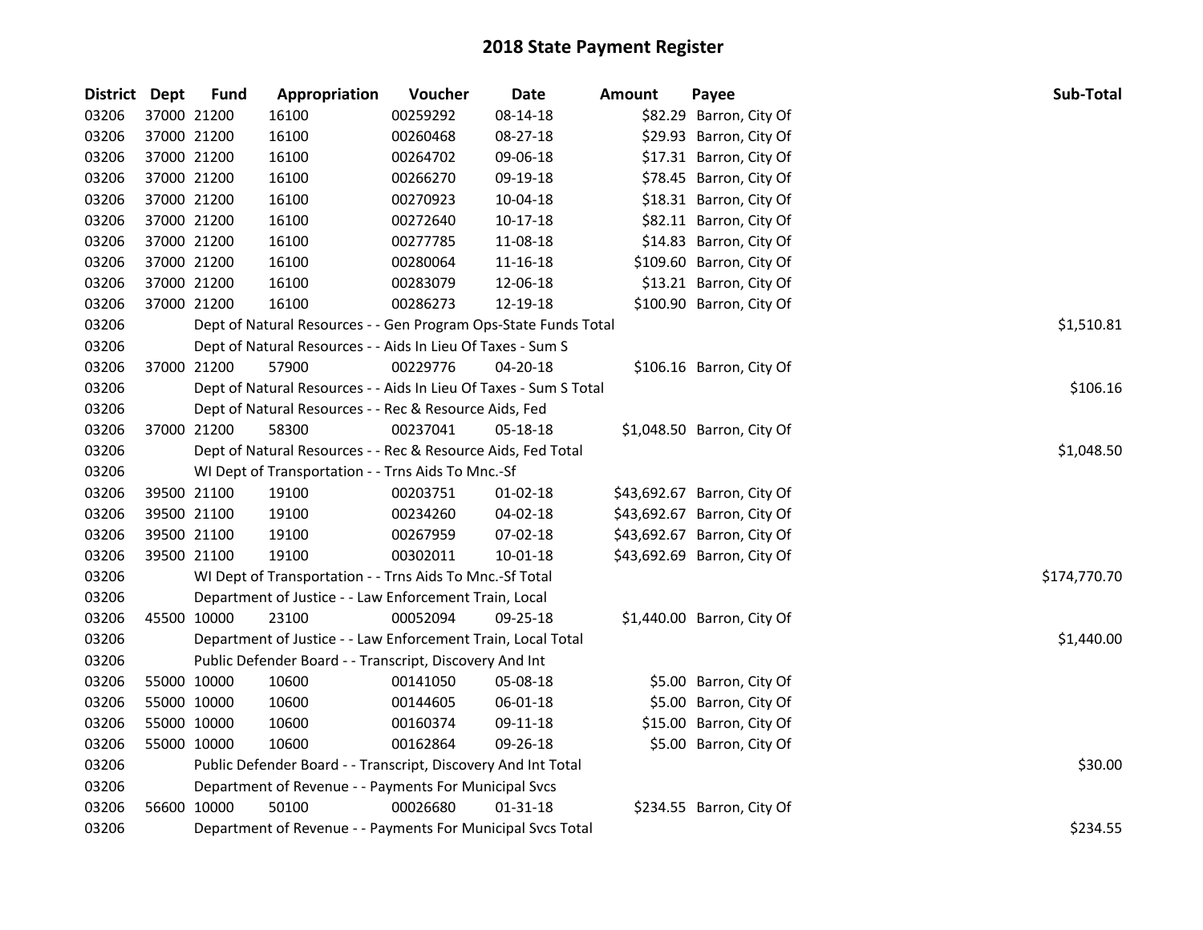# 2018 State Payment Register

| District | Dept | Fund | Appropriation | Voucher | Date | Amount | Payee | Sub-Total |
|---|---|---|---|---|---|---|---|---|
| 03206 | 37000 | 21200 | 16100 | 00259292 | 08-14-18 | $82.29 | Barron, City Of | |
| 03206 | 37000 | 21200 | 16100 | 00260468 | 08-27-18 | $29.93 | Barron, City Of | |
| 03206 | 37000 | 21200 | 16100 | 00264702 | 09-06-18 | $17.31 | Barron, City Of | |
| 03206 | 37000 | 21200 | 16100 | 00266270 | 09-19-18 | $78.45 | Barron, City Of | |
| 03206 | 37000 | 21200 | 16100 | 00270923 | 10-04-18 | $18.31 | Barron, City Of | |
| 03206 | 37000 | 21200 | 16100 | 00272640 | 10-17-18 | $82.11 | Barron, City Of | |
| 03206 | 37000 | 21200 | 16100 | 00277785 | 11-08-18 | $14.83 | Barron, City Of | |
| 03206 | 37000 | 21200 | 16100 | 00280064 | 11-16-18 | $109.60 | Barron, City Of | |
| 03206 | 37000 | 21200 | 16100 | 00283079 | 12-06-18 | $13.21 | Barron, City Of | |
| 03206 | 37000 | 21200 | 16100 | 00286273 | 12-19-18 | $100.90 | Barron, City Of | |
| 03206 | | Dept of Natural Resources - - Gen Program Ops-State Funds Total | | | | | | $1,510.81 |
| 03206 | | Dept of Natural Resources - - Aids In Lieu Of Taxes - Sum S | | | | | | |
| 03206 | 37000 | 21200 | 57900 | 00229776 | 04-20-18 | $106.16 | Barron, City Of | |
| 03206 | | Dept of Natural Resources - - Aids In Lieu Of Taxes - Sum S Total | | | | | | $106.16 |
| 03206 | | Dept of Natural Resources - - Rec & Resource Aids, Fed | | | | | | |
| 03206 | 37000 | 21200 | 58300 | 00237041 | 05-18-18 | $1,048.50 | Barron, City Of | |
| 03206 | | Dept of Natural Resources - - Rec & Resource Aids, Fed Total | | | | | | $1,048.50 |
| 03206 | | WI Dept of Transportation - - Trns Aids To Mnc.-Sf | | | | | | |
| 03206 | 39500 | 21100 | 19100 | 00203751 | 01-02-18 | $43,692.67 | Barron, City Of | |
| 03206 | 39500 | 21100 | 19100 | 00234260 | 04-02-18 | $43,692.67 | Barron, City Of | |
| 03206 | 39500 | 21100 | 19100 | 00267959 | 07-02-18 | $43,692.67 | Barron, City Of | |
| 03206 | 39500 | 21100 | 19100 | 00302011 | 10-01-18 | $43,692.69 | Barron, City Of | |
| 03206 | | WI Dept of Transportation - - Trns Aids To Mnc.-Sf Total | | | | | | $174,770.70 |
| 03206 | | Department of Justice - - Law Enforcement Train, Local | | | | | | |
| 03206 | 45500 | 10000 | 23100 | 00052094 | 09-25-18 | $1,440.00 | Barron, City Of | |
| 03206 | | Department of Justice - - Law Enforcement Train, Local Total | | | | | | $1,440.00 |
| 03206 | | Public Defender Board - - Transcript, Discovery And Int | | | | | | |
| 03206 | 55000 | 10000 | 10600 | 00141050 | 05-08-18 | $5.00 | Barron, City Of | |
| 03206 | 55000 | 10000 | 10600 | 00144605 | 06-01-18 | $5.00 | Barron, City Of | |
| 03206 | 55000 | 10000 | 10600 | 00160374 | 09-11-18 | $15.00 | Barron, City Of | |
| 03206 | 55000 | 10000 | 10600 | 00162864 | 09-26-18 | $5.00 | Barron, City Of | |
| 03206 | | Public Defender Board - - Transcript, Discovery And Int Total | | | | | | $30.00 |
| 03206 | | Department of Revenue - - Payments For Municipal Svcs | | | | | | |
| 03206 | 56600 | 10000 | 50100 | 00026680 | 01-31-18 | $234.55 | Barron, City Of | |
| 03206 | | Department of Revenue - - Payments For Municipal Svcs Total | | | | | | $234.55 |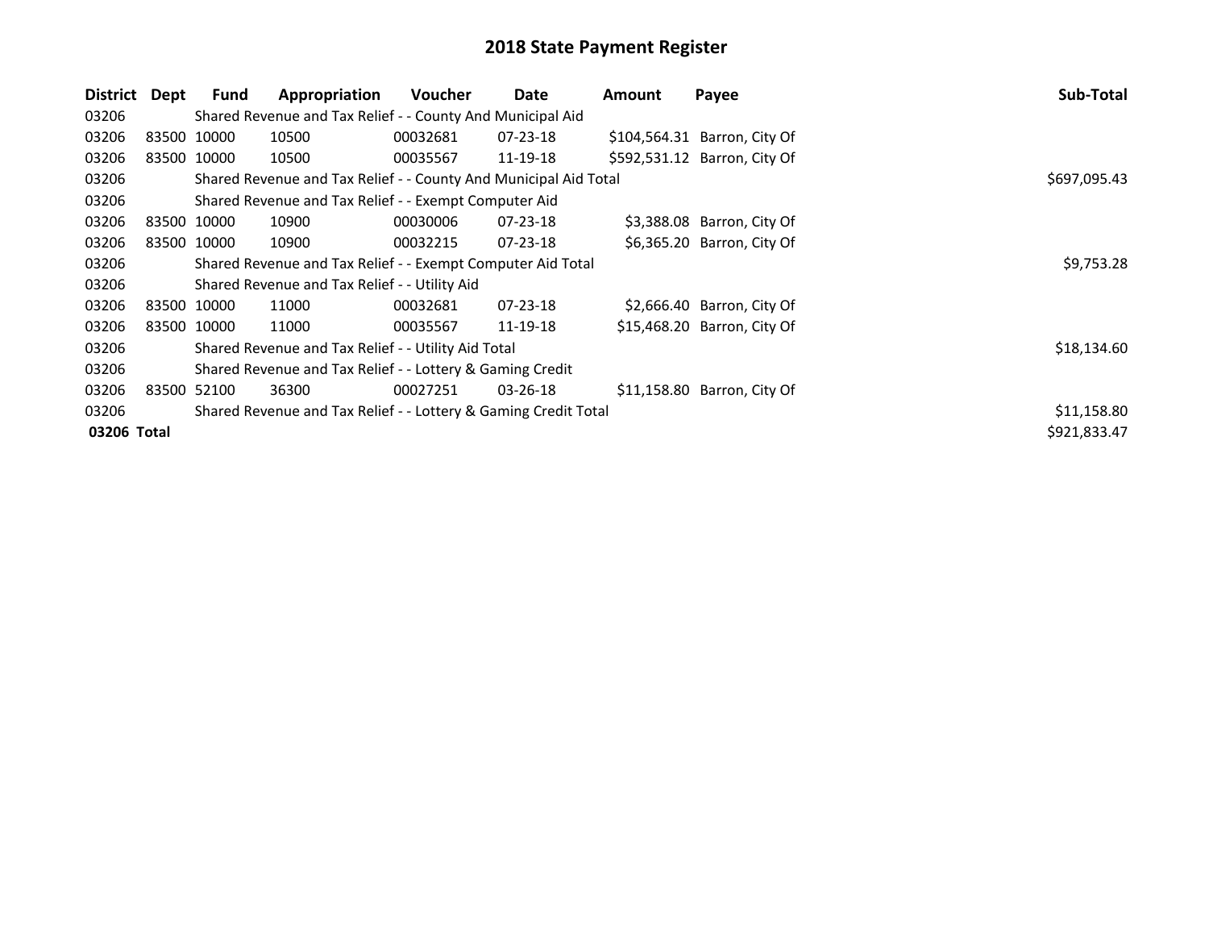# 2018 State Payment Register

| District | Dept | Fund | Appropriation | Voucher | Date | Amount | Payee | Sub-Total |
|---|---|---|---|---|---|---|---|---|
| 03206 | | Shared Revenue and Tax Relief - - County And Municipal Aid | | | | | | |
| 03206 | 83500 | 10000 | 10500 | 00032681 | 07-23-18 | $104,564.31 | Barron, City Of | |
| 03206 | 83500 | 10000 | 10500 | 00035567 | 11-19-18 | $592,531.12 | Barron, City Of | |
| 03206 | | Shared Revenue and Tax Relief - - County And Municipal Aid Total | | | | | | $697,095.43 |
| 03206 | | Shared Revenue and Tax Relief - - Exempt Computer Aid | | | | | | |
| 03206 | 83500 | 10000 | 10900 | 00030006 | 07-23-18 | $3,388.08 | Barron, City Of | |
| 03206 | 83500 | 10000 | 10900 | 00032215 | 07-23-18 | $6,365.20 | Barron, City Of | |
| 03206 | | Shared Revenue and Tax Relief - - Exempt Computer Aid Total | | | | | | $9,753.28 |
| 03206 | | Shared Revenue and Tax Relief - - Utility Aid | | | | | | |
| 03206 | 83500 | 10000 | 11000 | 00032681 | 07-23-18 | $2,666.40 | Barron, City Of | |
| 03206 | 83500 | 10000 | 11000 | 00035567 | 11-19-18 | $15,468.20 | Barron, City Of | |
| 03206 | | Shared Revenue and Tax Relief - - Utility Aid Total | | | | | | $18,134.60 |
| 03206 | | Shared Revenue and Tax Relief - - Lottery & Gaming Credit | | | | | | |
| 03206 | 83500 | 52100 | 36300 | 00027251 | 03-26-18 | $11,158.80 | Barron, City Of | |
| 03206 | | Shared Revenue and Tax Relief - - Lottery & Gaming Credit Total | | | | | | $11,158.80 |
| **03206** | **Total** | | | | | | | $921,833.47 |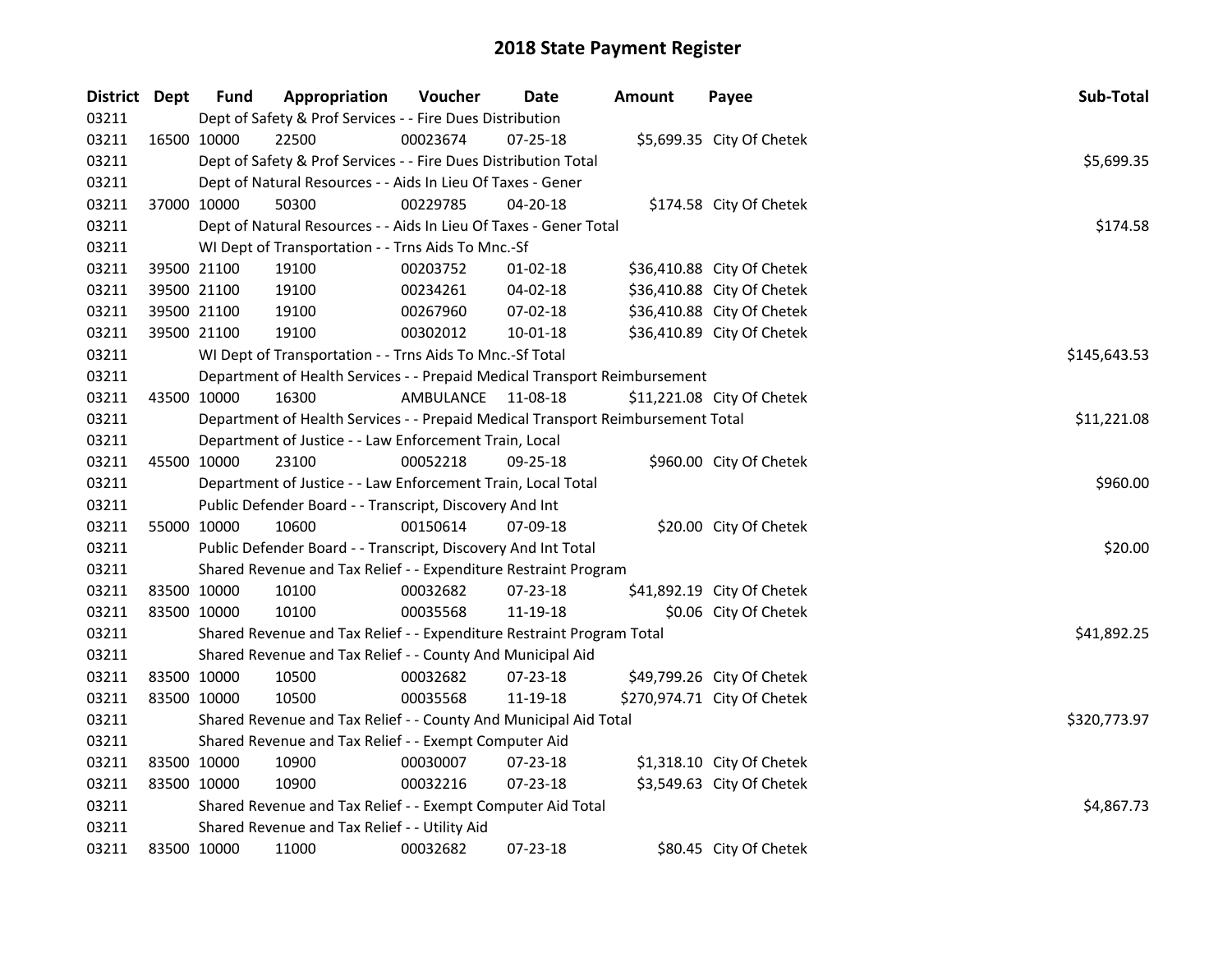# 2018 State Payment Register

| District | Dept | Fund | Appropriation | Voucher | Date | Amount | Payee | Sub-Total |
|---|---|---|---|---|---|---|---|---|
| 03211 | | Dept of Safety & Prof Services - - Fire Dues Distribution | | | | | | |
| 03211 | 16500 | 10000 | 22500 | 00023674 | 07-25-18 | $5,699.35 | City Of Chetek | |
| 03211 | | Dept of Safety & Prof Services - - Fire Dues Distribution Total | | | | | | $5,699.35 |
| 03211 | | Dept of Natural Resources - - Aids In Lieu Of Taxes - Gener | | | | | | |
| 03211 | 37000 | 10000 | 50300 | 00229785 | 04-20-18 | $174.58 | City Of Chetek | |
| 03211 | | Dept of Natural Resources - - Aids In Lieu Of Taxes - Gener Total | | | | | | $174.58 |
| 03211 | | WI Dept of Transportation - - Trns Aids To Mnc.-Sf | | | | | | |
| 03211 | 39500 | 21100 | 19100 | 00203752 | 01-02-18 | $36,410.88 | City Of Chetek | |
| 03211 | 39500 | 21100 | 19100 | 00234261 | 04-02-18 | $36,410.88 | City Of Chetek | |
| 03211 | 39500 | 21100 | 19100 | 00267960 | 07-02-18 | $36,410.88 | City Of Chetek | |
| 03211 | 39500 | 21100 | 19100 | 00302012 | 10-01-18 | $36,410.89 | City Of Chetek | |
| 03211 | | WI Dept of Transportation - - Trns Aids To Mnc.-Sf Total | | | | | | $145,643.53 |
| 03211 | | Department of Health Services - - Prepaid Medical Transport Reimbursement | | | | | | |
| 03211 | 43500 | 10000 | 16300 | AMBULANCE | 11-08-18 | $11,221.08 | City Of Chetek | |
| 03211 | | Department of Health Services - - Prepaid Medical Transport Reimbursement Total | | | | | | $11,221.08 |
| 03211 | | Department of Justice - - Law Enforcement Train, Local | | | | | | |
| 03211 | 45500 | 10000 | 23100 | 00052218 | 09-25-18 | $960.00 | City Of Chetek | |
| 03211 | | Department of Justice - - Law Enforcement Train, Local Total | | | | | | $960.00 |
| 03211 | | Public Defender Board - - Transcript, Discovery And Int | | | | | | |
| 03211 | 55000 | 10000 | 10600 | 00150614 | 07-09-18 | $20.00 | City Of Chetek | |
| 03211 | | Public Defender Board - - Transcript, Discovery And Int Total | | | | | | $20.00 |
| 03211 | | Shared Revenue and Tax Relief - - Expenditure Restraint Program | | | | | | |
| 03211 | 83500 | 10000 | 10100 | 00032682 | 07-23-18 | $41,892.19 | City Of Chetek | |
| 03211 | 83500 | 10000 | 10100 | 00035568 | 11-19-18 | $0.06 | City Of Chetek | |
| 03211 | | Shared Revenue and Tax Relief - - Expenditure Restraint Program Total | | | | | | $41,892.25 |
| 03211 | | Shared Revenue and Tax Relief - - County And Municipal Aid | | | | | | |
| 03211 | 83500 | 10000 | 10500 | 00032682 | 07-23-18 | $49,799.26 | City Of Chetek | |
| 03211 | 83500 | 10000 | 10500 | 00035568 | 11-19-18 | $270,974.71 | City Of Chetek | |
| 03211 | | Shared Revenue and Tax Relief - - County And Municipal Aid Total | | | | | | $320,773.97 |
| 03211 | | Shared Revenue and Tax Relief - - Exempt Computer Aid | | | | | | |
| 03211 | 83500 | 10000 | 10900 | 00030007 | 07-23-18 | $1,318.10 | City Of Chetek | |
| 03211 | 83500 | 10000 | 10900 | 00032216 | 07-23-18 | $3,549.63 | City Of Chetek | |
| 03211 | | Shared Revenue and Tax Relief - - Exempt Computer Aid Total | | | | | | $4,867.73 |
| 03211 | | Shared Revenue and Tax Relief - - Utility Aid | | | | | | |
| 03211 | 83500 | 10000 | 11000 | 00032682 | 07-23-18 | $80.45 | City Of Chetek | |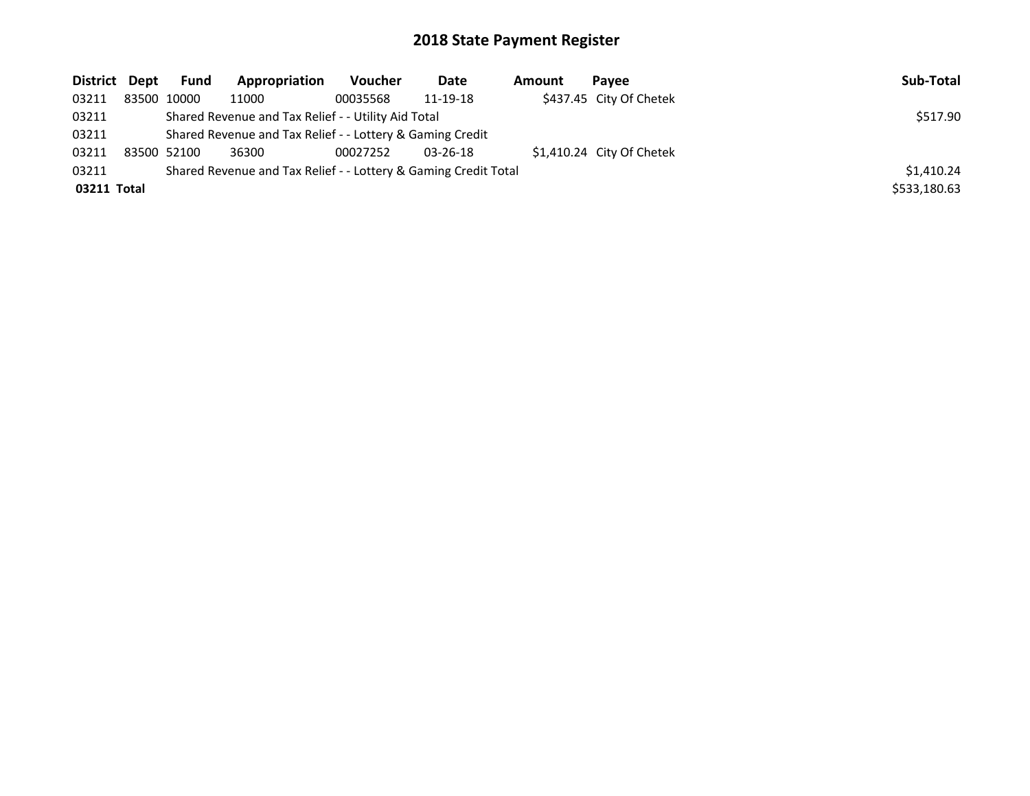# 2018 State Payment Register

| District | Dept | Fund | Appropriation | Voucher | Date | Amount | Payee | Sub-Total |
|---|---|---|---|---|---|---|---|---|
| 03211 | 83500 | 10000 | 11000 | 00035568 | 11-19-18 | $437.45 | City Of Chetek | |
| 03211 | | Shared Revenue and Tax Relief - - Utility Aid Total | | | | | | $517.90 |
| 03211 | | Shared Revenue and Tax Relief - - Lottery & Gaming Credit | | | | | | |
| 03211 | 83500 | 52100 | 36300 | 00027252 | 03-26-18 | $1,410.24 | City Of Chetek | |
| 03211 | | Shared Revenue and Tax Relief - - Lottery & Gaming Credit Total | | | | | | $1,410.24 |
| **03211 Total** | | | | | | | | $533,180.63 |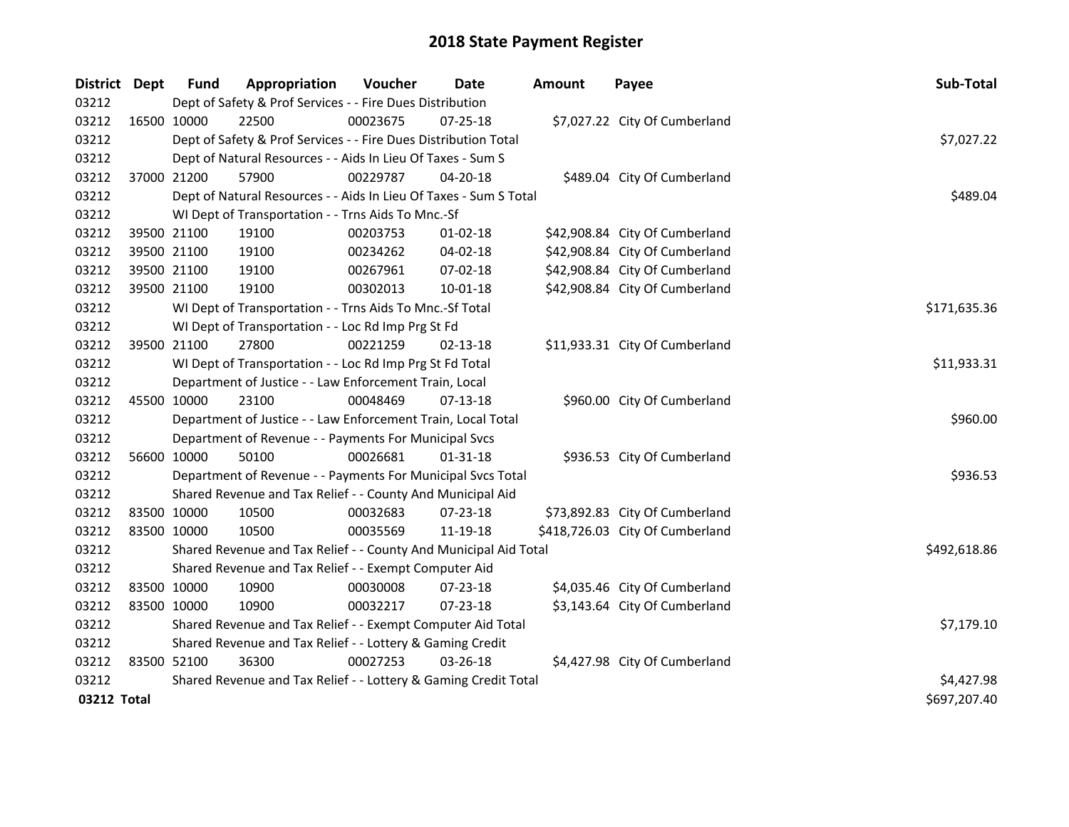# 2018 State Payment Register

| District | Dept | Fund | Appropriation | Voucher | Date | Amount | Payee | Sub-Total |
|---|---|---|---|---|---|---|---|---|
| 03212 | | Dept of Safety & Prof Services - - Fire Dues Distribution | | | | | | |
| 03212 | 16500 | 10000 | 22500 | 00023675 | 07-25-18 | $7,027.22 | City Of Cumberland | |
| 03212 | | Dept of Safety & Prof Services - - Fire Dues Distribution Total | | | | | | $7,027.22 |
| 03212 | | Dept of Natural Resources - - Aids In Lieu Of Taxes - Sum S | | | | | | |
| 03212 | 37000 | 21200 | 57900 | 00229787 | 04-20-18 | $489.04 | City Of Cumberland | |
| 03212 | | Dept of Natural Resources - - Aids In Lieu Of Taxes - Sum S Total | | | | | | $489.04 |
| 03212 | | WI Dept of Transportation - - Trns Aids To Mnc.-Sf | | | | | | |
| 03212 | 39500 | 21100 | 19100 | 00203753 | 01-02-18 | $42,908.84 | City Of Cumberland | |
| 03212 | 39500 | 21100 | 19100 | 00234262 | 04-02-18 | $42,908.84 | City Of Cumberland | |
| 03212 | 39500 | 21100 | 19100 | 00267961 | 07-02-18 | $42,908.84 | City Of Cumberland | |
| 03212 | 39500 | 21100 | 19100 | 00302013 | 10-01-18 | $42,908.84 | City Of Cumberland | |
| 03212 | | WI Dept of Transportation - - Trns Aids To Mnc.-Sf Total | | | | | | $171,635.36 |
| 03212 | | WI Dept of Transportation - - Loc Rd Imp Prg St Fd | | | | | | |
| 03212 | 39500 | 21100 | 27800 | 00221259 | 02-13-18 | $11,933.31 | City Of Cumberland | |
| 03212 | | WI Dept of Transportation - - Loc Rd Imp Prg St Fd Total | | | | | | $11,933.31 |
| 03212 | | Department of Justice - - Law Enforcement Train, Local | | | | | | |
| 03212 | 45500 | 10000 | 23100 | 00048469 | 07-13-18 | $960.00 | City Of Cumberland | |
| 03212 | | Department of Justice - - Law Enforcement Train, Local Total | | | | | | $960.00 |
| 03212 | | Department of Revenue - - Payments For Municipal Svcs | | | | | | |
| 03212 | 56600 | 10000 | 50100 | 00026681 | 01-31-18 | $936.53 | City Of Cumberland | |
| 03212 | | Department of Revenue - - Payments For Municipal Svcs Total | | | | | | $936.53 |
| 03212 | | Shared Revenue and Tax Relief - - County And Municipal Aid | | | | | | |
| 03212 | 83500 | 10000 | 10500 | 00032683 | 07-23-18 | $73,892.83 | City Of Cumberland | |
| 03212 | 83500 | 10000 | 10500 | 00035569 | 11-19-18 | $418,726.03 | City Of Cumberland | |
| 03212 | | Shared Revenue and Tax Relief - - County And Municipal Aid Total | | | | | | $492,618.86 |
| 03212 | | Shared Revenue and Tax Relief - - Exempt Computer Aid | | | | | | |
| 03212 | 83500 | 10000 | 10900 | 00030008 | 07-23-18 | $4,035.46 | City Of Cumberland | |
| 03212 | 83500 | 10000 | 10900 | 00032217 | 07-23-18 | $3,143.64 | City Of Cumberland | |
| 03212 | | Shared Revenue and Tax Relief - - Exempt Computer Aid Total | | | | | | $7,179.10 |
| 03212 | | Shared Revenue and Tax Relief - - Lottery & Gaming Credit | | | | | | |
| 03212 | 83500 | 52100 | 36300 | 00027253 | 03-26-18 | $4,427.98 | City Of Cumberland | |
| 03212 | | Shared Revenue and Tax Relief - - Lottery & Gaming Credit Total | | | | | | $4,427.98 |
| **03212 Total** | | | | | | | | $697,207.40 |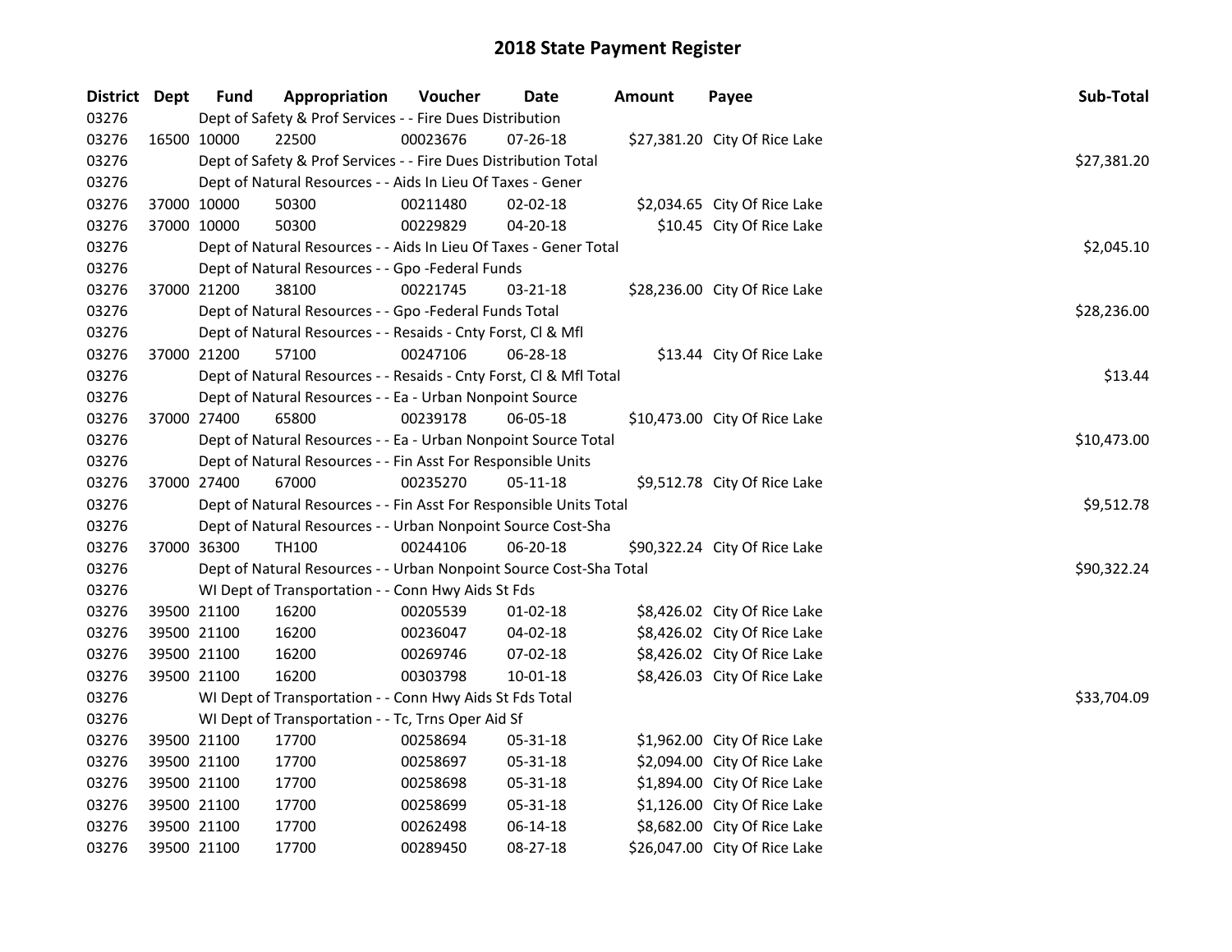# 2018 State Payment Register

| District | Dept | Fund | Appropriation | Voucher | Date | Amount | Payee | Sub-Total |
|---|---|---|---|---|---|---|---|---|
| 03276 | | Dept of Safety & Prof Services - - Fire Dues Distribution | | | | | | |
| 03276 | 16500 | 10000 | 22500 | 00023676 | 07-26-18 | $27,381.20 | City Of Rice Lake | |
| 03276 | | Dept of Safety & Prof Services - - Fire Dues Distribution Total | | | | | | $27,381.20 |
| 03276 | | Dept of Natural Resources - - Aids In Lieu Of Taxes - Gener | | | | | | |
| 03276 | 37000 | 10000 | 50300 | 00211480 | 02-02-18 | $2,034.65 | City Of Rice Lake | |
| 03276 | 37000 | 10000 | 50300 | 00229829 | 04-20-18 | $10.45 | City Of Rice Lake | |
| 03276 | | Dept of Natural Resources - - Aids In Lieu Of Taxes - Gener Total | | | | | | $2,045.10 |
| 03276 | | Dept of Natural Resources - - Gpo -Federal Funds | | | | | | |
| 03276 | 37000 | 21200 | 38100 | 00221745 | 03-21-18 | $28,236.00 | City Of Rice Lake | |
| 03276 | | Dept of Natural Resources - - Gpo -Federal Funds Total | | | | | | $28,236.00 |
| 03276 | | Dept of Natural Resources - - Resaids - Cnty Forst, Cl & Mfl | | | | | | |
| 03276 | 37000 | 21200 | 57100 | 00247106 | 06-28-18 | $13.44 | City Of Rice Lake | |
| 03276 | | Dept of Natural Resources - - Resaids - Cnty Forst, Cl & Mfl Total | | | | | | $13.44 |
| 03276 | | Dept of Natural Resources - - Ea - Urban Nonpoint Source | | | | | | |
| 03276 | 37000 | 27400 | 65800 | 00239178 | 06-05-18 | $10,473.00 | City Of Rice Lake | |
| 03276 | | Dept of Natural Resources - - Ea - Urban Nonpoint Source Total | | | | | | $10,473.00 |
| 03276 | | Dept of Natural Resources - - Fin Asst For Responsible Units | | | | | | |
| 03276 | 37000 | 27400 | 67000 | 00235270 | 05-11-18 | $9,512.78 | City Of Rice Lake | |
| 03276 | | Dept of Natural Resources - - Fin Asst For Responsible Units Total | | | | | | $9,512.78 |
| 03276 | | Dept of Natural Resources - - Urban Nonpoint Source Cost-Sha | | | | | | |
| 03276 | 37000 | 36300 | TH100 | 00244106 | 06-20-18 | $90,322.24 | City Of Rice Lake | |
| 03276 | | Dept of Natural Resources - - Urban Nonpoint Source Cost-Sha Total | | | | | | $90,322.24 |
| 03276 | | WI Dept of Transportation - - Conn Hwy Aids St Fds | | | | | | |
| 03276 | 39500 | 21100 | 16200 | 00205539 | 01-02-18 | $8,426.02 | City Of Rice Lake | |
| 03276 | 39500 | 21100 | 16200 | 00236047 | 04-02-18 | $8,426.02 | City Of Rice Lake | |
| 03276 | 39500 | 21100 | 16200 | 00269746 | 07-02-18 | $8,426.02 | City Of Rice Lake | |
| 03276 | 39500 | 21100 | 16200 | 00303798 | 10-01-18 | $8,426.03 | City Of Rice Lake | |
| 03276 | | WI Dept of Transportation - - Conn Hwy Aids St Fds Total | | | | | | $33,704.09 |
| 03276 | | WI Dept of Transportation - - Tc, Trns Oper Aid Sf | | | | | | |
| 03276 | 39500 | 21100 | 17700 | 00258694 | 05-31-18 | $1,962.00 | City Of Rice Lake | |
| 03276 | 39500 | 21100 | 17700 | 00258697 | 05-31-18 | $2,094.00 | City Of Rice Lake | |
| 03276 | 39500 | 21100 | 17700 | 00258698 | 05-31-18 | $1,894.00 | City Of Rice Lake | |
| 03276 | 39500 | 21100 | 17700 | 00258699 | 05-31-18 | $1,126.00 | City Of Rice Lake | |
| 03276 | 39500 | 21100 | 17700 | 00262498 | 06-14-18 | $8,682.00 | City Of Rice Lake | |
| 03276 | 39500 | 21100 | 17700 | 00289450 | 08-27-18 | $26,047.00 | City Of Rice Lake | |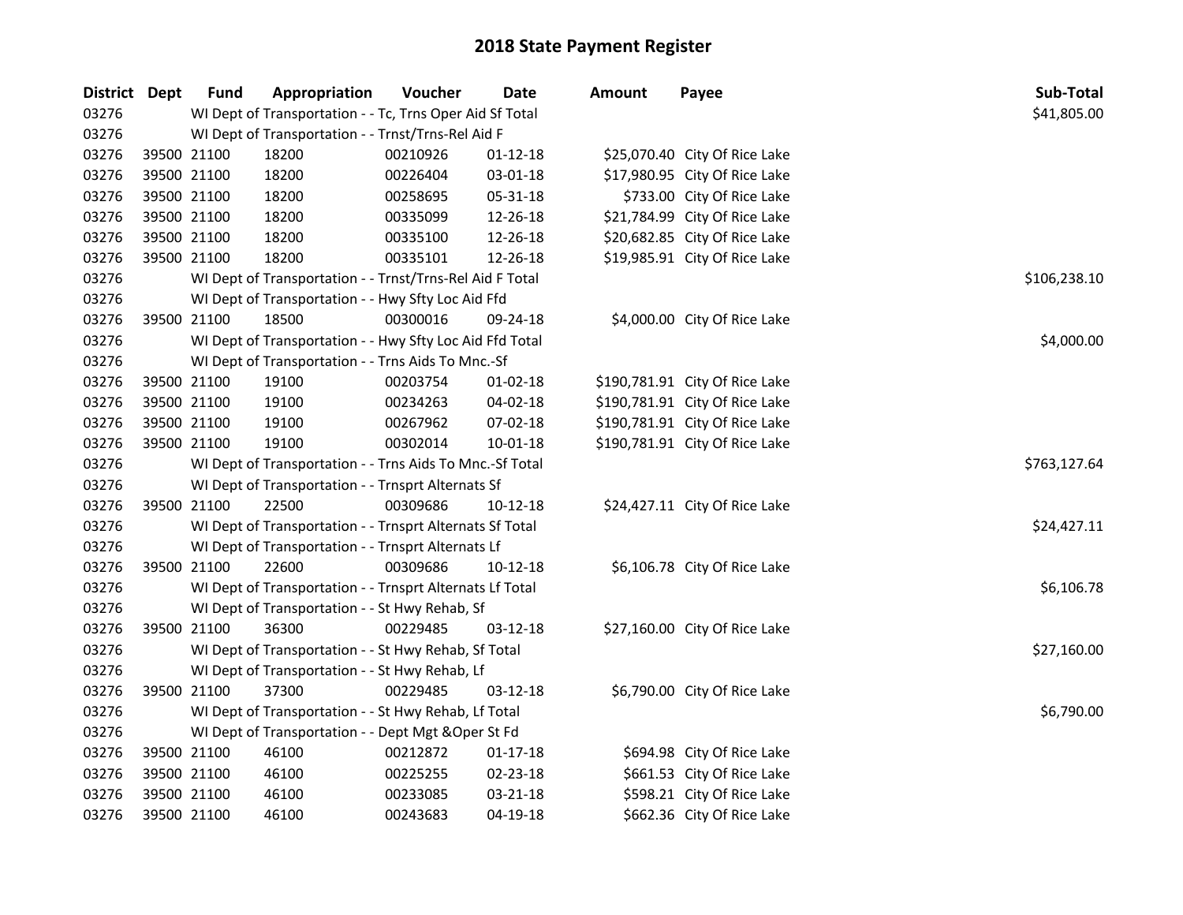# 2018 State Payment Register

| District | Dept | Fund | Appropriation | Voucher | Date | Amount | Payee | Sub-Total |
|---|---|---|---|---|---|---|---|---|
| 03276 | | WI Dept of Transportation - - Tc, Trns Oper Aid Sf Total | | | | | | $41,805.00 |
| 03276 | | WI Dept of Transportation - - Trnst/Trns-Rel Aid F | | | | | | |
| 03276 | 39500 | 21100 | 18200 | 00210926 | 01-12-18 | $25,070.40 | City Of Rice Lake | |
| 03276 | 39500 | 21100 | 18200 | 00226404 | 03-01-18 | $17,980.95 | City Of Rice Lake | |
| 03276 | 39500 | 21100 | 18200 | 00258695 | 05-31-18 | $733.00 | City Of Rice Lake | |
| 03276 | 39500 | 21100 | 18200 | 00335099 | 12-26-18 | $21,784.99 | City Of Rice Lake | |
| 03276 | 39500 | 21100 | 18200 | 00335100 | 12-26-18 | $20,682.85 | City Of Rice Lake | |
| 03276 | 39500 | 21100 | 18200 | 00335101 | 12-26-18 | $19,985.91 | City Of Rice Lake | |
| 03276 | | WI Dept of Transportation - - Trnst/Trns-Rel Aid F Total | | | | | | $106,238.10 |
| 03276 | | WI Dept of Transportation - - Hwy Sfty Loc Aid Ffd | | | | | | |
| 03276 | 39500 | 21100 | 18500 | 00300016 | 09-24-18 | $4,000.00 | City Of Rice Lake | |
| 03276 | | WI Dept of Transportation - - Hwy Sfty Loc Aid Ffd Total | | | | | | $4,000.00 |
| 03276 | | WI Dept of Transportation - - Trns Aids To Mnc.-Sf | | | | | | |
| 03276 | 39500 | 21100 | 19100 | 00203754 | 01-02-18 | $190,781.91 | City Of Rice Lake | |
| 03276 | 39500 | 21100 | 19100 | 00234263 | 04-02-18 | $190,781.91 | City Of Rice Lake | |
| 03276 | 39500 | 21100 | 19100 | 00267962 | 07-02-18 | $190,781.91 | City Of Rice Lake | |
| 03276 | 39500 | 21100 | 19100 | 00302014 | 10-01-18 | $190,781.91 | City Of Rice Lake | |
| 03276 | | WI Dept of Transportation - - Trns Aids To Mnc.-Sf Total | | | | | | $763,127.64 |
| 03276 | | WI Dept of Transportation - - Trnsprt Alternats Sf | | | | | | |
| 03276 | 39500 | 21100 | 22500 | 00309686 | 10-12-18 | $24,427.11 | City Of Rice Lake | |
| 03276 | | WI Dept of Transportation - - Trnsprt Alternats Sf Total | | | | | | $24,427.11 |
| 03276 | | WI Dept of Transportation - - Trnsprt Alternats Lf | | | | | | |
| 03276 | 39500 | 21100 | 22600 | 00309686 | 10-12-18 | $6,106.78 | City Of Rice Lake | |
| 03276 | | WI Dept of Transportation - - Trnsprt Alternats Lf Total | | | | | | $6,106.78 |
| 03276 | | WI Dept of Transportation - - St Hwy Rehab, Sf | | | | | | |
| 03276 | 39500 | 21100 | 36300 | 00229485 | 03-12-18 | $27,160.00 | City Of Rice Lake | |
| 03276 | | WI Dept of Transportation - - St Hwy Rehab, Sf Total | | | | | | $27,160.00 |
| 03276 | | WI Dept of Transportation - - St Hwy Rehab, Lf | | | | | | |
| 03276 | 39500 | 21100 | 37300 | 00229485 | 03-12-18 | $6,790.00 | City Of Rice Lake | |
| 03276 | | WI Dept of Transportation - - St Hwy Rehab, Lf Total | | | | | | $6,790.00 |
| 03276 | | WI Dept of Transportation - - Dept Mgt &Oper St Fd | | | | | | |
| 03276 | 39500 | 21100 | 46100 | 00212872 | 01-17-18 | $694.98 | City Of Rice Lake | |
| 03276 | 39500 | 21100 | 46100 | 00225255 | 02-23-18 | $661.53 | City Of Rice Lake | |
| 03276 | 39500 | 21100 | 46100 | 00233085 | 03-21-18 | $598.21 | City Of Rice Lake | |
| 03276 | 39500 | 21100 | 46100 | 00243683 | 04-19-18 | $662.36 | City Of Rice Lake | |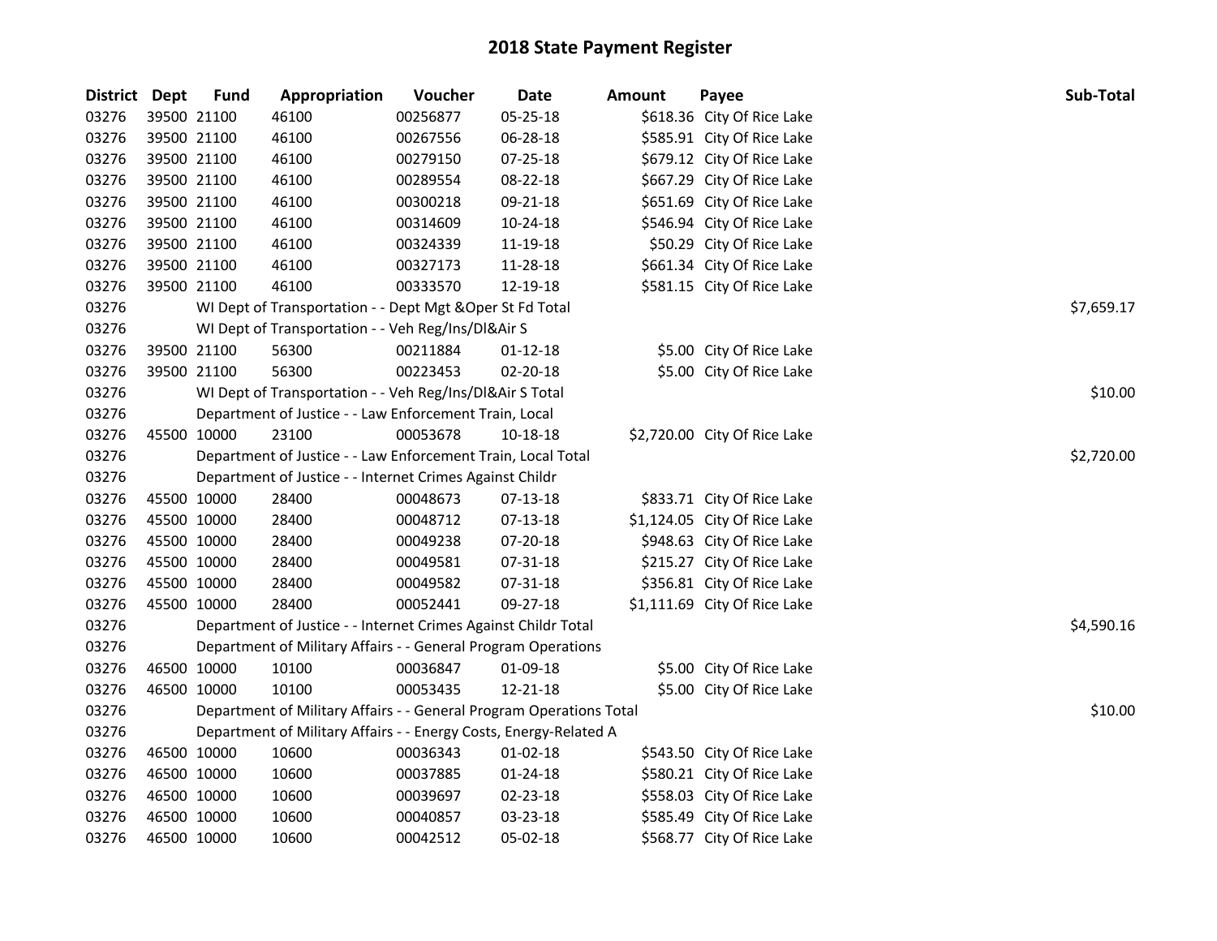# 2018 State Payment Register

| District | Dept | Fund | Appropriation | Voucher | Date | Amount | Payee | Sub-Total |
|---|---|---|---|---|---|---|---|---|
| 03276 | 39500 | 21100 | 46100 | 00256877 | 05-25-18 | $618.36 | City Of Rice Lake | |
| 03276 | 39500 | 21100 | 46100 | 00267556 | 06-28-18 | $585.91 | City Of Rice Lake | |
| 03276 | 39500 | 21100 | 46100 | 00279150 | 07-25-18 | $679.12 | City Of Rice Lake | |
| 03276 | 39500 | 21100 | 46100 | 00289554 | 08-22-18 | $667.29 | City Of Rice Lake | |
| 03276 | 39500 | 21100 | 46100 | 00300218 | 09-21-18 | $651.69 | City Of Rice Lake | |
| 03276 | 39500 | 21100 | 46100 | 00314609 | 10-24-18 | $546.94 | City Of Rice Lake | |
| 03276 | 39500 | 21100 | 46100 | 00324339 | 11-19-18 | $50.29 | City Of Rice Lake | |
| 03276 | 39500 | 21100 | 46100 | 00327173 | 11-28-18 | $661.34 | City Of Rice Lake | |
| 03276 | 39500 | 21100 | 46100 | 00333570 | 12-19-18 | $581.15 | City Of Rice Lake | |
| 03276 | | WI Dept of Transportation - - Dept Mgt &Oper St Fd Total | | | | | | $7,659.17 |
| 03276 | | WI Dept of Transportation - - Veh Reg/Ins/Dl&Air S | | | | | | |
| 03276 | 39500 | 21100 | 56300 | 00211884 | 01-12-18 | $5.00 | City Of Rice Lake | |
| 03276 | 39500 | 21100 | 56300 | 00223453 | 02-20-18 | $5.00 | City Of Rice Lake | |
| 03276 | | WI Dept of Transportation - - Veh Reg/Ins/Dl&Air S Total | | | | | | $10.00 |
| 03276 | | Department of Justice - - Law Enforcement Train, Local | | | | | | |
| 03276 | 45500 | 10000 | 23100 | 00053678 | 10-18-18 | $2,720.00 | City Of Rice Lake | |
| 03276 | | Department of Justice - - Law Enforcement Train, Local Total | | | | | | $2,720.00 |
| 03276 | | Department of Justice - - Internet Crimes Against Childr | | | | | | |
| 03276 | 45500 | 10000 | 28400 | 00048673 | 07-13-18 | $833.71 | City Of Rice Lake | |
| 03276 | 45500 | 10000 | 28400 | 00048712 | 07-13-18 | $1,124.05 | City Of Rice Lake | |
| 03276 | 45500 | 10000 | 28400 | 00049238 | 07-20-18 | $948.63 | City Of Rice Lake | |
| 03276 | 45500 | 10000 | 28400 | 00049581 | 07-31-18 | $215.27 | City Of Rice Lake | |
| 03276 | 45500 | 10000 | 28400 | 00049582 | 07-31-18 | $356.81 | City Of Rice Lake | |
| 03276 | 45500 | 10000 | 28400 | 00052441 | 09-27-18 | $1,111.69 | City Of Rice Lake | |
| 03276 | | Department of Justice - - Internet Crimes Against Childr Total | | | | | | $4,590.16 |
| 03276 | | Department of Military Affairs - - General Program Operations | | | | | | |
| 03276 | 46500 | 10000 | 10100 | 00036847 | 01-09-18 | $5.00 | City Of Rice Lake | |
| 03276 | 46500 | 10000 | 10100 | 00053435 | 12-21-18 | $5.00 | City Of Rice Lake | |
| 03276 | | Department of Military Affairs - - General Program Operations Total | | | | | | $10.00 |
| 03276 | | Department of Military Affairs - - Energy Costs, Energy-Related A | | | | | | |
| 03276 | 46500 | 10000 | 10600 | 00036343 | 01-02-18 | $543.50 | City Of Rice Lake | |
| 03276 | 46500 | 10000 | 10600 | 00037885 | 01-24-18 | $580.21 | City Of Rice Lake | |
| 03276 | 46500 | 10000 | 10600 | 00039697 | 02-23-18 | $558.03 | City Of Rice Lake | |
| 03276 | 46500 | 10000 | 10600 | 00040857 | 03-23-18 | $585.49 | City Of Rice Lake | |
| 03276 | 46500 | 10000 | 10600 | 00042512 | 05-02-18 | $568.77 | City Of Rice Lake | |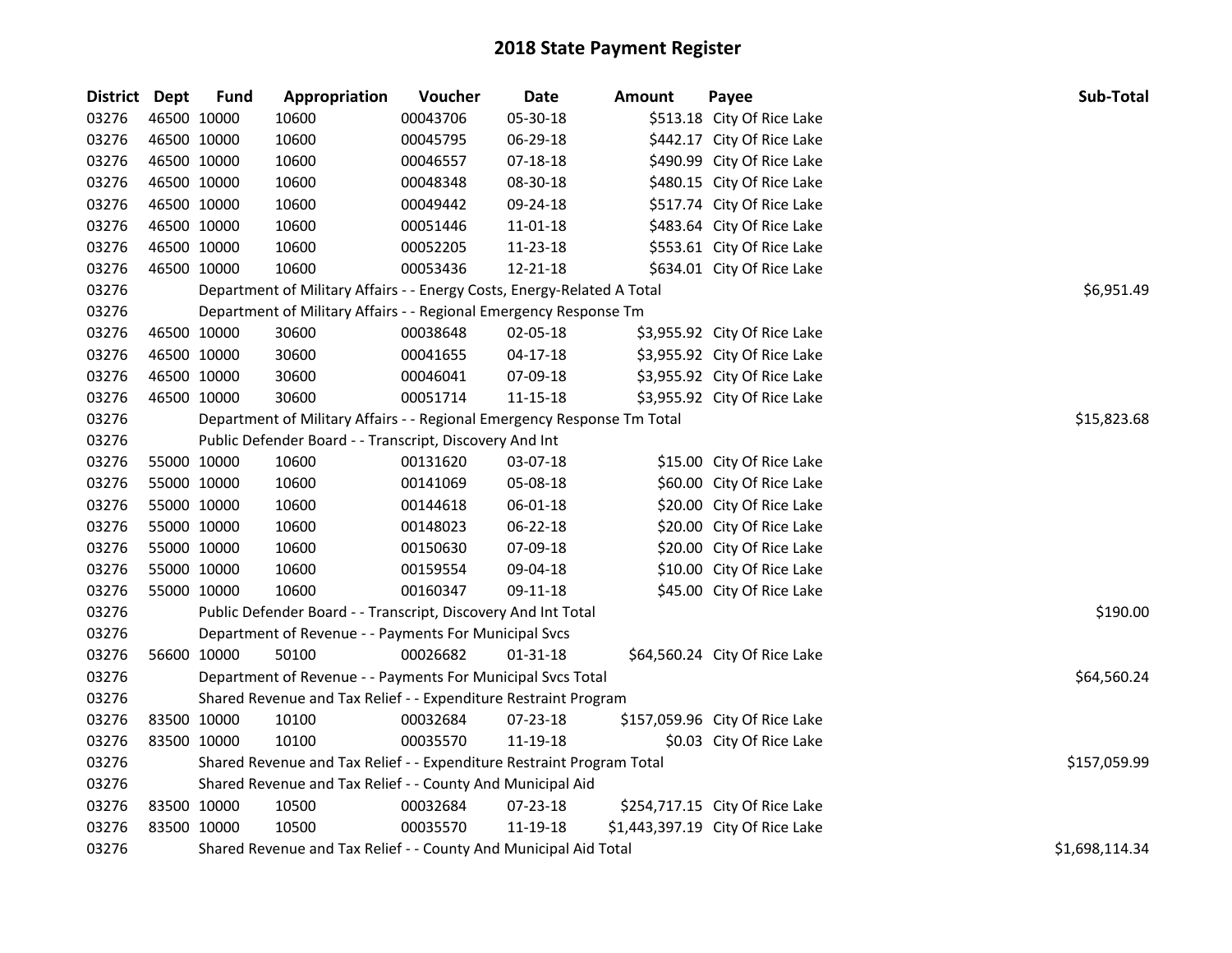## 2018 State Payment Register

| District | Dept | Fund | Appropriation | Voucher | Date | Amount | Payee | Sub-Total |
|---|---|---|---|---|---|---|---|---|
| 03276 | 46500 | 10000 | 10600 | 00043706 | 05-30-18 | $513.18 | City Of Rice Lake | |
| 03276 | 46500 | 10000 | 10600 | 00045795 | 06-29-18 | $442.17 | City Of Rice Lake | |
| 03276 | 46500 | 10000 | 10600 | 00046557 | 07-18-18 | $490.99 | City Of Rice Lake | |
| 03276 | 46500 | 10000 | 10600 | 00048348 | 08-30-18 | $480.15 | City Of Rice Lake | |
| 03276 | 46500 | 10000 | 10600 | 00049442 | 09-24-18 | $517.74 | City Of Rice Lake | |
| 03276 | 46500 | 10000 | 10600 | 00051446 | 11-01-18 | $483.64 | City Of Rice Lake | |
| 03276 | 46500 | 10000 | 10600 | 00052205 | 11-23-18 | $553.61 | City Of Rice Lake | |
| 03276 | 46500 | 10000 | 10600 | 00053436 | 12-21-18 | $634.01 | City Of Rice Lake | |
| 03276 | | Department of Military Affairs - - Energy Costs, Energy-Related A Total | | | | | | $6,951.49 |
| 03276 | | Department of Military Affairs - - Regional Emergency Response Tm | | | | | | |
| 03276 | 46500 | 10000 | 30600 | 00038648 | 02-05-18 | $3,955.92 | City Of Rice Lake | |
| 03276 | 46500 | 10000 | 30600 | 00041655 | 04-17-18 | $3,955.92 | City Of Rice Lake | |
| 03276 | 46500 | 10000 | 30600 | 00046041 | 07-09-18 | $3,955.92 | City Of Rice Lake | |
| 03276 | 46500 | 10000 | 30600 | 00051714 | 11-15-18 | $3,955.92 | City Of Rice Lake | |
| 03276 | | Department of Military Affairs - - Regional Emergency Response Tm Total | | | | | | $15,823.68 |
| 03276 | | Public Defender Board - - Transcript, Discovery And Int | | | | | | |
| 03276 | 55000 | 10000 | 10600 | 00131620 | 03-07-18 | $15.00 | City Of Rice Lake | |
| 03276 | 55000 | 10000 | 10600 | 00141069 | 05-08-18 | $60.00 | City Of Rice Lake | |
| 03276 | 55000 | 10000 | 10600 | 00144618 | 06-01-18 | $20.00 | City Of Rice Lake | |
| 03276 | 55000 | 10000 | 10600 | 00148023 | 06-22-18 | $20.00 | City Of Rice Lake | |
| 03276 | 55000 | 10000 | 10600 | 00150630 | 07-09-18 | $20.00 | City Of Rice Lake | |
| 03276 | 55000 | 10000 | 10600 | 00159554 | 09-04-18 | $10.00 | City Of Rice Lake | |
| 03276 | 55000 | 10000 | 10600 | 00160347 | 09-11-18 | $45.00 | City Of Rice Lake | |
| 03276 | | Public Defender Board - - Transcript, Discovery And Int Total | | | | | | $190.00 |
| 03276 | | Department of Revenue - - Payments For Municipal Svcs | | | | | | |
| 03276 | 56600 | 10000 | 50100 | 00026682 | 01-31-18 | $64,560.24 | City Of Rice Lake | |
| 03276 | | Department of Revenue - - Payments For Municipal Svcs Total | | | | | | $64,560.24 |
| 03276 | | Shared Revenue and Tax Relief - - Expenditure Restraint Program | | | | | | |
| 03276 | 83500 | 10000 | 10100 | 00032684 | 07-23-18 | $157,059.96 | City Of Rice Lake | |
| 03276 | 83500 | 10000 | 10100 | 00035570 | 11-19-18 | $0.03 | City Of Rice Lake | |
| 03276 | | Shared Revenue and Tax Relief - - Expenditure Restraint Program Total | | | | | | $157,059.99 |
| 03276 | | Shared Revenue and Tax Relief - - County And Municipal Aid | | | | | | |
| 03276 | 83500 | 10000 | 10500 | 00032684 | 07-23-18 | $254,717.15 | City Of Rice Lake | |
| 03276 | 83500 | 10000 | 10500 | 00035570 | 11-19-18 | $1,443,397.19 | City Of Rice Lake | |
| 03276 | | Shared Revenue and Tax Relief - - County And Municipal Aid Total | | | | | | $1,698,114.34 |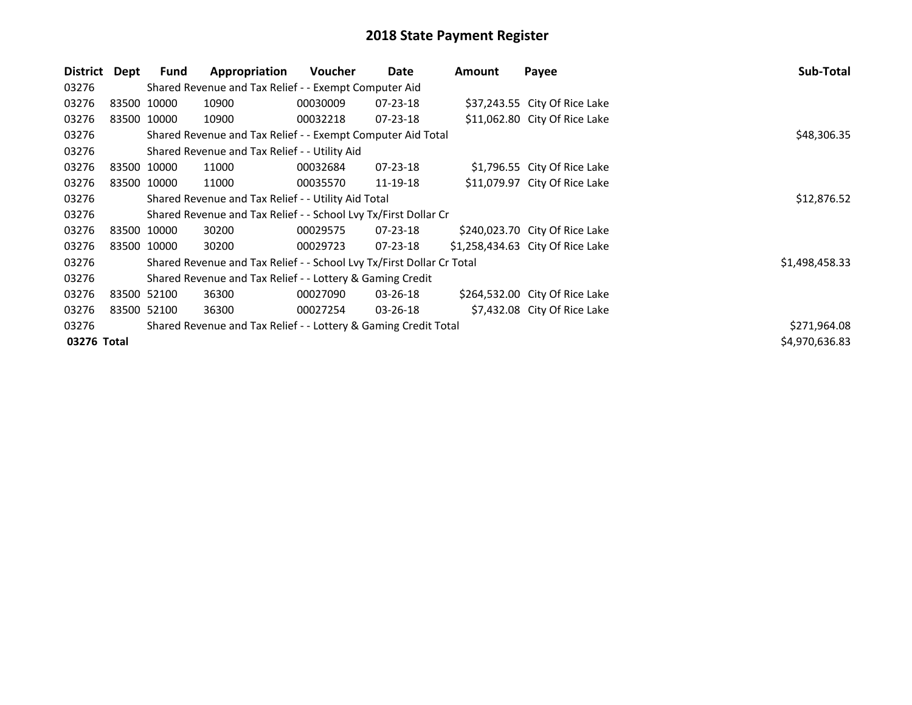# 2018 State Payment Register

| District | Dept | Fund | Appropriation | Voucher | Date | Amount | Payee | Sub-Total |
|---|---|---|---|---|---|---|---|---|
| 03276 | | Shared Revenue and Tax Relief - - Exempt Computer Aid | | | | | | |
| 03276 | 83500 | 10000 | 10900 | 00030009 | 07-23-18 | $37,243.55 | City Of Rice Lake | |
| 03276 | 83500 | 10000 | 10900 | 00032218 | 07-23-18 | $11,062.80 | City Of Rice Lake | |
| 03276 | | Shared Revenue and Tax Relief - - Exempt Computer Aid Total | | | | | | $48,306.35 |
| 03276 | | Shared Revenue and Tax Relief - - Utility Aid | | | | | | |
| 03276 | 83500 | 10000 | 11000 | 00032684 | 07-23-18 | $1,796.55 | City Of Rice Lake | |
| 03276 | 83500 | 10000 | 11000 | 00035570 | 11-19-18 | $11,079.97 | City Of Rice Lake | |
| 03276 | | Shared Revenue and Tax Relief - - Utility Aid Total | | | | | | $12,876.52 |
| 03276 | | Shared Revenue and Tax Relief - - School Lvy Tx/First Dollar Cr | | | | | | |
| 03276 | 83500 | 10000 | 30200 | 00029575 | 07-23-18 | $240,023.70 | City Of Rice Lake | |
| 03276 | 83500 | 10000 | 30200 | 00029723 | 07-23-18 | $1,258,434.63 | City Of Rice Lake | |
| 03276 | | Shared Revenue and Tax Relief - - School Lvy Tx/First Dollar Cr Total | | | | | | $1,498,458.33 |
| 03276 | | Shared Revenue and Tax Relief - - Lottery & Gaming Credit | | | | | | |
| 03276 | 83500 | 52100 | 36300 | 00027090 | 03-26-18 | $264,532.00 | City Of Rice Lake | |
| 03276 | 83500 | 52100 | 36300 | 00027254 | 03-26-18 | $7,432.08 | City Of Rice Lake | |
| 03276 | | Shared Revenue and Tax Relief - - Lottery & Gaming Credit Total | | | | | | $271,964.08 |
| **03276** | **Total** | | | | | | | $4,970,636.83 |